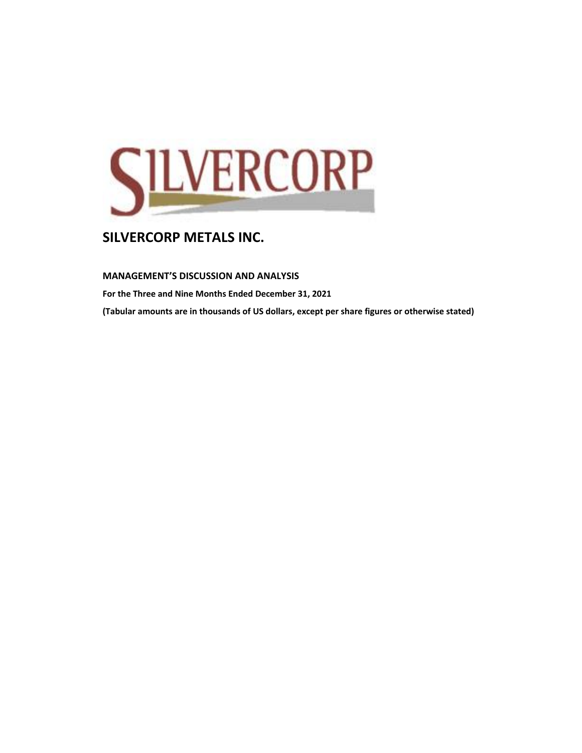# SILVERCORP METALS INC.

**MANAGEMENT'S DISCUSSION AND ANALYSIS**

**For the Three and Nine Months Ended December 31, 2021**

**(Tabular amounts are in thousands of US dollars, except per share figures or otherwise stated)**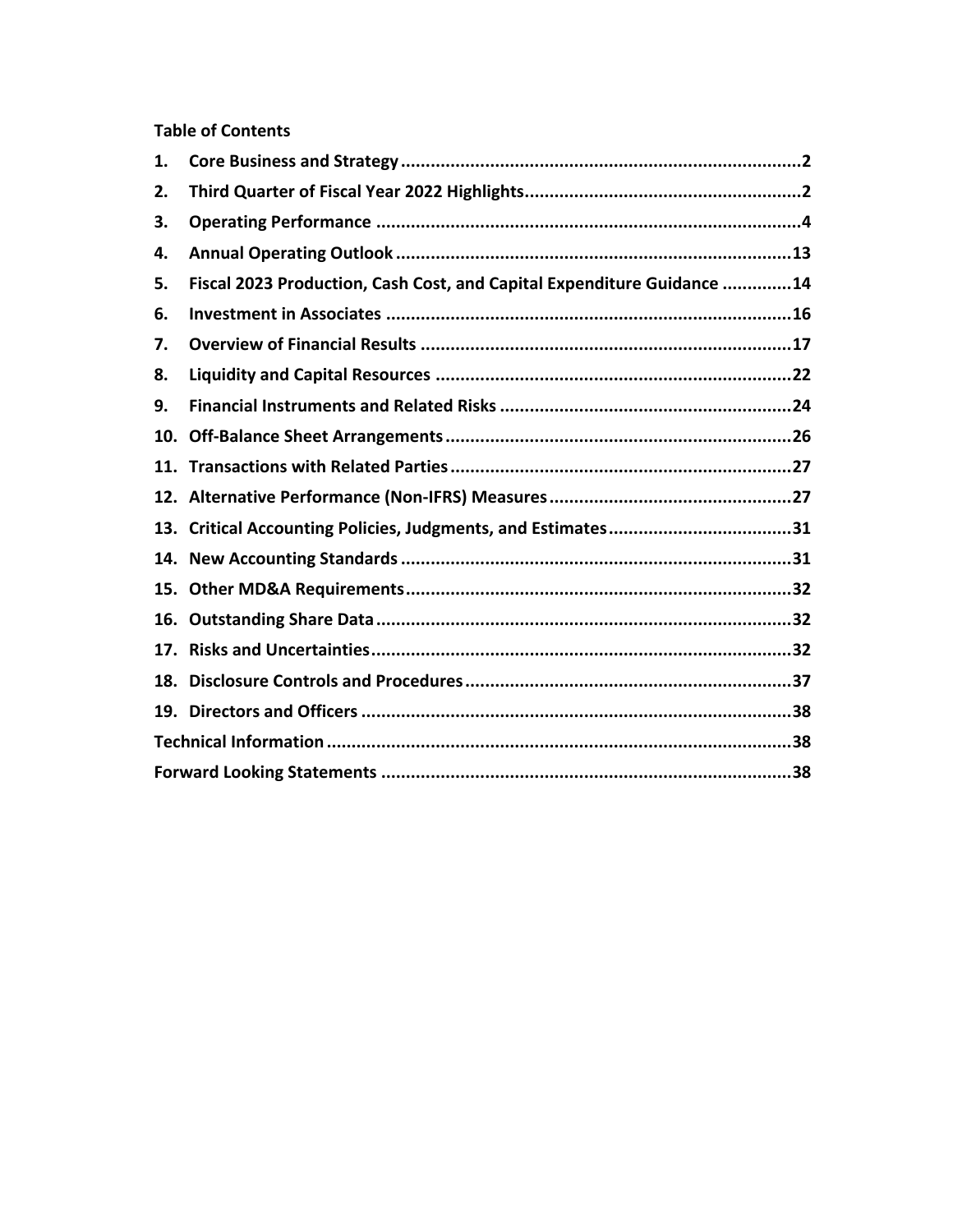**Table of Contents**

1. Core Business and Strategy ..........2
2. Third Quarter of Fiscal Year 2022 Highlights..........2
3. Operating Performance ..........4
4. Annual Operating Outlook ..........13
5. Fiscal 2023 Production, Cash Cost, and Capital Expenditure Guidance ..........14
6. Investment in Associates ..........16
7. Overview of Financial Results ..........17
8. Liquidity and Capital Resources ..........22
9. Financial Instruments and Related Risks ..........24
10. Off-Balance Sheet Arrangements ..........26
11. Transactions with Related Parties ..........27
12. Alternative Performance (Non-IFRS) Measures ..........27
13. Critical Accounting Policies, Judgments, and Estimates ..........31
14. New Accounting Standards ..........31
15. Other MD&A Requirements ..........32
16. Outstanding Share Data ..........32
17. Risks and Uncertainties ..........32
18. Disclosure Controls and Procedures ..........37
19. Directors and Officers ..........38

Technical Information ..........38

Forward Looking Statements ..........38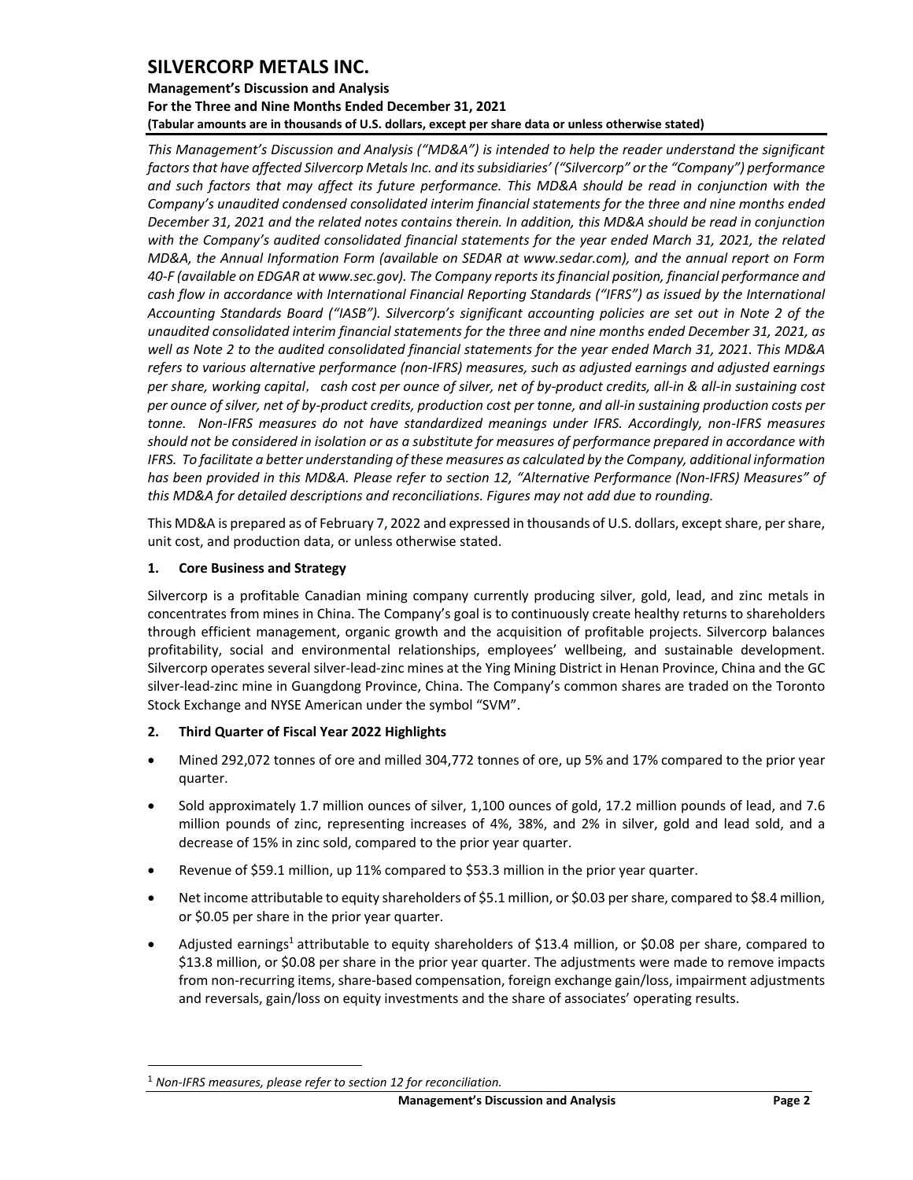*This Management's Discussion and Analysis ("MD&A") is intended to help the reader understand the significant factors that have affected Silvercorp Metals Inc. and its subsidiaries' ("Silvercorp" or the "Company") performance and such factors that may affect its future performance. This MD&A should be read in conjunction with the Company's unaudited condensed consolidated interim financial statements for the three and nine months ended December 31, 2021 and the related notes contains therein. In addition, this MD&A should be read in conjunction with the Company's audited consolidated financial statements for the year ended March 31, 2021, the related MD&A, the Annual Information Form (available on SEDAR at www.sedar.com), and the annual report on Form 40-F (available on EDGAR at www.sec.gov). The Company reports its financial position, financial performance and cash flow in accordance with International Financial Reporting Standards ("IFRS") as issued by the International Accounting Standards Board ("IASB"). Silvercorp's significant accounting policies are set out in Note 2 of the unaudited consolidated interim financial statements for the three and nine months ended December 31, 2021, as well as Note 2 to the audited consolidated financial statements for the year ended March 31, 2021. This MD&A refers to various alternative performance (non-IFRS) measures, such as adjusted earnings and adjusted earnings per share, working capital, cash cost per ounce of silver, net of by-product credits, all-in & all-in sustaining cost per ounce of silver, net of by-product credits, production cost per tonne, and all-in sustaining production costs per tonne. Non-IFRS measures do not have standardized meanings under IFRS. Accordingly, non-IFRS measures should not be considered in isolation or as a substitute for measures of performance prepared in accordance with IFRS. To facilitate a better understanding of these measures as calculated by the Company, additional information has been provided in this MD&A. Please refer to section 12, "Alternative Performance (Non-IFRS) Measures" of this MD&A for detailed descriptions and reconciliations. Figures may not add due to rounding.*

This MD&A is prepared as of February 7, 2022 and expressed in thousands of U.S. dollars, except share, per share, unit cost, and production data, or unless otherwise stated.

## 1. Core Business and Strategy

Silvercorp is a profitable Canadian mining company currently producing silver, gold, lead, and zinc metals in concentrates from mines in China. The Company's goal is to continuously create healthy returns to shareholders through efficient management, organic growth and the acquisition of profitable projects. Silvercorp balances profitability, social and environmental relationships, employees' wellbeing, and sustainable development. Silvercorp operates several silver-lead-zinc mines at the Ying Mining District in Henan Province, China and the GC silver-lead-zinc mine in Guangdong Province, China. The Company's common shares are traded on the Toronto Stock Exchange and NYSE American under the symbol "SVM".

## 2. Third Quarter of Fiscal Year 2022 Highlights

- Mined 292,072 tonnes of ore and milled 304,772 tonnes of ore, up 5% and 17% compared to the prior year quarter.
- Sold approximately 1.7 million ounces of silver, 1,100 ounces of gold, 17.2 million pounds of lead, and 7.6 million pounds of zinc, representing increases of 4%, 38%, and 2% in silver, gold and lead sold, and a decrease of 15% in zinc sold, compared to the prior year quarter.
- Revenue of $59.1 million, up 11% compared to $53.3 million in the prior year quarter.
- Net income attributable to equity shareholders of $5.1 million, or $0.03 per share, compared to $8.4 million, or $0.05 per share in the prior year quarter.
- Adjusted earnings[1] attributable to equity shareholders of $13.4 million, or $0.08 per share, compared to $13.8 million, or $0.08 per share in the prior year quarter. The adjustments were made to remove impacts from non-recurring items, share-based compensation, foreign exchange gain/loss, impairment adjustments and reversals, gain/loss on equity investments and the share of associates' operating results.

[1] *Non-IFRS measures, please refer to section 12 for reconciliation.*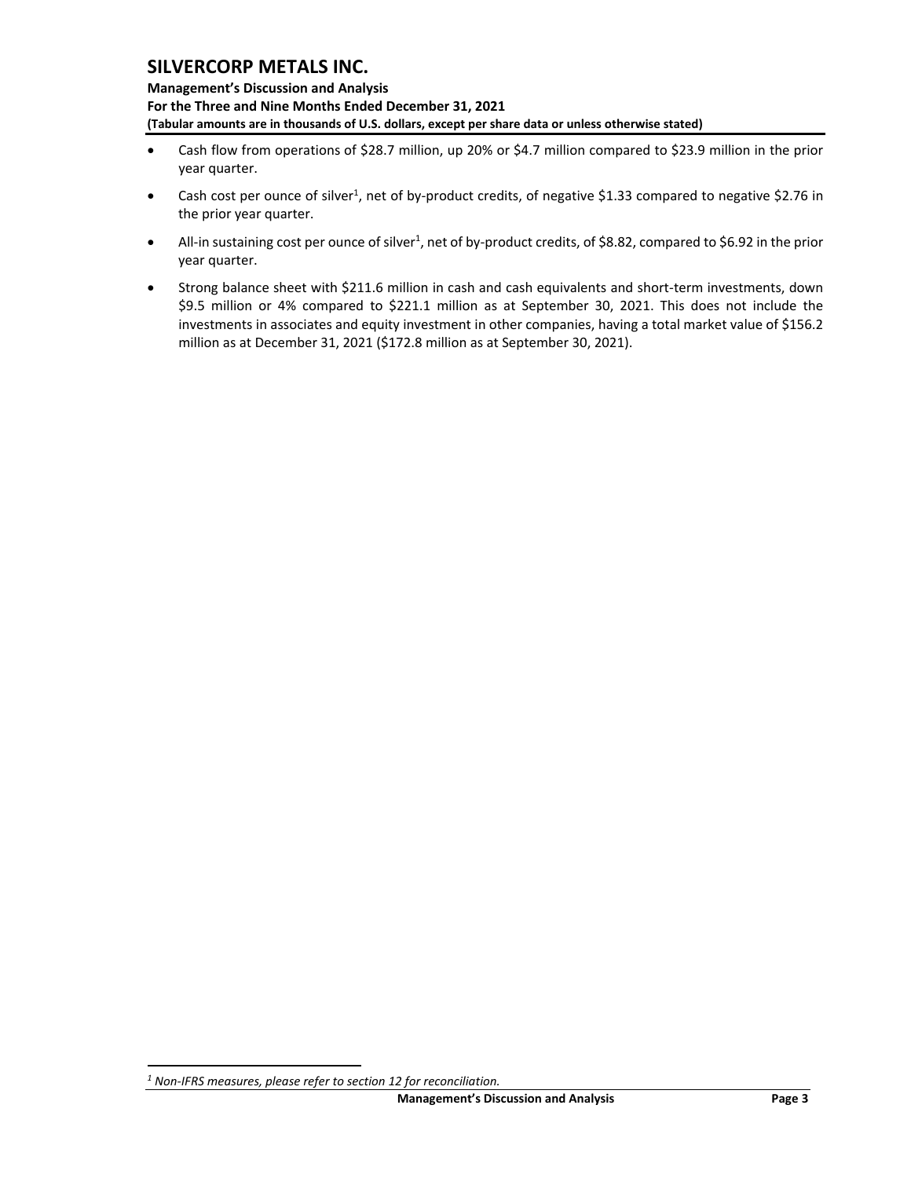- Cash flow from operations of $28.7 million, up 20% or $4.7 million compared to $23.9 million in the prior year quarter.
- Cash cost per ounce of silver[1], net of by-product credits, of negative $1.33 compared to negative $2.76 in the prior year quarter.
- All-in sustaining cost per ounce of silver[1], net of by-product credits, of $8.82, compared to $6.92 in the prior year quarter.
- Strong balance sheet with $211.6 million in cash and cash equivalents and short-term investments, down $9.5 million or 4% compared to $221.1 million as at September 30, 2021. This does not include the investments in associates and equity investment in other companies, having a total market value of $156.2 million as at December 31, 2021 ($172.8 million as at September 30, 2021).

*[1] Non-IFRS measures, please refer to section 12 for reconciliation.*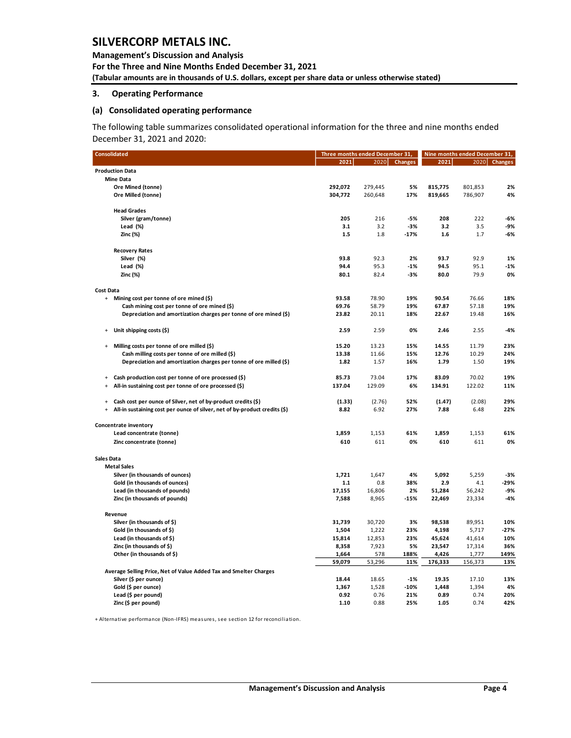# SILVERCORP METALS INC.

**Management's Discussion and Analysis**
**For the Three and Nine Months Ended December 31, 2021**
**(Tabular amounts are in thousands of U.S. dollars, except per share data or unless otherwise stated)**

## 3. Operating Performance

### (a) Consolidated operating performance

The following table summarizes consolidated operational information for the three and nine months ended December 31, 2021 and 2020:

| Consolidated | Three months ended December 31, | | | Nine months ended December 31, | | |
|---|---|---|---|---|---|---|
| | **2021** | 2020 | **Changes** | **2021** | 2020 | **Changes** |
| **Production Data** | | | | | | |
| **Mine Data** | | | | | | |
| **Ore Mined (tonne)** | **292,072** | 279,445 | **5%** | **815,775** | 801,853 | **2%** |
| **Ore Milled (tonne)** | **304,772** | 260,648 | **17%** | **819,665** | 786,907 | **4%** |
| **Head Grades** | | | | | | |
| **Silver (gram/tonne)** | **205** | 216 | **-5%** | **208** | 222 | **-6%** |
| **Lead (%)** | **3.1** | 3.2 | **-3%** | **3.2** | 3.5 | **-9%** |
| **Zinc (%)** | **1.5** | 1.8 | **-17%** | **1.6** | 1.7 | **-6%** |
| **Recovery Rates** | | | | | | |
| **Silver (%)** | **93.8** | 92.3 | **2%** | **93.7** | 92.9 | **1%** |
| **Lead (%)** | **94.4** | 95.3 | **-1%** | **94.5** | 95.1 | **-1%** |
| **Zinc (%)** | **80.1** | 82.4 | **-3%** | **80.0** | 79.9 | **0%** |
| **Cost Data** | | | | | | |
| + **Mining cost per tonne of ore mined ($)** | **93.58** | 78.90 | **19%** | **90.54** | 76.66 | **18%** |
| **Cash mining cost per tonne of ore mined ($)** | **69.76** | 58.79 | **19%** | **67.87** | 57.18 | **19%** |
| **Depreciation and amortization charges per tonne of ore mined ($)** | **23.82** | 20.11 | **18%** | **22.67** | 19.48 | **16%** |
| + **Unit shipping costs ($)** | **2.59** | 2.59 | **0%** | **2.46** | 2.55 | **-4%** |
| + **Milling costs per tonne of ore milled ($)** | **15.20** | 13.23 | **15%** | **14.55** | 11.79 | **23%** |
| **Cash milling costs per tonne of ore milled ($)** | **13.38** | 11.66 | **15%** | **12.76** | 10.29 | **24%** |
| **Depreciation and amortization charges per tonne of ore milled ($)** | **1.82** | 1.57 | **16%** | **1.79** | 1.50 | **19%** |
| + **Cash production cost per tonne of ore processed ($)** | **85.73** | 73.04 | **17%** | **83.09** | 70.02 | **19%** |
| + **All-in sustaining cost per tonne of ore processed ($)** | **137.04** | 129.09 | **6%** | **134.91** | 122.02 | **11%** |
| + **Cash cost per ounce of Silver, net of by-product credits ($)** | **(1.33)** | (2.76) | **52%** | **(1.47)** | (2.08) | **29%** |
| + **All-in sustaining cost per ounce of silver, net of by-product credits ($)** | **8.82** | 6.92 | **27%** | **7.88** | 6.48 | **22%** |
| **Concentrate inventory** | | | | | | |
| **Lead concentrate (tonne)** | **1,859** | 1,153 | **61%** | **1,859** | 1,153 | **61%** |
| **Zinc concentrate (tonne)** | **610** | 611 | **0%** | **610** | 611 | **0%** |
| **Sales Data** | | | | | | |
| **Metal Sales** | | | | | | |
| **Silver (in thousands of ounces)** | **1,721** | 1,647 | **4%** | **5,092** | 5,259 | **-3%** |
| **Gold (in thousands of ounces)** | **1.1** | 0.8 | **38%** | **2.9** | 4.1 | **-29%** |
| **Lead (in thousands of pounds)** | **17,155** | 16,806 | **2%** | **51,284** | 56,242 | **-9%** |
| **Zinc (in thousands of pounds)** | **7,588** | 8,965 | **-15%** | **22,469** | 23,334 | **-4%** |
| **Revenue** | | | | | | |
| **Silver (in thousands of $)** | **31,739** | 30,720 | **3%** | **98,538** | 89,951 | **10%** |
| **Gold (in thousands of $)** | **1,504** | 1,222 | **23%** | **4,198** | 5,717 | **-27%** |
| **Lead (in thousands of $)** | **15,814** | 12,853 | **23%** | **45,624** | 41,614 | **10%** |
| **Zinc (in thousands of $)** | **8,358** | 7,923 | **5%** | **23,547** | 17,314 | **36%** |
| **Other (in thousands of $)** | **1,664** | 578 | **188%** | **4,426** | 1,777 | **149%** |
| | **59,079** | 53,296 | **11%** | **176,333** | 156,373 | **13%** |
| **Average Selling Price, Net of Value Added Tax and Smelter Charges** | | | | | | |
| **Silver ($ per ounce)** | **18.44** | 18.65 | **-1%** | **19.35** | 17.10 | **13%** |
| **Gold ($ per ounce)** | **1,367** | 1,528 | **-10%** | **1,448** | 1,394 | **4%** |
| **Lead ($ per pound)** | **0.92** | 0.76 | **21%** | **0.89** | 0.74 | **20%** |
| **Zinc ($ per pound)** | **1.10** | 0.88 | **25%** | **1.05** | 0.74 | **42%** |

+ Alternative performance (Non-IFRS) measures, see section 12 for reconciliation.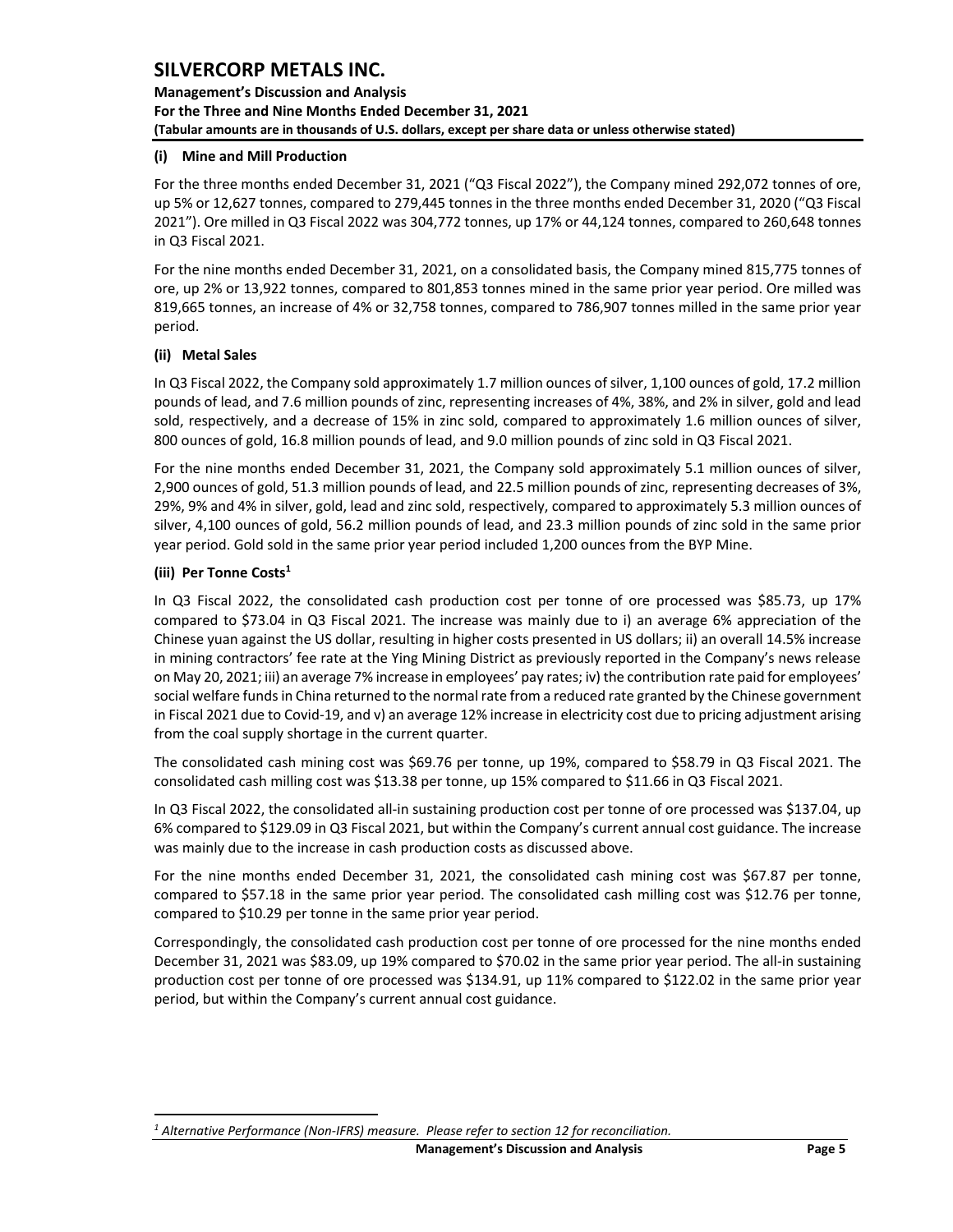### (i) Mine and Mill Production

For the three months ended December 31, 2021 ("Q3 Fiscal 2022"), the Company mined 292,072 tonnes of ore, up 5% or 12,627 tonnes, compared to 279,445 tonnes in the three months ended December 31, 2020 ("Q3 Fiscal 2021"). Ore milled in Q3 Fiscal 2022 was 304,772 tonnes, up 17% or 44,124 tonnes, compared to 260,648 tonnes in Q3 Fiscal 2021.

For the nine months ended December 31, 2021, on a consolidated basis, the Company mined 815,775 tonnes of ore, up 2% or 13,922 tonnes, compared to 801,853 tonnes mined in the same prior year period. Ore milled was 819,665 tonnes, an increase of 4% or 32,758 tonnes, compared to 786,907 tonnes milled in the same prior year period.

### (ii) Metal Sales

In Q3 Fiscal 2022, the Company sold approximately 1.7 million ounces of silver, 1,100 ounces of gold, 17.2 million pounds of lead, and 7.6 million pounds of zinc, representing increases of 4%, 38%, and 2% in silver, gold and lead sold, respectively, and a decrease of 15% in zinc sold, compared to approximately 1.6 million ounces of silver, 800 ounces of gold, 16.8 million pounds of lead, and 9.0 million pounds of zinc sold in Q3 Fiscal 2021.

For the nine months ended December 31, 2021, the Company sold approximately 5.1 million ounces of silver, 2,900 ounces of gold, 51.3 million pounds of lead, and 22.5 million pounds of zinc, representing decreases of 3%, 29%, 9% and 4% in silver, gold, lead and zinc sold, respectively, compared to approximately 5.3 million ounces of silver, 4,100 ounces of gold, 56.2 million pounds of lead, and 23.3 million pounds of zinc sold in the same prior year period. Gold sold in the same prior year period included 1,200 ounces from the BYP Mine.

### (iii) Per Tonne Costs[1]

In Q3 Fiscal 2022, the consolidated cash production cost per tonne of ore processed was $85.73, up 17% compared to $73.04 in Q3 Fiscal 2021. The increase was mainly due to i) an average 6% appreciation of the Chinese yuan against the US dollar, resulting in higher costs presented in US dollars; ii) an overall 14.5% increase in mining contractors' fee rate at the Ying Mining District as previously reported in the Company's news release on May 20, 2021; iii) an average 7% increase in employees' pay rates; iv) the contribution rate paid for employees' social welfare funds in China returned to the normal rate from a reduced rate granted by the Chinese government in Fiscal 2021 due to Covid-19, and v) an average 12% increase in electricity cost due to pricing adjustment arising from the coal supply shortage in the current quarter.

The consolidated cash mining cost was $69.76 per tonne, up 19%, compared to $58.79 in Q3 Fiscal 2021. The consolidated cash milling cost was $13.38 per tonne, up 15% compared to $11.66 in Q3 Fiscal 2021.

In Q3 Fiscal 2022, the consolidated all-in sustaining production cost per tonne of ore processed was $137.04, up 6% compared to $129.09 in Q3 Fiscal 2021, but within the Company's current annual cost guidance. The increase was mainly due to the increase in cash production costs as discussed above.

For the nine months ended December 31, 2021, the consolidated cash mining cost was $67.87 per tonne, compared to $57.18 in the same prior year period. The consolidated cash milling cost was $12.76 per tonne, compared to $10.29 per tonne in the same prior year period.

Correspondingly, the consolidated cash production cost per tonne of ore processed for the nine months ended December 31, 2021 was $83.09, up 19% compared to $70.02 in the same prior year period. The all-in sustaining production cost per tonne of ore processed was $134.91, up 11% compared to $122.02 in the same prior year period, but within the Company's current annual cost guidance.

[1] *Alternative Performance (Non-IFRS) measure. Please refer to section 12 for reconciliation.*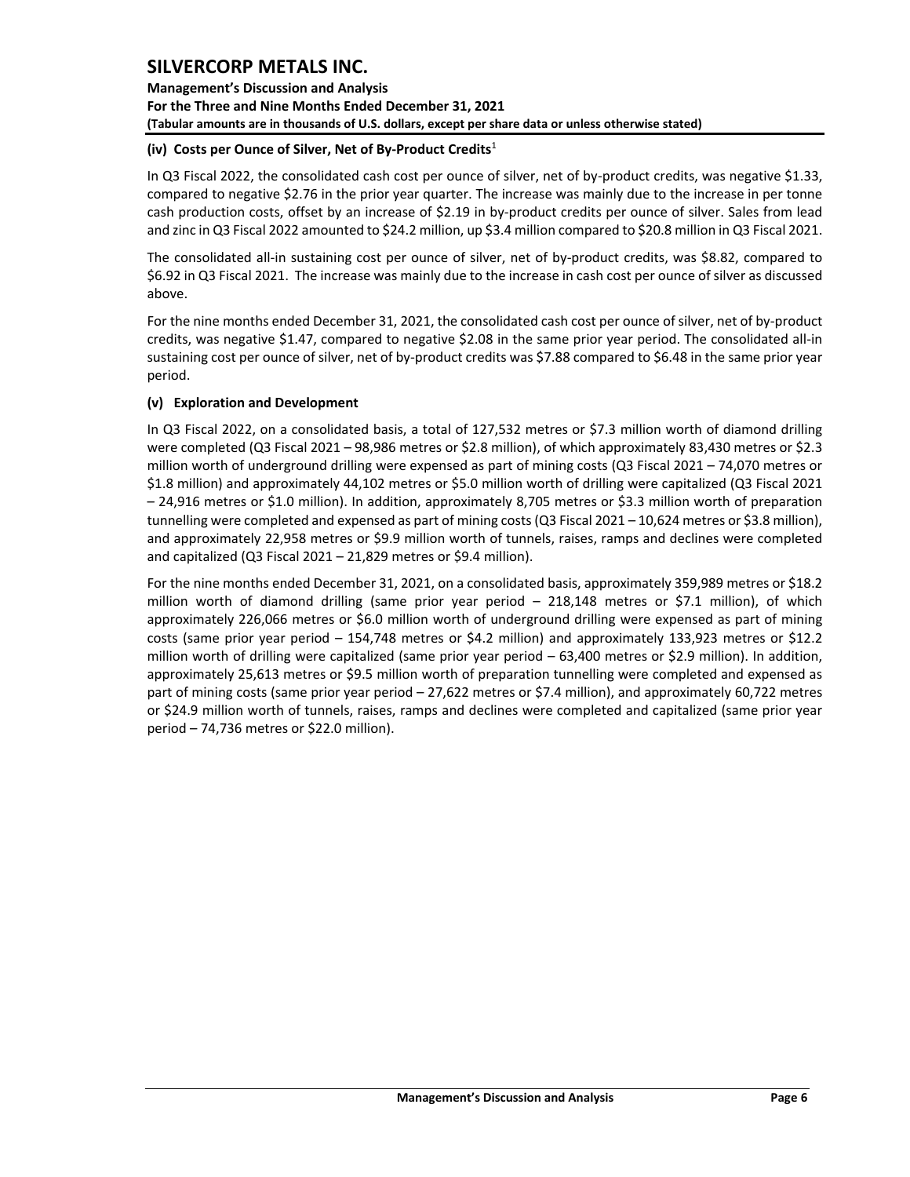#### (iv) Costs per Ounce of Silver, Net of By-Product Credits[1]

In Q3 Fiscal 2022, the consolidated cash cost per ounce of silver, net of by-product credits, was negative $1.33, compared to negative $2.76 in the prior year quarter. The increase was mainly due to the increase in per tonne cash production costs, offset by an increase of $2.19 in by-product credits per ounce of silver. Sales from lead and zinc in Q3 Fiscal 2022 amounted to $24.2 million, up $3.4 million compared to $20.8 million in Q3 Fiscal 2021.

The consolidated all-in sustaining cost per ounce of silver, net of by-product credits, was $8.82, compared to $6.92 in Q3 Fiscal 2021. The increase was mainly due to the increase in cash cost per ounce of silver as discussed above.

For the nine months ended December 31, 2021, the consolidated cash cost per ounce of silver, net of by-product credits, was negative $1.47, compared to negative $2.08 in the same prior year period. The consolidated all-in sustaining cost per ounce of silver, net of by-product credits was $7.88 compared to $6.48 in the same prior year period.

#### (v) Exploration and Development

In Q3 Fiscal 2022, on a consolidated basis, a total of 127,532 metres or $7.3 million worth of diamond drilling were completed (Q3 Fiscal 2021 – 98,986 metres or $2.8 million), of which approximately 83,430 metres or $2.3 million worth of underground drilling were expensed as part of mining costs (Q3 Fiscal 2021 – 74,070 metres or $1.8 million) and approximately 44,102 metres or $5.0 million worth of drilling were capitalized (Q3 Fiscal 2021 – 24,916 metres or $1.0 million). In addition, approximately 8,705 metres or $3.3 million worth of preparation tunnelling were completed and expensed as part of mining costs (Q3 Fiscal 2021 – 10,624 metres or $3.8 million), and approximately 22,958 metres or $9.9 million worth of tunnels, raises, ramps and declines were completed and capitalized (Q3 Fiscal 2021 – 21,829 metres or $9.4 million).

For the nine months ended December 31, 2021, on a consolidated basis, approximately 359,989 metres or $18.2 million worth of diamond drilling (same prior year period – 218,148 metres or $7.1 million), of which approximately 226,066 metres or $6.0 million worth of underground drilling were expensed as part of mining costs (same prior year period – 154,748 metres or $4.2 million) and approximately 133,923 metres or $12.2 million worth of drilling were capitalized (same prior year period – 63,400 metres or $2.9 million). In addition, approximately 25,613 metres or $9.5 million worth of preparation tunnelling were completed and expensed as part of mining costs (same prior year period – 27,622 metres or $7.4 million), and approximately 60,722 metres or $24.9 million worth of tunnels, raises, ramps and declines were completed and capitalized (same prior year period – 74,736 metres or $22.0 million).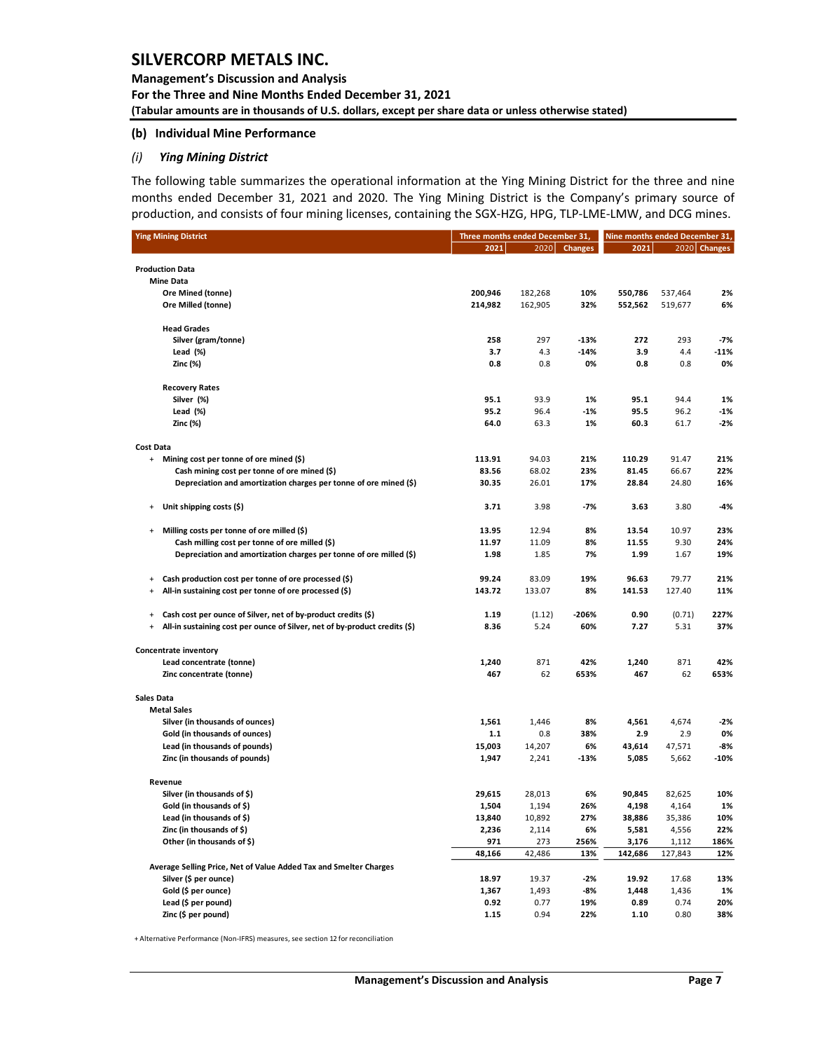### (b) Individual Mine Performance

#### (i) *Ying Mining District*

The following table summarizes the operational information at the Ying Mining District for the three and nine months ended December 31, 2021 and 2020. The Ying Mining District is the Company's primary source of production, and consists of four mining licenses, containing the SGX-HZG, HPG, TLP-LME-LMW, and DCG mines.

| Ying Mining District | Three months ended December 31, | | | Nine months ended December 31, | | |
|---|---|---|---|---|---|---|
| | 2021 | 2020 | Changes | 2021 | 2020 | Changes |
| **Production Data** | | | | | | |
| **Mine Data** | | | | | | |
| **Ore Mined (tonne)** | **200,946** | 182,268 | **10%** | **550,786** | 537,464 | **2%** |
| **Ore Milled (tonne)** | **214,982** | 162,905 | **32%** | **552,562** | 519,677 | **6%** |
| **Head Grades** | | | | | | |
| **Silver (gram/tonne)** | **258** | 297 | **-13%** | **272** | 293 | **-7%** |
| **Lead (%)** | **3.7** | 4.3 | **-14%** | **3.9** | 4.4 | **-11%** |
| **Zinc (%)** | **0.8** | 0.8 | **0%** | **0.8** | 0.8 | **0%** |
| **Recovery Rates** | | | | | | |
| **Silver (%)** | **95.1** | 93.9 | **1%** | **95.1** | 94.4 | **1%** |
| **Lead (%)** | **95.2** | 96.4 | **-1%** | **95.5** | 96.2 | **-1%** |
| **Zinc (%)** | **64.0** | 63.3 | **1%** | **60.3** | 61.7 | **-2%** |
| **Cost Data** | | | | | | |
| + **Mining cost per tonne of ore mined ($)** | **113.91** | 94.03 | **21%** | **110.29** | 91.47 | **21%** |
| **Cash mining cost per tonne of ore mined ($)** | **83.56** | 68.02 | **23%** | **81.45** | 66.67 | **22%** |
| **Depreciation and amortization charges per tonne of ore mined ($)** | **30.35** | 26.01 | **17%** | **28.84** | 24.80 | **16%** |
| + **Unit shipping costs ($)** | **3.71** | 3.98 | **-7%** | **3.63** | 3.80 | **-4%** |
| + **Milling costs per tonne of ore milled ($)** | **13.95** | 12.94 | **8%** | **13.54** | 10.97 | **23%** |
| **Cash milling cost per tonne of ore milled ($)** | **11.97** | 11.09 | **8%** | **11.55** | 9.30 | **24%** |
| **Depreciation and amortization charges per tonne of ore milled ($)** | **1.98** | 1.85 | **7%** | **1.99** | 1.67 | **19%** |
| + **Cash production cost per tonne of ore processed ($)** | **99.24** | 83.09 | **19%** | **96.63** | 79.77 | **21%** |
| + **All-in sustaining cost per tonne of ore processed ($)** | **143.72** | 133.07 | **8%** | **141.53** | 127.40 | **11%** |
| + **Cash cost per ounce of Silver, net of by-product credits ($)** | **1.19** | (1.12) | **-206%** | **0.90** | (0.71) | **227%** |
| + **All-in sustaining cost per ounce of Silver, net of by-product credits ($)** | **8.36** | 5.24 | **60%** | **7.27** | 5.31 | **37%** |
| **Concentrate inventory** | | | | | | |
| **Lead concentrate (tonne)** | **1,240** | 871 | **42%** | **1,240** | 871 | **42%** |
| **Zinc concentrate (tonne)** | **467** | 62 | **653%** | **467** | 62 | **653%** |
| **Sales Data** | | | | | | |
| **Metal Sales** | | | | | | |
| **Silver (in thousands of ounces)** | **1,561** | 1,446 | **8%** | **4,561** | 4,674 | **-2%** |
| **Gold (in thousands of ounces)** | **1.1** | 0.8 | **38%** | **2.9** | 2.9 | **0%** |
| **Lead (in thousands of pounds)** | **15,003** | 14,207 | **6%** | **43,614** | 47,571 | **-8%** |
| **Zinc (in thousands of pounds)** | **1,947** | 2,241 | **-13%** | **5,085** | 5,662 | **-10%** |
| **Revenue** | | | | | | |
| **Silver (in thousands of $)** | **29,615** | 28,013 | **6%** | **90,845** | 82,625 | **10%** |
| **Gold (in thousands of $)** | **1,504** | 1,194 | **26%** | **4,198** | 4,164 | **1%** |
| **Lead (in thousands of $)** | **13,840** | 10,892 | **27%** | **38,886** | 35,386 | **10%** |
| **Zinc (in thousands of $)** | **2,236** | 2,114 | **6%** | **5,581** | 4,556 | **22%** |
| **Other (in thousands of $)** | **971** | 273 | **256%** | **3,176** | 1,112 | **186%** |
| | **48,166** | 42,486 | **13%** | **142,686** | 127,843 | **12%** |
| **Average Selling Price, Net of Value Added Tax and Smelter Charges** | | | | | | |
| **Silver ($ per ounce)** | **18.97** | 19.37 | **-2%** | **19.92** | 17.68 | **13%** |
| **Gold ($ per ounce)** | **1,367** | 1,493 | **-8%** | **1,448** | 1,436 | **1%** |
| **Lead ($ per pound)** | **0.92** | 0.77 | **19%** | **0.89** | 0.74 | **20%** |
| **Zinc ($ per pound)** | **1.15** | 0.94 | **22%** | **1.10** | 0.80 | **38%** |

+ Alternative Performance (Non-IFRS) measures, see section 12 for reconciliation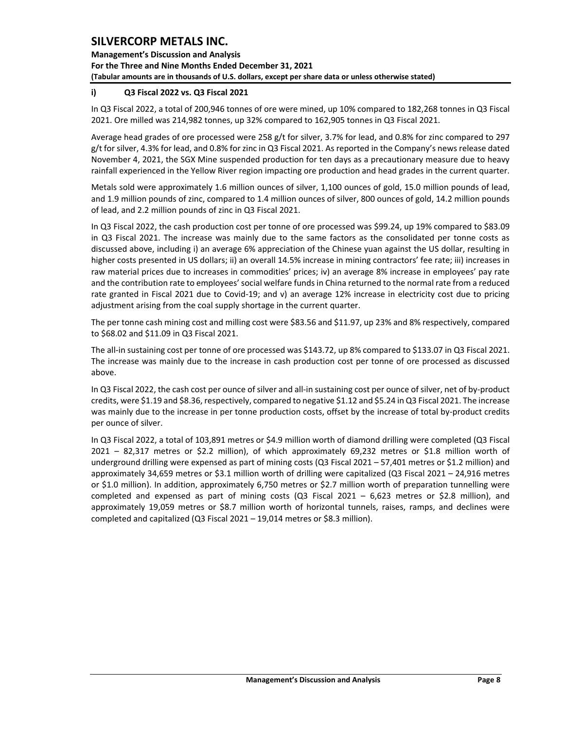### i) Q3 Fiscal 2022 vs. Q3 Fiscal 2021

In Q3 Fiscal 2022, a total of 200,946 tonnes of ore were mined, up 10% compared to 182,268 tonnes in Q3 Fiscal 2021. Ore milled was 214,982 tonnes, up 32% compared to 162,905 tonnes in Q3 Fiscal 2021.

Average head grades of ore processed were 258 g/t for silver, 3.7% for lead, and 0.8% for zinc compared to 297 g/t for silver, 4.3% for lead, and 0.8% for zinc in Q3 Fiscal 2021. As reported in the Company's news release dated November 4, 2021, the SGX Mine suspended production for ten days as a precautionary measure due to heavy rainfall experienced in the Yellow River region impacting ore production and head grades in the current quarter.

Metals sold were approximately 1.6 million ounces of silver, 1,100 ounces of gold, 15.0 million pounds of lead, and 1.9 million pounds of zinc, compared to 1.4 million ounces of silver, 800 ounces of gold, 14.2 million pounds of lead, and 2.2 million pounds of zinc in Q3 Fiscal 2021.

In Q3 Fiscal 2022, the cash production cost per tonne of ore processed was $99.24, up 19% compared to $83.09 in Q3 Fiscal 2021. The increase was mainly due to the same factors as the consolidated per tonne costs as discussed above, including i) an average 6% appreciation of the Chinese yuan against the US dollar, resulting in higher costs presented in US dollars; ii) an overall 14.5% increase in mining contractors' fee rate; iii) increases in raw material prices due to increases in commodities' prices; iv) an average 8% increase in employees' pay rate and the contribution rate to employees' social welfare funds in China returned to the normal rate from a reduced rate granted in Fiscal 2021 due to Covid-19; and v) an average 12% increase in electricity cost due to pricing adjustment arising from the coal supply shortage in the current quarter.

The per tonne cash mining cost and milling cost were $83.56 and $11.97, up 23% and 8% respectively, compared to $68.02 and $11.09 in Q3 Fiscal 2021.

The all-in sustaining cost per tonne of ore processed was $143.72, up 8% compared to $133.07 in Q3 Fiscal 2021. The increase was mainly due to the increase in cash production cost per tonne of ore processed as discussed above.

In Q3 Fiscal 2022, the cash cost per ounce of silver and all-in sustaining cost per ounce of silver, net of by-product credits, were $1.19 and $8.36, respectively, compared to negative $1.12 and $5.24 in Q3 Fiscal 2021. The increase was mainly due to the increase in per tonne production costs, offset by the increase of total by-product credits per ounce of silver.

In Q3 Fiscal 2022, a total of 103,891 metres or $4.9 million worth of diamond drilling were completed (Q3 Fiscal 2021 – 82,317 metres or $2.2 million), of which approximately 69,232 metres or $1.8 million worth of underground drilling were expensed as part of mining costs (Q3 Fiscal 2021 – 57,401 metres or $1.2 million) and approximately 34,659 metres or $3.1 million worth of drilling were capitalized (Q3 Fiscal 2021 – 24,916 metres or $1.0 million). In addition, approximately 6,750 metres or $2.7 million worth of preparation tunnelling were completed and expensed as part of mining costs (Q3 Fiscal 2021 – 6,623 metres or $2.8 million), and approximately 19,059 metres or $8.7 million worth of horizontal tunnels, raises, ramps, and declines were completed and capitalized (Q3 Fiscal 2021 – 19,014 metres or $8.3 million).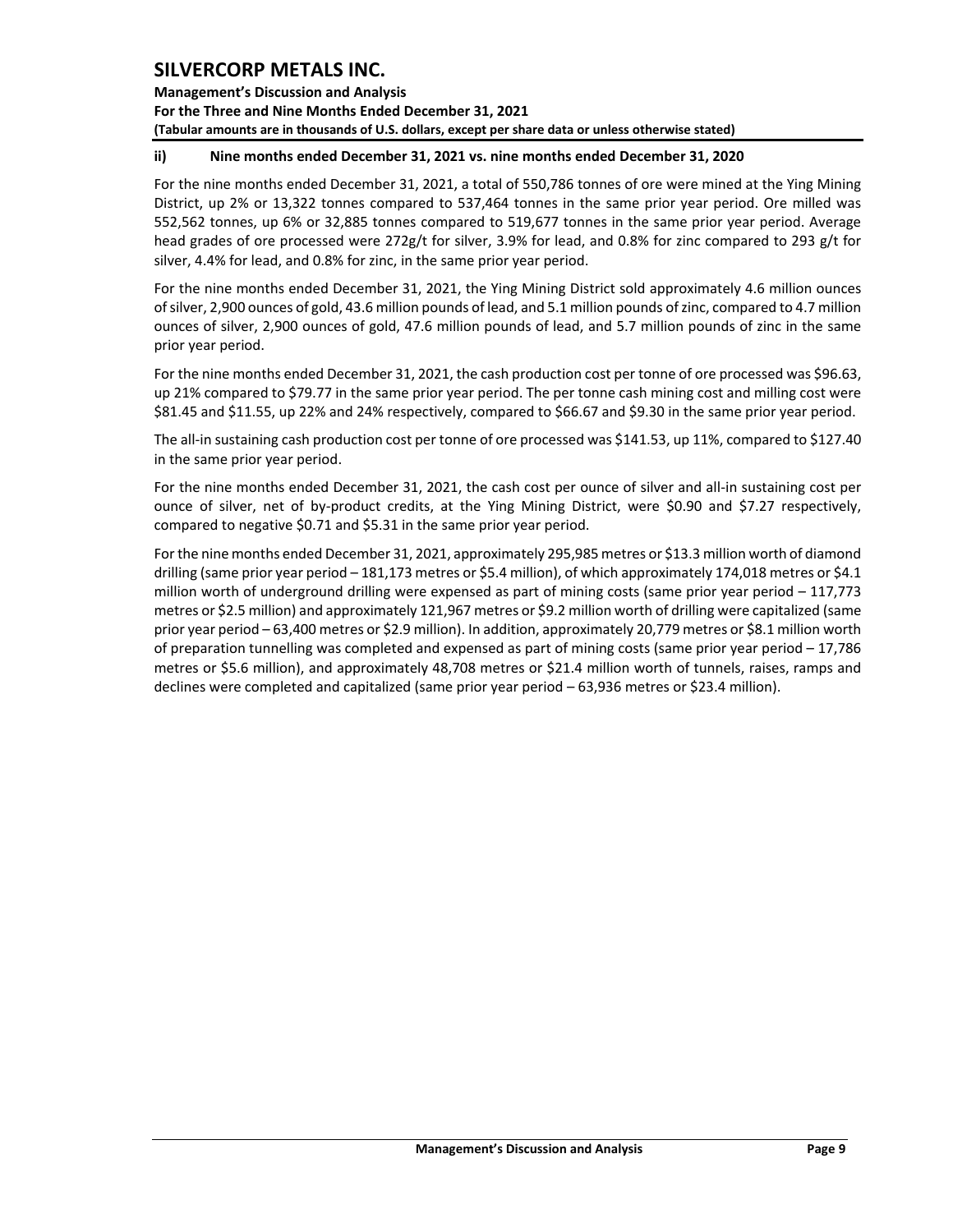### ii) Nine months ended December 31, 2021 vs. nine months ended December 31, 2020

For the nine months ended December 31, 2021, a total of 550,786 tonnes of ore were mined at the Ying Mining District, up 2% or 13,322 tonnes compared to 537,464 tonnes in the same prior year period. Ore milled was 552,562 tonnes, up 6% or 32,885 tonnes compared to 519,677 tonnes in the same prior year period. Average head grades of ore processed were 272g/t for silver, 3.9% for lead, and 0.8% for zinc compared to 293 g/t for silver, 4.4% for lead, and 0.8% for zinc, in the same prior year period.

For the nine months ended December 31, 2021, the Ying Mining District sold approximately 4.6 million ounces of silver, 2,900 ounces of gold, 43.6 million pounds of lead, and 5.1 million pounds of zinc, compared to 4.7 million ounces of silver, 2,900 ounces of gold, 47.6 million pounds of lead, and 5.7 million pounds of zinc in the same prior year period.

For the nine months ended December 31, 2021, the cash production cost per tonne of ore processed was $96.63, up 21% compared to $79.77 in the same prior year period. The per tonne cash mining cost and milling cost were $81.45 and $11.55, up 22% and 24% respectively, compared to $66.67 and $9.30 in the same prior year period.

The all-in sustaining cash production cost per tonne of ore processed was $141.53, up 11%, compared to $127.40 in the same prior year period.

For the nine months ended December 31, 2021, the cash cost per ounce of silver and all-in sustaining cost per ounce of silver, net of by-product credits, at the Ying Mining District, were $0.90 and $7.27 respectively, compared to negative $0.71 and $5.31 in the same prior year period.

For the nine months ended December 31, 2021, approximately 295,985 metres or $13.3 million worth of diamond drilling (same prior year period – 181,173 metres or $5.4 million), of which approximately 174,018 metres or $4.1 million worth of underground drilling were expensed as part of mining costs (same prior year period – 117,773 metres or $2.5 million) and approximately 121,967 metres or $9.2 million worth of drilling were capitalized (same prior year period – 63,400 metres or $2.9 million). In addition, approximately 20,779 metres or $8.1 million worth of preparation tunnelling was completed and expensed as part of mining costs (same prior year period – 17,786 metres or $5.6 million), and approximately 48,708 metres or $21.4 million worth of tunnels, raises, ramps and declines were completed and capitalized (same prior year period – 63,936 metres or $23.4 million).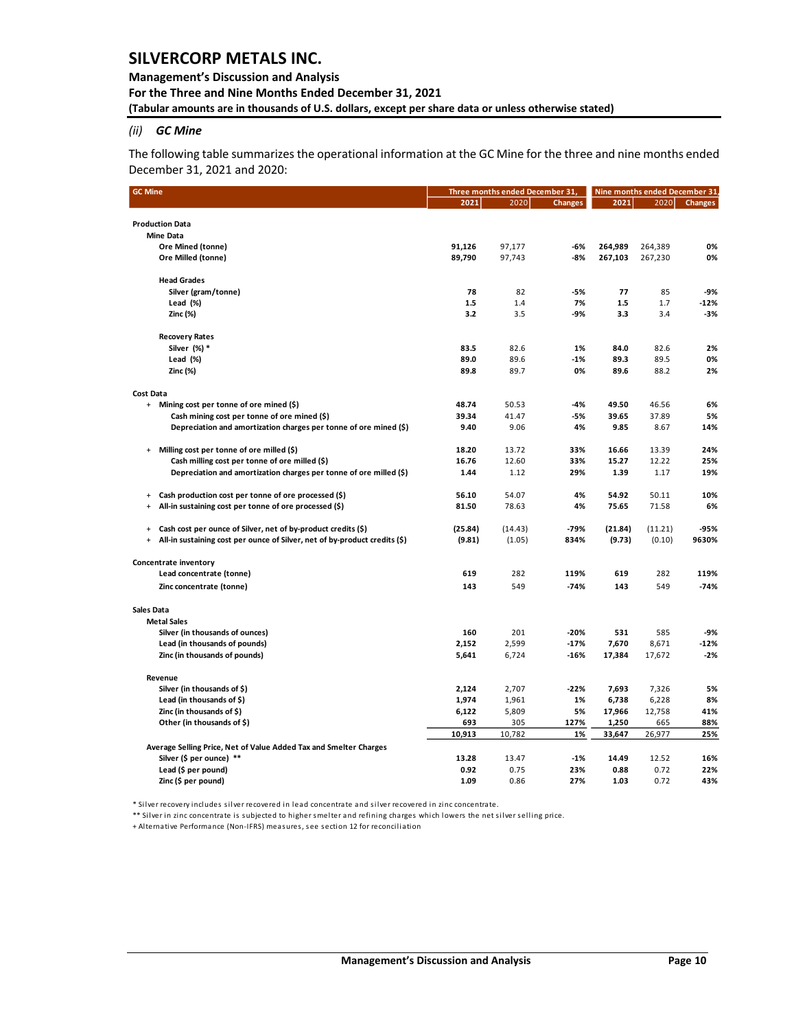### (ii) *GC Mine*

The following table summarizes the operational information at the GC Mine for the three and nine months ended December 31, 2021 and 2020:

| GC Mine | Three months ended December 31, | | | Nine months ended December 31, | | |
|---|---|---|---|---|---|---|
| | 2021 | 2020 | Changes | 2021 | 2020 | Changes |
| **Production Data** | | | | | | |
| **Mine Data** | | | | | | |
| **Ore Mined (tonne)** | 91,126 | 97,177 | -6% | 264,989 | 264,389 | 0% |
| **Ore Milled (tonne)** | 89,790 | 97,743 | -8% | 267,103 | 267,230 | 0% |
| **Head Grades** | | | | | | |
| **Silver (gram/tonne)** | 78 | 82 | -5% | 77 | 85 | -9% |
| **Lead (%)** | 1.5 | 1.4 | 7% | 1.5 | 1.7 | -12% |
| **Zinc (%)** | 3.2 | 3.5 | -9% | 3.3 | 3.4 | -3% |
| **Recovery Rates** | | | | | | |
| **Silver (%) *** | 83.5 | 82.6 | 1% | 84.0 | 82.6 | 2% |
| **Lead (%)** | 89.0 | 89.6 | -1% | 89.3 | 89.5 | 0% |
| **Zinc (%)** | 89.8 | 89.7 | 0% | 89.6 | 88.2 | 2% |
| **Cost Data** | | | | | | |
| + **Mining cost per tonne of ore mined ($)** | 48.74 | 50.53 | -4% | 49.50 | 46.56 | 6% |
| **Cash mining cost per tonne of ore mined ($)** | 39.34 | 41.47 | -5% | 39.65 | 37.89 | 5% |
| **Depreciation and amortization charges per tonne of ore mined ($)** | 9.40 | 9.06 | 4% | 9.85 | 8.67 | 14% |
| + **Milling cost per tonne of ore milled ($)** | 18.20 | 13.72 | 33% | 16.66 | 13.39 | 24% |
| **Cash milling cost per tonne of ore milled ($)** | 16.76 | 12.60 | 33% | 15.27 | 12.22 | 25% |
| **Depreciation and amortization charges per tonne of ore milled ($)** | 1.44 | 1.12 | 29% | 1.39 | 1.17 | 19% |
| + **Cash production cost per tonne of ore processed ($)** | 56.10 | 54.07 | 4% | 54.92 | 50.11 | 10% |
| + **All-in sustaining cost per tonne of ore processed ($)** | 81.50 | 78.63 | 4% | 75.65 | 71.58 | 6% |
| + **Cash cost per ounce of Silver, net of by-product credits ($)** | (25.84) | (14.43) | -79% | (21.84) | (11.21) | -95% |
| + **All-in sustaining cost per ounce of Silver, net of by-product credits ($)** | (9.81) | (1.05) | 834% | (9.73) | (0.10) | 9630% |
| **Concentrate inventory** | | | | | | |
| **Lead concentrate (tonne)** | 619 | 282 | 119% | 619 | 282 | 119% |
| **Zinc concentrate (tonne)** | 143 | 549 | -74% | 143 | 549 | -74% |
| **Sales Data** | | | | | | |
| **Metal Sales** | | | | | | |
| **Silver (in thousands of ounces)** | 160 | 201 | -20% | 531 | 585 | -9% |
| **Lead (in thousands of pounds)** | 2,152 | 2,599 | -17% | 7,670 | 8,671 | -12% |
| **Zinc (in thousands of pounds)** | 5,641 | 6,724 | -16% | 17,384 | 17,672 | -2% |
| **Revenue** | | | | | | |
| **Silver (in thousands of $)** | 2,124 | 2,707 | -22% | 7,693 | 7,326 | 5% |
| **Lead (in thousands of $)** | 1,974 | 1,961 | 1% | 6,738 | 6,228 | 8% |
| **Zinc (in thousands of $)** | 6,122 | 5,809 | 5% | 17,966 | 12,758 | 41% |
| **Other (in thousands of $)** | 693 | 305 | 127% | 1,250 | 665 | 88% |
| | 10,913 | 10,782 | 1% | 33,647 | 26,977 | 25% |
| **Average Selling Price, Net of Value Added Tax and Smelter Charges** | | | | | | |
| **Silver ($ per ounce) **** | 13.28 | 13.47 | -1% | 14.49 | 12.52 | 16% |
| **Lead ($ per pound)** | 0.92 | 0.75 | 23% | 0.88 | 0.72 | 22% |
| **Zinc ($ per pound)** | 1.09 | 0.86 | 27% | 1.03 | 0.72 | 43% |

* Silver recovery includes silver recovered in lead concentrate and silver recovered in zinc concentrate.

** Silver in zinc concentrate is subjected to higher smelter and refining charges which lowers the net silver selling price.

+ Alternative Performance (Non-IFRS) measures, see section 12 for reconciliation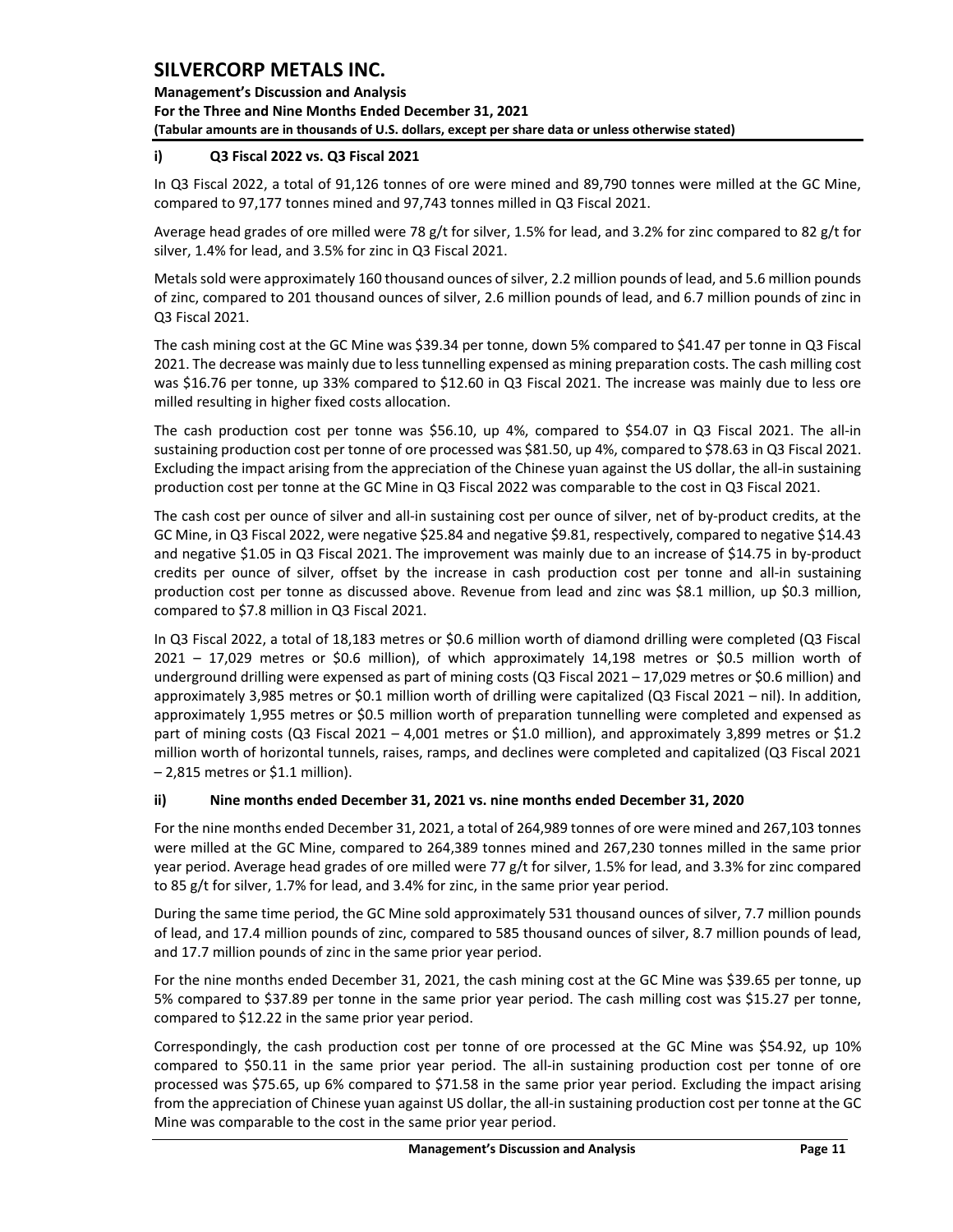### i) Q3 Fiscal 2022 vs. Q3 Fiscal 2021

In Q3 Fiscal 2022, a total of 91,126 tonnes of ore were mined and 89,790 tonnes were milled at the GC Mine, compared to 97,177 tonnes mined and 97,743 tonnes milled in Q3 Fiscal 2021.

Average head grades of ore milled were 78 g/t for silver, 1.5% for lead, and 3.2% for zinc compared to 82 g/t for silver, 1.4% for lead, and 3.5% for zinc in Q3 Fiscal 2021.

Metals sold were approximately 160 thousand ounces of silver, 2.2 million pounds of lead, and 5.6 million pounds of zinc, compared to 201 thousand ounces of silver, 2.6 million pounds of lead, and 6.7 million pounds of zinc in Q3 Fiscal 2021.

The cash mining cost at the GC Mine was $39.34 per tonne, down 5% compared to $41.47 per tonne in Q3 Fiscal 2021. The decrease was mainly due to less tunnelling expensed as mining preparation costs. The cash milling cost was $16.76 per tonne, up 33% compared to $12.60 in Q3 Fiscal 2021. The increase was mainly due to less ore milled resulting in higher fixed costs allocation.

The cash production cost per tonne was $56.10, up 4%, compared to $54.07 in Q3 Fiscal 2021. The all-in sustaining production cost per tonne of ore processed was $81.50, up 4%, compared to $78.63 in Q3 Fiscal 2021. Excluding the impact arising from the appreciation of the Chinese yuan against the US dollar, the all-in sustaining production cost per tonne at the GC Mine in Q3 Fiscal 2022 was comparable to the cost in Q3 Fiscal 2021.

The cash cost per ounce of silver and all-in sustaining cost per ounce of silver, net of by-product credits, at the GC Mine, in Q3 Fiscal 2022, were negative $25.84 and negative $9.81, respectively, compared to negative $14.43 and negative $1.05 in Q3 Fiscal 2021. The improvement was mainly due to an increase of $14.75 in by-product credits per ounce of silver, offset by the increase in cash production cost per tonne and all-in sustaining production cost per tonne as discussed above. Revenue from lead and zinc was $8.1 million, up $0.3 million, compared to $7.8 million in Q3 Fiscal 2021.

In Q3 Fiscal 2022, a total of 18,183 metres or $0.6 million worth of diamond drilling were completed (Q3 Fiscal 2021 – 17,029 metres or $0.6 million), of which approximately 14,198 metres or $0.5 million worth of underground drilling were expensed as part of mining costs (Q3 Fiscal 2021 – 17,029 metres or $0.6 million) and approximately 3,985 metres or $0.1 million worth of drilling were capitalized (Q3 Fiscal 2021 – nil). In addition, approximately 1,955 metres or $0.5 million worth of preparation tunnelling were completed and expensed as part of mining costs (Q3 Fiscal 2021 – 4,001 metres or $1.0 million), and approximately 3,899 metres or $1.2 million worth of horizontal tunnels, raises, ramps, and declines were completed and capitalized (Q3 Fiscal 2021 – 2,815 metres or $1.1 million).

### ii) Nine months ended December 31, 2021 vs. nine months ended December 31, 2020

For the nine months ended December 31, 2021, a total of 264,989 tonnes of ore were mined and 267,103 tonnes were milled at the GC Mine, compared to 264,389 tonnes mined and 267,230 tonnes milled in the same prior year period. Average head grades of ore milled were 77 g/t for silver, 1.5% for lead, and 3.3% for zinc compared to 85 g/t for silver, 1.7% for lead, and 3.4% for zinc, in the same prior year period.

During the same time period, the GC Mine sold approximately 531 thousand ounces of silver, 7.7 million pounds of lead, and 17.4 million pounds of zinc, compared to 585 thousand ounces of silver, 8.7 million pounds of lead, and 17.7 million pounds of zinc in the same prior year period.

For the nine months ended December 31, 2021, the cash mining cost at the GC Mine was $39.65 per tonne, up 5% compared to $37.89 per tonne in the same prior year period. The cash milling cost was $15.27 per tonne, compared to $12.22 in the same prior year period.

Correspondingly, the cash production cost per tonne of ore processed at the GC Mine was $54.92, up 10% compared to $50.11 in the same prior year period. The all-in sustaining production cost per tonne of ore processed was $75.65, up 6% compared to $71.58 in the same prior year period. Excluding the impact arising from the appreciation of Chinese yuan against US dollar, the all-in sustaining production cost per tonne at the GC Mine was comparable to the cost in the same prior year period.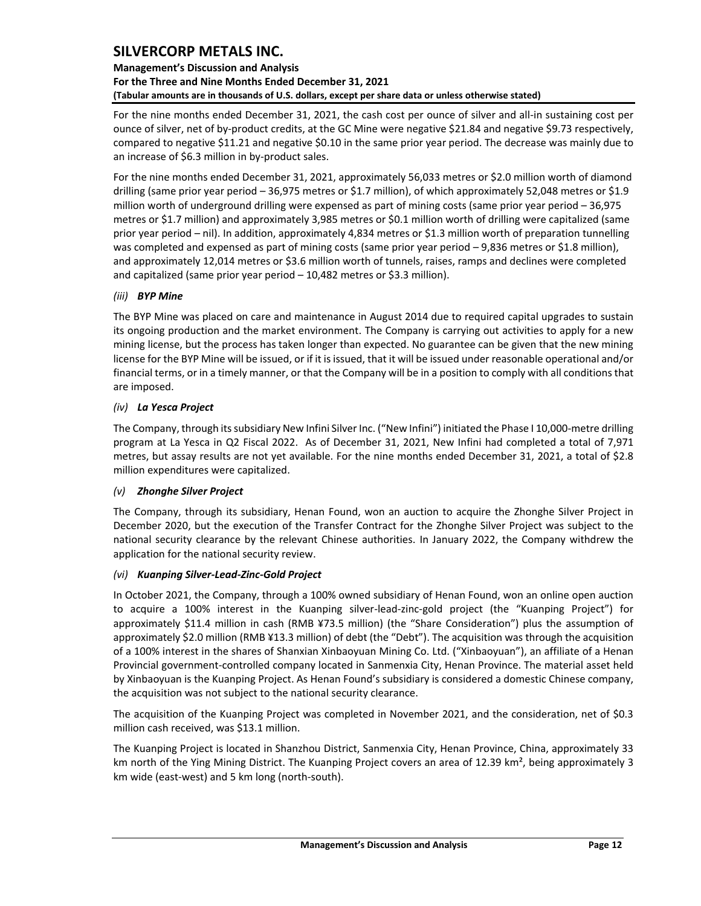For the nine months ended December 31, 2021, the cash cost per ounce of silver and all-in sustaining cost per ounce of silver, net of by-product credits, at the GC Mine were negative $21.84 and negative $9.73 respectively, compared to negative $11.21 and negative $0.10 in the same prior year period. The decrease was mainly due to an increase of $6.3 million in by-product sales.

For the nine months ended December 31, 2021, approximately 56,033 metres or $2.0 million worth of diamond drilling (same prior year period – 36,975 metres or $1.7 million), of which approximately 52,048 metres or $1.9 million worth of underground drilling were expensed as part of mining costs (same prior year period – 36,975 metres or $1.7 million) and approximately 3,985 metres or $0.1 million worth of drilling were capitalized (same prior year period – nil). In addition, approximately 4,834 metres or $1.3 million worth of preparation tunnelling was completed and expensed as part of mining costs (same prior year period – 9,836 metres or $1.8 million), and approximately 12,014 metres or $3.6 million worth of tunnels, raises, ramps and declines were completed and capitalized (same prior year period – 10,482 metres or $3.3 million).

### *(iii) **BYP Mine***

The BYP Mine was placed on care and maintenance in August 2014 due to required capital upgrades to sustain its ongoing production and the market environment. The Company is carrying out activities to apply for a new mining license, but the process has taken longer than expected. No guarantee can be given that the new mining license for the BYP Mine will be issued, or if it is issued, that it will be issued under reasonable operational and/or financial terms, or in a timely manner, or that the Company will be in a position to comply with all conditions that are imposed.

### *(iv) **La Yesca Project***

The Company, through its subsidiary New Infini Silver Inc. ("New Infini") initiated the Phase I 10,000-metre drilling program at La Yesca in Q2 Fiscal 2022. As of December 31, 2021, New Infini had completed a total of 7,971 metres, but assay results are not yet available. For the nine months ended December 31, 2021, a total of $2.8 million expenditures were capitalized.

### *(v) **Zhonghe Silver Project***

The Company, through its subsidiary, Henan Found, won an auction to acquire the Zhonghe Silver Project in December 2020, but the execution of the Transfer Contract for the Zhonghe Silver Project was subject to the national security clearance by the relevant Chinese authorities. In January 2022, the Company withdrew the application for the national security review.

### *(vi) **Kuanping Silver-Lead-Zinc-Gold Project***

In October 2021, the Company, through a 100% owned subsidiary of Henan Found, won an online open auction to acquire a 100% interest in the Kuanping silver-lead-zinc-gold project (the "Kuanping Project") for approximately $11.4 million in cash (RMB ¥73.5 million) (the "Share Consideration") plus the assumption of approximately $2.0 million (RMB ¥13.3 million) of debt (the "Debt"). The acquisition was through the acquisition of a 100% interest in the shares of Shanxian Xinbaoyuan Mining Co. Ltd. ("Xinbaoyuan"), an affiliate of a Henan Provincial government-controlled company located in Sanmenxia City, Henan Province. The material asset held by Xinbaoyuan is the Kuanping Project. As Henan Found's subsidiary is considered a domestic Chinese company, the acquisition was not subject to the national security clearance.

The acquisition of the Kuanping Project was completed in November 2021, and the consideration, net of $0.3 million cash received, was $13.1 million.

The Kuanping Project is located in Shanzhou District, Sanmenxia City, Henan Province, China, approximately 33 km north of the Ying Mining District. The Kuanping Project covers an area of 12.39 km², being approximately 3 km wide (east-west) and 5 km long (north-south).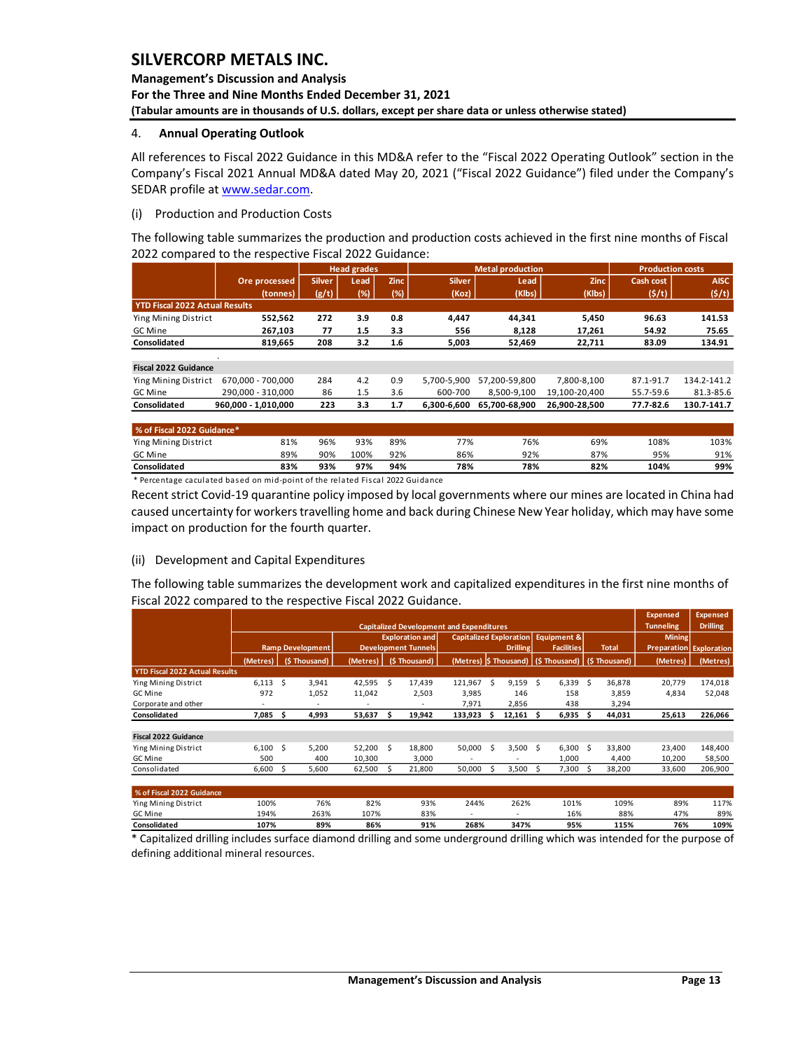## 4. Annual Operating Outlook

All references to Fiscal 2022 Guidance in this MD&A refer to the "Fiscal 2022 Operating Outlook" section in the Company's Fiscal 2021 Annual MD&A dated May 20, 2021 ("Fiscal 2022 Guidance") filed under the Company's SEDAR profile at www.sedar.com.

### (i) Production and Production Costs

The following table summarizes the production and production costs achieved in the first nine months of Fiscal 2022 compared to the respective Fiscal 2022 Guidance:

| | | Head grades | | | Metal production | | | Production costs | |
|---|---|---|---|---|---|---|---|---|---|
| | Ore processed (tonnes) | Silver (g/t) | Lead (%) | Zinc (%) | Silver (Koz) | Lead (Klbs) | Zinc (Klbs) | Cash cost ($/t) | AISC ($/t) |
| **YTD Fiscal 2022 Actual Results** | | | | | | | | | |
| Ying Mining District | 552,562 | 272 | 3.9 | 0.8 | 4,447 | 44,341 | 5,450 | 96.63 | 141.53 |
| GC Mine | 267,103 | 77 | 1.5 | 3.3 | 556 | 8,128 | 17,261 | 54.92 | 75.65 |
| **Consolidated** | **819,665** | **208** | **3.2** | **1.6** | **5,003** | **52,469** | **22,711** | **83.09** | **134.91** |
| **Fiscal 2022 Guidance** | | | | | | | | | |
| Ying Mining District | 670,000 - 700,000 | 284 | 4.2 | 0.9 | 5,700-5,900 | 57,200-59,800 | 7,800-8,100 | 87.1-91.7 | 134.2-141.2 |
| GC Mine | 290,000 - 310,000 | 86 | 1.5 | 3.6 | 600-700 | 8,500-9,100 | 19,100-20,400 | 55.7-59.6 | 81.3-85.6 |
| **Consolidated** | **960,000 - 1,010,000** | **223** | **3.3** | **1.7** | **6,300-6,600** | **65,700-68,900** | **26,900-28,500** | **77.7-82.6** | **130.7-141.7** |
| **% of Fiscal 2022 Guidance*** | | | | | | | | | |
| Ying Mining District | 81% | 96% | 93% | 89% | 77% | 76% | 69% | 108% | 103% |
| GC Mine | 89% | 90% | 100% | 92% | 86% | 92% | 87% | 95% | 91% |
| **Consolidated** | **83%** | **93%** | **97%** | **94%** | **78%** | **78%** | **82%** | **104%** | **99%** |

* Percentage caculated based on mid-point of the related Fiscal 2022 Guidance

Recent strict Covid-19 quarantine policy imposed by local governments where our mines are located in China had caused uncertainty for workers travelling home and back during Chinese New Year holiday, which may have some impact on production for the fourth quarter.

### (ii) Development and Capital Expenditures

The following table summarizes the development work and capitalized expenditures in the first nine months of Fiscal 2022 compared to the respective Fiscal 2022 Guidance.

| | Capitalized Development and Expenditures | | | | | | | | Expensed Tunneling | Expensed Drilling |
|---|---|---|---|---|---|---|---|---|---|---|
| | Ramp Development | | Exploration and Development Tunnels | | Capitalized Exploration Drilling | | Equipment & Facilities | Total | Mining Preparation | Exploration |
| | (Metres) | ($ Thousand) | (Metres) | ($ Thousand) | (Metres) | $ Thousand) | ($ Thousand) | ($ Thousand) | (Metres) | (Metres) |
| **YTD Fiscal 2022 Actual Results** | | | | | | | | | | |
| Ying Mining District | 6,113 | $ 3,941 | 42,595 | $ 17,439 | 121,967 | $ 9,159 | $ 6,339 | $ 36,878 | 20,779 | 174,018 |
| GC Mine | 972 | 1,052 | 11,042 | 2,503 | 3,985 | 146 | 158 | 3,859 | 4,834 | 52,048 |
| Corporate and other | - | - | - | - | 7,971 | 2,856 | 438 | 3,294 | | |
| **Consolidated** | **7,085** | **$ 4,993** | **53,637** | **$ 19,942** | **133,923** | **$ 12,161** | **$ 6,935** | **$ 44,031** | **25,613** | **226,066** |
| **Fiscal 2022 Guidance** | | | | | | | | | | |
| Ying Mining District | 6,100 | $ 5,200 | 52,200 | $ 18,800 | 50,000 | $ 3,500 | $ 6,300 | $ 33,800 | 23,400 | 148,400 |
| GC Mine | 500 | 400 | 10,300 | 3,000 | - | - | 1,000 | 4,400 | 10,200 | 58,500 |
| Consolidated | 6,600 | $ 5,600 | 62,500 | $ 21,800 | 50,000 | $ 3,500 | $ 7,300 | $ 38,200 | 33,600 | 206,900 |
| **% of Fiscal 2022 Guidance** | | | | | | | | | | |
| Ying Mining District | 100% | 76% | 82% | 93% | 244% | 262% | 101% | 109% | 89% | 117% |
| GC Mine | 194% | 263% | 107% | 83% | - | - | 16% | 88% | 47% | 89% |
| **Consolidated** | **107%** | **89%** | **86%** | **91%** | **268%** | **347%** | **95%** | **115%** | **76%** | **109%** |

* Capitalized drilling includes surface diamond drilling and some underground drilling which was intended for the purpose of defining additional mineral resources.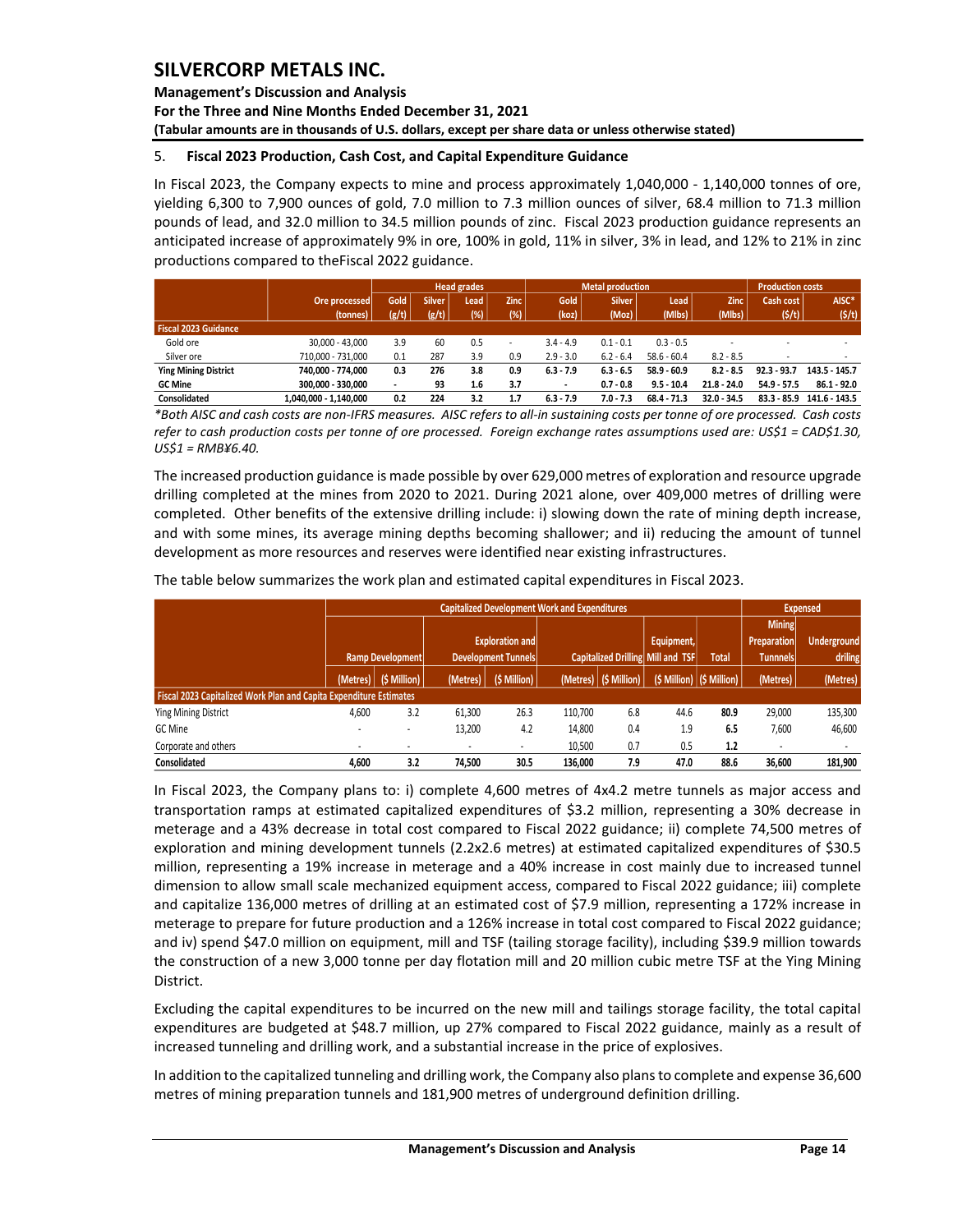## 5. **Fiscal 2023 Production, Cash Cost, and Capital Expenditure Guidance**

In Fiscal 2023, the Company expects to mine and process approximately 1,040,000 - 1,140,000 tonnes of ore, yielding 6,300 to 7,900 ounces of gold, 7.0 million to 7.3 million ounces of silver, 68.4 million to 71.3 million pounds of lead, and 32.0 million to 34.5 million pounds of zinc. Fiscal 2023 production guidance represents an anticipated increase of approximately 9% in ore, 100% in gold, 11% in silver, 3% in lead, and 12% to 21% in zinc productions compared to theFiscal 2022 guidance.

| | | Head grades | | | | Metal production | | | | Production costs | |
|---|---|---|---|---|---|---|---|---|---|---|---|
| | Ore processed (tonnes) | Gold (g/t) | Silver (g/t) | Lead (%) | Zinc (%) | Gold (koz) | Silver (Moz) | Lead (Mlbs) | Zinc (Mlbs) | Cash cost ($/t) | AISC* ($/t) |
| **Fiscal 2023 Guidance** | | | | | | | | | | | |
| Gold ore | 30,000 - 43,000 | 3.9 | 60 | 0.5 | - | 3.4 - 4.9 | 0.1 - 0.1 | 0.3 - 0.5 | - | - | - |
| Silver ore | 710,000 - 731,000 | 0.1 | 287 | 3.9 | 0.9 | 2.9 - 3.0 | 6.2 - 6.4 | 58.6 - 60.4 | 8.2 - 8.5 | - | - |
| **Ying Mining District** | **740,000 - 774,000** | **0.3** | **276** | **3.8** | **0.9** | **6.3 - 7.9** | **6.3 - 6.5** | **58.9 - 60.9** | **8.2 - 8.5** | **92.3 - 93.7** | **143.5 - 145.7** |
| **GC Mine** | **300,000 - 330,000** | **-** | **93** | **1.6** | **3.7** | **-** | **0.7 - 0.8** | **9.5 - 10.4** | **21.8 - 24.0** | **54.9 - 57.5** | **86.1 - 92.0** |
| **Consolidated** | **1,040,000 - 1,140,000** | **0.2** | **224** | **3.2** | **1.7** | **6.3 - 7.9** | **7.0 - 7.3** | **68.4 - 71.3** | **32.0 - 34.5** | **83.3 - 85.9** | **141.6 - 143.5** |

*\*Both AISC and cash costs are non-IFRS measures. AISC refers to all-in sustaining costs per tonne of ore processed. Cash costs refer to cash production costs per tonne of ore processed. Foreign exchange rates assumptions used are: US$1 = CAD$1.30, US$1 = RMB¥6.40.*

The increased production guidance is made possible by over 629,000 metres of exploration and resource upgrade drilling completed at the mines from 2020 to 2021. During 2021 alone, over 409,000 metres of drilling were completed. Other benefits of the extensive drilling include: i) slowing down the rate of mining depth increase, and with some mines, its average mining depths becoming shallower; and ii) reducing the amount of tunnel development as more resources and reserves were identified near existing infrastructures.

The table below summarizes the work plan and estimated capital expenditures in Fiscal 2023.

| | Capitalized Development Work and Expenditures | | | | | | | | Expensed | |
|---|---|---|---|---|---|---|---|---|---|---|
| | Ramp Development | | Exploration and Development Tunnels | | Capitalized Drilling | | Equipment, Mill and TSF | Total | Mining Preparation Tunnels | Underground driling |
| | (Metres) | ($ Million) | (Metres) | ($ Million) | (Metres) | ($ Million) | ($ Million) | ($ Million) | (Metres) | (Metres) |
| **Fiscal 2023 Capitalized Work Plan and Capita Expenditure Estimates** | | | | | | | | | | |
| Ying Mining District | 4,600 | 3.2 | 61,300 | 26.3 | 110,700 | 6.8 | 44.6 | **80.9** | 29,000 | 135,300 |
| GC Mine | - | - | 13,200 | 4.2 | 14,800 | 0.4 | 1.9 | **6.5** | 7,600 | 46,600 |
| Corporate and others | - | - | - | - | 10,500 | 0.7 | 0.5 | **1.2** | - | - |
| **Consolidated** | **4,600** | **3.2** | **74,500** | **30.5** | **136,000** | **7.9** | **47.0** | **88.6** | **36,600** | **181,900** |

In Fiscal 2023, the Company plans to: i) complete 4,600 metres of 4x4.2 metre tunnels as major access and transportation ramps at estimated capitalized expenditures of $3.2 million, representing a 30% decrease in meterage and a 43% decrease in total cost compared to Fiscal 2022 guidance; ii) complete 74,500 metres of exploration and mining development tunnels (2.2x2.6 metres) at estimated capitalized expenditures of $30.5 million, representing a 19% increase in meterage and a 40% increase in cost mainly due to increased tunnel dimension to allow small scale mechanized equipment access, compared to Fiscal 2022 guidance; iii) complete and capitalize 136,000 metres of drilling at an estimated cost of $7.9 million, representing a 172% increase in meterage to prepare for future production and a 126% increase in total cost compared to Fiscal 2022 guidance; and iv) spend $47.0 million on equipment, mill and TSF (tailing storage facility), including $39.9 million towards the construction of a new 3,000 tonne per day flotation mill and 20 million cubic metre TSF at the Ying Mining District.

Excluding the capital expenditures to be incurred on the new mill and tailings storage facility, the total capital expenditures are budgeted at $48.7 million, up 27% compared to Fiscal 2022 guidance, mainly as a result of increased tunneling and drilling work, and a substantial increase in the price of explosives.

In addition to the capitalized tunneling and drilling work, the Company also plans to complete and expense 36,600 metres of mining preparation tunnels and 181,900 metres of underground definition drilling.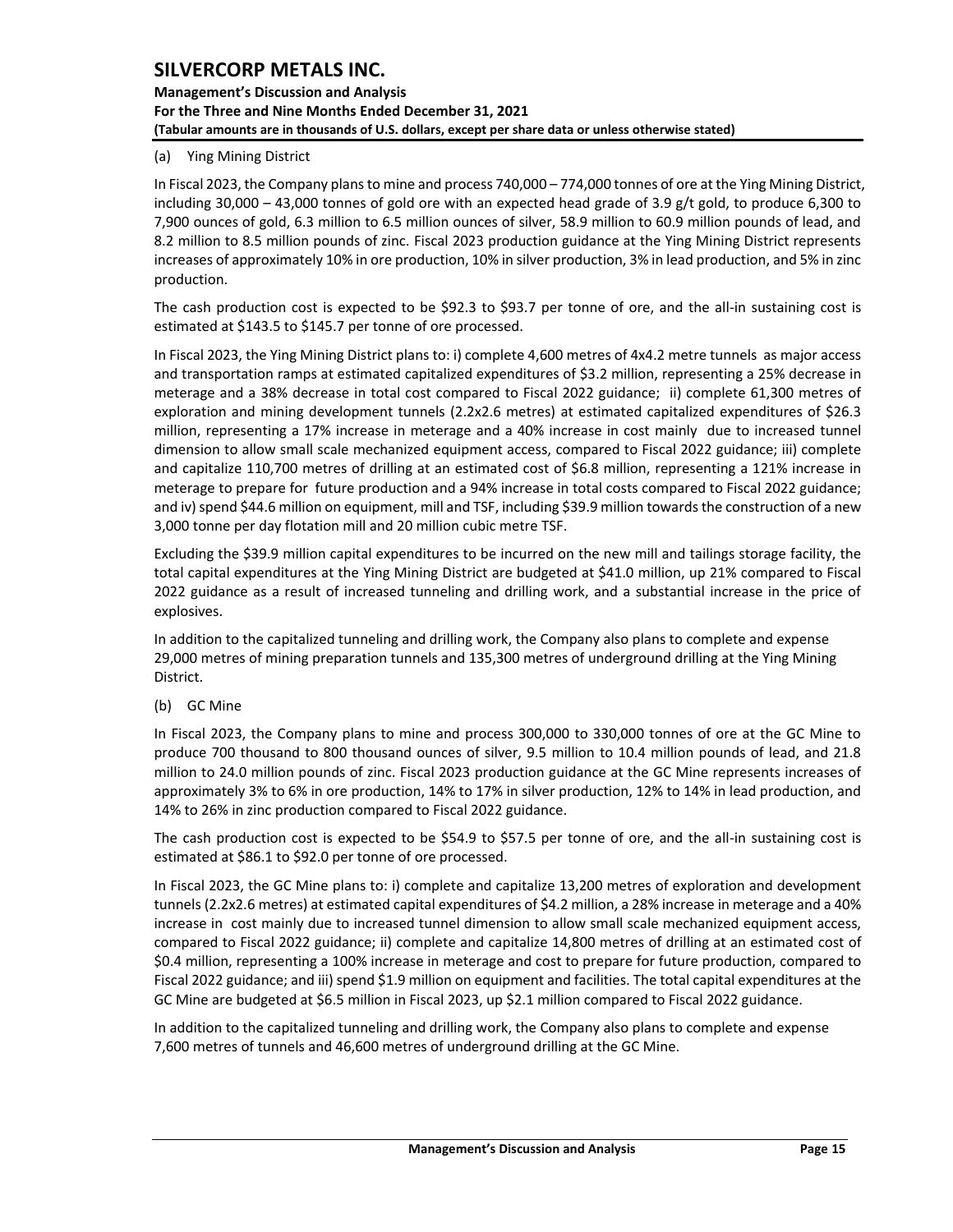(a) Ying Mining District

In Fiscal 2023, the Company plans to mine and process 740,000 – 774,000 tonnes of ore at the Ying Mining District, including 30,000 – 43,000 tonnes of gold ore with an expected head grade of 3.9 g/t gold, to produce 6,300 to 7,900 ounces of gold, 6.3 million to 6.5 million ounces of silver, 58.9 million to 60.9 million pounds of lead, and 8.2 million to 8.5 million pounds of zinc. Fiscal 2023 production guidance at the Ying Mining District represents increases of approximately 10% in ore production, 10% in silver production, 3% in lead production, and 5% in zinc production.

The cash production cost is expected to be $92.3 to $93.7 per tonne of ore, and the all-in sustaining cost is estimated at $143.5 to $145.7 per tonne of ore processed.

In Fiscal 2023, the Ying Mining District plans to: i) complete 4,600 metres of 4x4.2 metre tunnels as major access and transportation ramps at estimated capitalized expenditures of $3.2 million, representing a 25% decrease in meterage and a 38% decrease in total cost compared to Fiscal 2022 guidance; ii) complete 61,300 metres of exploration and mining development tunnels (2.2x2.6 metres) at estimated capitalized expenditures of $26.3 million, representing a 17% increase in meterage and a 40% increase in cost mainly due to increased tunnel dimension to allow small scale mechanized equipment access, compared to Fiscal 2022 guidance; iii) complete and capitalize 110,700 metres of drilling at an estimated cost of $6.8 million, representing a 121% increase in meterage to prepare for future production and a 94% increase in total costs compared to Fiscal 2022 guidance; and iv) spend $44.6 million on equipment, mill and TSF, including $39.9 million towards the construction of a new 3,000 tonne per day flotation mill and 20 million cubic metre TSF.

Excluding the $39.9 million capital expenditures to be incurred on the new mill and tailings storage facility, the total capital expenditures at the Ying Mining District are budgeted at $41.0 million, up 21% compared to Fiscal 2022 guidance as a result of increased tunneling and drilling work, and a substantial increase in the price of explosives.

In addition to the capitalized tunneling and drilling work, the Company also plans to complete and expense 29,000 metres of mining preparation tunnels and 135,300 metres of underground drilling at the Ying Mining District.

(b) GC Mine

In Fiscal 2023, the Company plans to mine and process 300,000 to 330,000 tonnes of ore at the GC Mine to produce 700 thousand to 800 thousand ounces of silver, 9.5 million to 10.4 million pounds of lead, and 21.8 million to 24.0 million pounds of zinc. Fiscal 2023 production guidance at the GC Mine represents increases of approximately 3% to 6% in ore production, 14% to 17% in silver production, 12% to 14% in lead production, and 14% to 26% in zinc production compared to Fiscal 2022 guidance.

The cash production cost is expected to be $54.9 to $57.5 per tonne of ore, and the all-in sustaining cost is estimated at $86.1 to $92.0 per tonne of ore processed.

In Fiscal 2023, the GC Mine plans to: i) complete and capitalize 13,200 metres of exploration and development tunnels (2.2x2.6 metres) at estimated capital expenditures of $4.2 million, a 28% increase in meterage and a 40% increase in cost mainly due to increased tunnel dimension to allow small scale mechanized equipment access, compared to Fiscal 2022 guidance; ii) complete and capitalize 14,800 metres of drilling at an estimated cost of $0.4 million, representing a 100% increase in meterage and cost to prepare for future production, compared to Fiscal 2022 guidance; and iii) spend $1.9 million on equipment and facilities. The total capital expenditures at the GC Mine are budgeted at $6.5 million in Fiscal 2023, up $2.1 million compared to Fiscal 2022 guidance.

In addition to the capitalized tunneling and drilling work, the Company also plans to complete and expense 7,600 metres of tunnels and 46,600 metres of underground drilling at the GC Mine.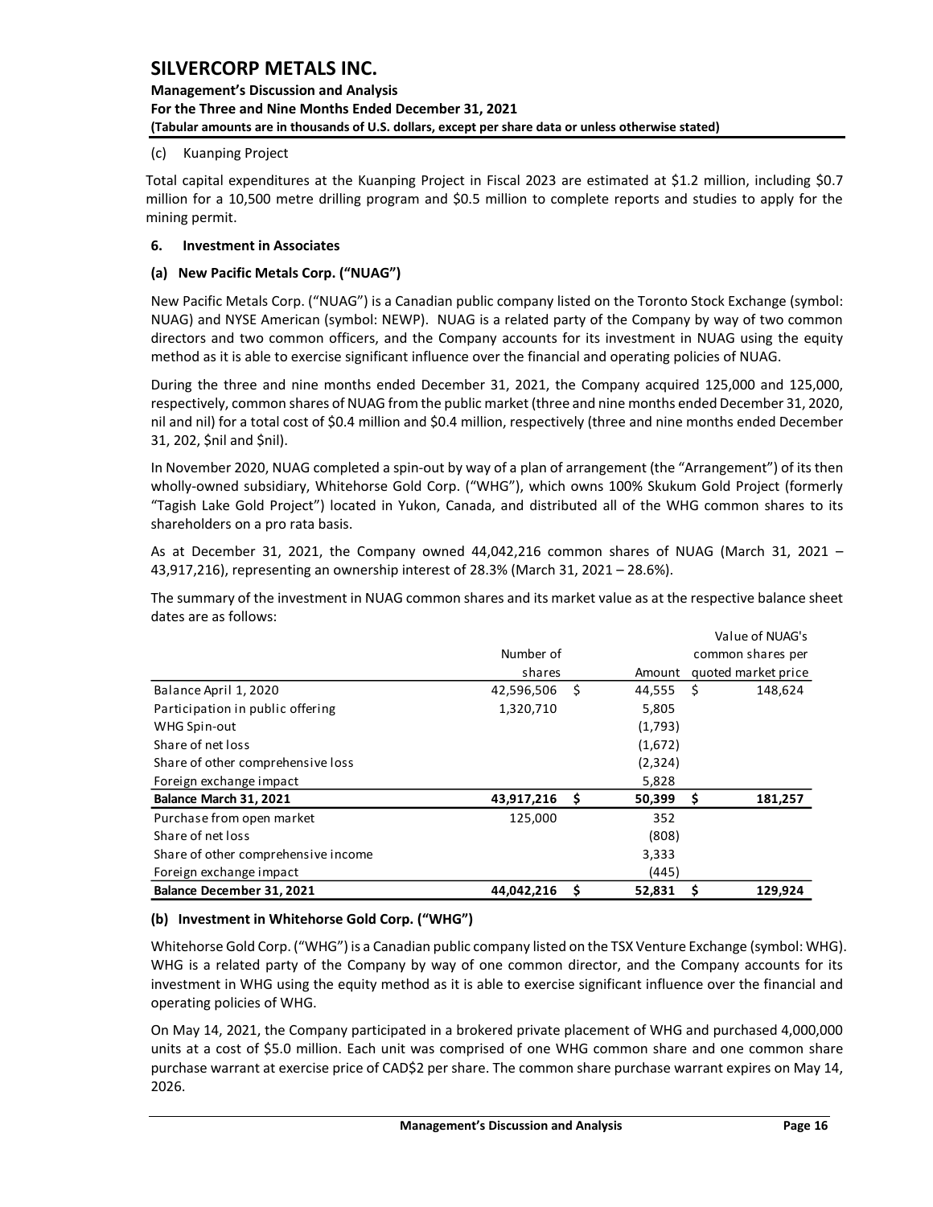(c) Kuanping Project

Total capital expenditures at the Kuanping Project in Fiscal 2023 are estimated at $1.2 million, including $0.7 million for a 10,500 metre drilling program and $0.5 million to complete reports and studies to apply for the mining permit.

## 6. Investment in Associates

### (a) New Pacific Metals Corp. ("NUAG")

New Pacific Metals Corp. ("NUAG") is a Canadian public company listed on the Toronto Stock Exchange (symbol: NUAG) and NYSE American (symbol: NEWP). NUAG is a related party of the Company by way of two common directors and two common officers, and the Company accounts for its investment in NUAG using the equity method as it is able to exercise significant influence over the financial and operating policies of NUAG.

During the three and nine months ended December 31, 2021, the Company acquired 125,000 and 125,000, respectively, common shares of NUAG from the public market (three and nine months ended December 31, 2020, nil and nil) for a total cost of $0.4 million and $0.4 million, respectively (three and nine months ended December 31, 202, $nil and $nil).

In November 2020, NUAG completed a spin-out by way of a plan of arrangement (the "Arrangement") of its then wholly-owned subsidiary, Whitehorse Gold Corp. ("WHG"), which owns 100% Skukum Gold Project (formerly "Tagish Lake Gold Project") located in Yukon, Canada, and distributed all of the WHG common shares to its shareholders on a pro rata basis.

As at December 31, 2021, the Company owned 44,042,216 common shares of NUAG (March 31, 2021 – 43,917,216), representing an ownership interest of 28.3% (March 31, 2021 – 28.6%).

The summary of the investment in NUAG common shares and its market value as at the respective balance sheet dates are as follows:

| | Number of shares | Amount | Value of NUAG's common shares per quoted market price |
|---|---|---|---|
| Balance April 1, 2020 | 42,596,506 | $ 44,555 | $ 148,624 |
| Participation in public offering | 1,320,710 | 5,805 | |
| WHG Spin-out | | (1,793) | |
| Share of net loss | | (1,672) | |
| Share of other comprehensive loss | | (2,324) | |
| Foreign exchange impact | | 5,828 | |
| **Balance March 31, 2021** | **43,917,216** | **$ 50,399** | **$ 181,257** |
| Purchase from open market | 125,000 | 352 | |
| Share of net loss | | (808) | |
| Share of other comprehensive income | | 3,333 | |
| Foreign exchange impact | | (445) | |
| **Balance December 31, 2021** | **44,042,216** | **$ 52,831** | **$ 129,924** |

### (b) Investment in Whitehorse Gold Corp. ("WHG")

Whitehorse Gold Corp. ("WHG") is a Canadian public company listed on the TSX Venture Exchange (symbol: WHG). WHG is a related party of the Company by way of one common director, and the Company accounts for its investment in WHG using the equity method as it is able to exercise significant influence over the financial and operating policies of WHG.

On May 14, 2021, the Company participated in a brokered private placement of WHG and purchased 4,000,000 units at a cost of $5.0 million. Each unit was comprised of one WHG common share and one common share purchase warrant at exercise price of CAD$2 per share. The common share purchase warrant expires on May 14, 2026.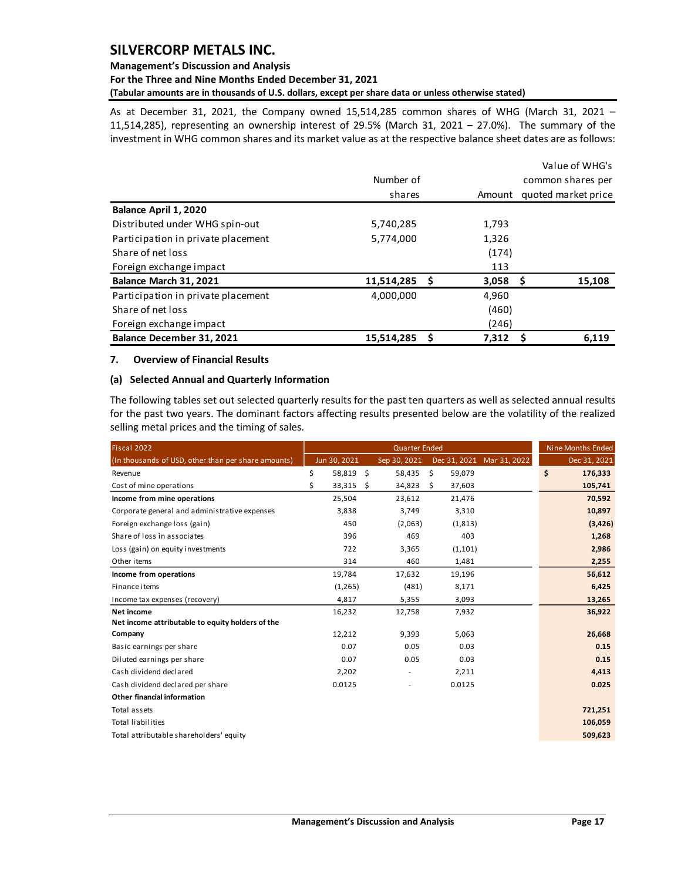As at December 31, 2021, the Company owned 15,514,285 common shares of WHG (March 31, 2021 – 11,514,285), representing an ownership interest of 29.5% (March 31, 2021 – 27.0%). The summary of the investment in WHG common shares and its market value as at the respective balance sheet dates are as follows:

| | Number of shares | Amount | Value of WHG's common shares per quoted market price |
|---|---|---|---|
| **Balance April 1, 2020** | | | |
| Distributed under WHG spin-out | 5,740,285 | 1,793 | |
| Participation in private placement | 5,774,000 | 1,326 | |
| Share of net loss | | (174) | |
| Foreign exchange impact | | 113 | |
| **Balance March 31, 2021** | **11,514,285** | **$ 3,058** | **$ 15,108** |
| Participation in private placement | 4,000,000 | 4,960 | |
| Share of net loss | | (460) | |
| Foreign exchange impact | | (246) | |
| **Balance December 31, 2021** | **15,514,285** | **$ 7,312** | **$ 6,119** |

## 7. Overview of Financial Results

### (a) Selected Annual and Quarterly Information

The following tables set out selected quarterly results for the past ten quarters as well as selected annual results for the past two years. The dominant factors affecting results presented below are the volatility of the realized selling metal prices and the timing of sales.

| Fiscal 2022 | Quarter Ended | | | | Nine Months Ended |
|---|---|---|---|---|---|
| (In thousands of USD, other than per share amounts) | Jun 30, 2021 | Sep 30, 2021 | Dec 31, 2021 | Mar 31, 2022 | Dec 31, 2021 |
| Revenue | $ 58,819 | $ 58,435 | $ 59,079 | | **$ 176,333** |
| Cost of mine operations | $ 33,315 | $ 34,823 | $ 37,603 | | **105,741** |
| **Income from mine operations** | 25,504 | 23,612 | 21,476 | | **70,592** |
| Corporate general and administrative expenses | 3,838 | 3,749 | 3,310 | | **10,897** |
| Foreign exchange loss (gain) | 450 | (2,063) | (1,813) | | **(3,426)** |
| Share of loss in associates | 396 | 469 | 403 | | **1,268** |
| Loss (gain) on equity investments | 722 | 3,365 | (1,101) | | **2,986** |
| Other items | 314 | 460 | 1,481 | | **2,255** |
| **Income from operations** | 19,784 | 17,632 | 19,196 | | **56,612** |
| Finance items | (1,265) | (481) | 8,171 | | **6,425** |
| Income tax expenses (recovery) | 4,817 | 5,355 | 3,093 | | **13,265** |
| **Net income** | 16,232 | 12,758 | 7,932 | | **36,922** |
| **Net income attributable to equity holders of the Company** | 12,212 | 9,393 | 5,063 | | **26,668** |
| Basic earnings per share | 0.07 | 0.05 | 0.03 | | **0.15** |
| Diluted earnings per share | 0.07 | 0.05 | 0.03 | | **0.15** |
| Cash dividend declared | 2,202 | - | 2,211 | | **4,413** |
| Cash dividend declared per share | 0.0125 | - | 0.0125 | | **0.025** |
| **Other financial information** | | | | | |
| Total assets | | | | | **721,251** |
| Total liabilities | | | | | **106,059** |
| Total attributable shareholders' equity | | | | | **509,623** |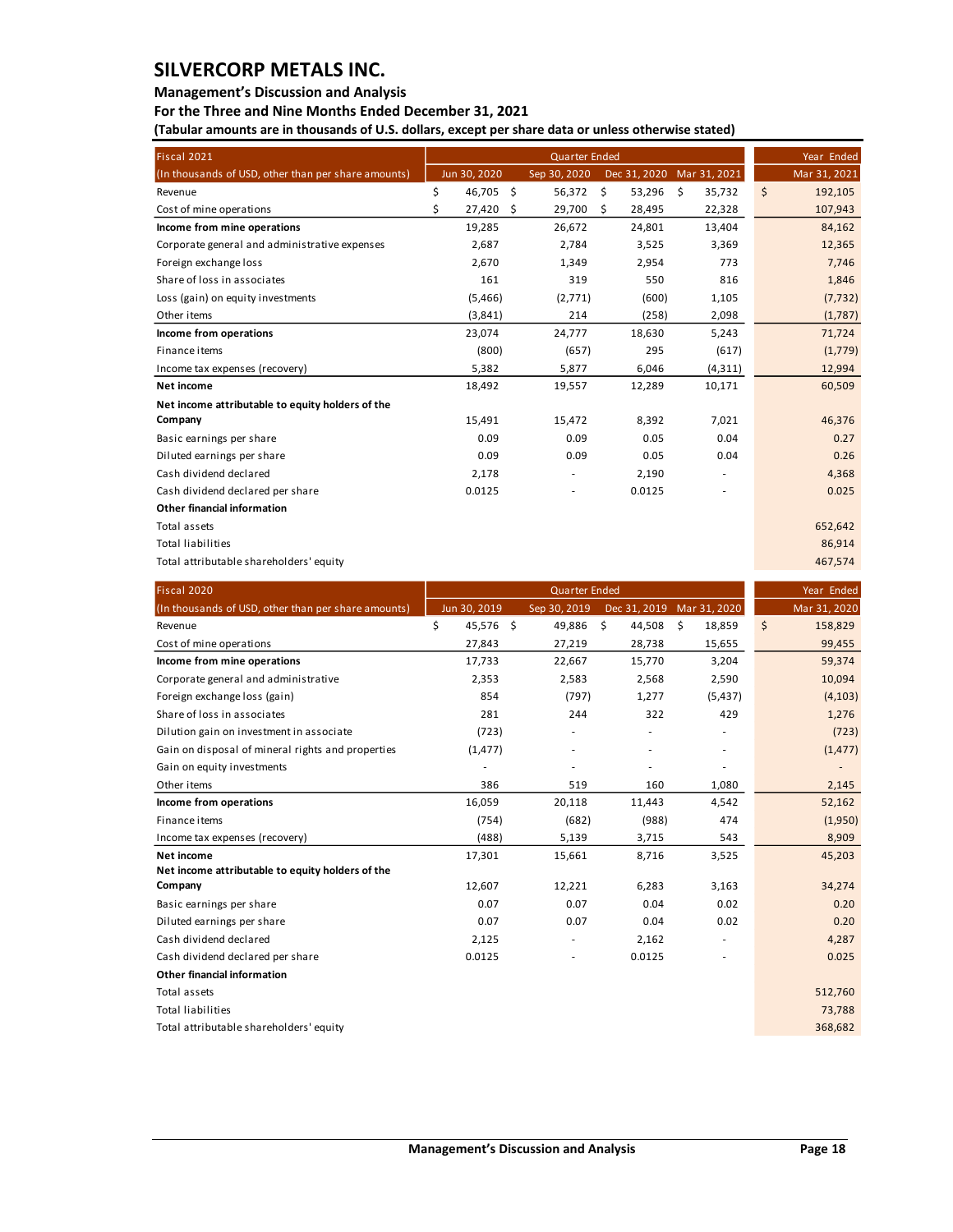# SILVERCORP METALS INC.

### Management's Discussion and Analysis

### For the Three and Nine Months Ended December 31, 2021

### (Tabular amounts are in thousands of U.S. dollars, except per share data or unless otherwise stated)

| Fiscal 2021 | Quarter Ended | | | | Year Ended |
|---|---|---|---|---|---|
| (In thousands of USD, other than per share amounts) | Jun 30, 2020 | Sep 30, 2020 | Dec 31, 2020 | Mar 31, 2021 | Mar 31, 2021 |
| Revenue | $ 46,705 | $ 56,372 | $ 53,296 | $ 35,732 | $ 192,105 |
| Cost of mine operations | $ 27,420 | $ 29,700 | $ 28,495 | 22,328 | 107,943 |
| **Income from mine operations** | 19,285 | 26,672 | 24,801 | 13,404 | 84,162 |
| Corporate general and administrative expenses | 2,687 | 2,784 | 3,525 | 3,369 | 12,365 |
| Foreign exchange loss | 2,670 | 1,349 | 2,954 | 773 | 7,746 |
| Share of loss in associates | 161 | 319 | 550 | 816 | 1,846 |
| Loss (gain) on equity investments | (5,466) | (2,771) | (600) | 1,105 | (7,732) |
| Other items | (3,841) | 214 | (258) | 2,098 | (1,787) |
| **Income from operations** | 23,074 | 24,777 | 18,630 | 5,243 | 71,724 |
| Finance items | (800) | (657) | 295 | (617) | (1,779) |
| Income tax expenses (recovery) | 5,382 | 5,877 | 6,046 | (4,311) | 12,994 |
| **Net income** | 18,492 | 19,557 | 12,289 | 10,171 | 60,509 |
| **Net income attributable to equity holders of the Company** | 15,491 | 15,472 | 8,392 | 7,021 | 46,376 |
| Basic earnings per share | 0.09 | 0.09 | 0.05 | 0.04 | 0.27 |
| Diluted earnings per share | 0.09 | 0.09 | 0.05 | 0.04 | 0.26 |
| Cash dividend declared | 2,178 | - | 2,190 | - | 4,368 |
| Cash dividend declared per share | 0.0125 | - | 0.0125 | - | 0.025 |
| **Other financial information** | | | | | |
| Total assets | | | | | 652,642 |
| Total liabilities | | | | | 86,914 |
| Total attributable shareholders' equity | | | | | 467,574 |

| Fiscal 2020 | Quarter Ended | | | | Year Ended |
|---|---|---|---|---|---|
| (In thousands of USD, other than per share amounts) | Jun 30, 2019 | Sep 30, 2019 | Dec 31, 2019 | Mar 31, 2020 | Mar 31, 2020 |
| Revenue | $ 45,576 | $ 49,886 | $ 44,508 | $ 18,859 | $ 158,829 |
| Cost of mine operations | 27,843 | 27,219 | 28,738 | 15,655 | 99,455 |
| **Income from mine operations** | 17,733 | 22,667 | 15,770 | 3,204 | 59,374 |
| Corporate general and administrative | 2,353 | 2,583 | 2,568 | 2,590 | 10,094 |
| Foreign exchange loss (gain) | 854 | (797) | 1,277 | (5,437) | (4,103) |
| Share of loss in associates | 281 | 244 | 322 | 429 | 1,276 |
| Dilution gain on investment in associate | (723) | - | - | - | (723) |
| Gain on disposal of mineral rights and properties | (1,477) | - | - | - | (1,477) |
| Gain on equity investments | - | - | - | - | - |
| Other items | 386 | 519 | 160 | 1,080 | 2,145 |
| **Income from operations** | 16,059 | 20,118 | 11,443 | 4,542 | 52,162 |
| Finance items | (754) | (682) | (988) | 474 | (1,950) |
| Income tax expenses (recovery) | (488) | 5,139 | 3,715 | 543 | 8,909 |
| **Net income** | 17,301 | 15,661 | 8,716 | 3,525 | 45,203 |
| **Net income attributable to equity holders of the Company** | 12,607 | 12,221 | 6,283 | 3,163 | 34,274 |
| Basic earnings per share | 0.07 | 0.07 | 0.04 | 0.02 | 0.20 |
| Diluted earnings per share | 0.07 | 0.07 | 0.04 | 0.02 | 0.20 |
| Cash dividend declared | 2,125 | - | 2,162 | - | 4,287 |
| Cash dividend declared per share | 0.0125 | - | 0.0125 | - | 0.025 |
| **Other financial information** | | | | | |
| Total assets | | | | | 512,760 |
| Total liabilities | | | | | 73,788 |
| Total attributable shareholders' equity | | | | | 368,682 |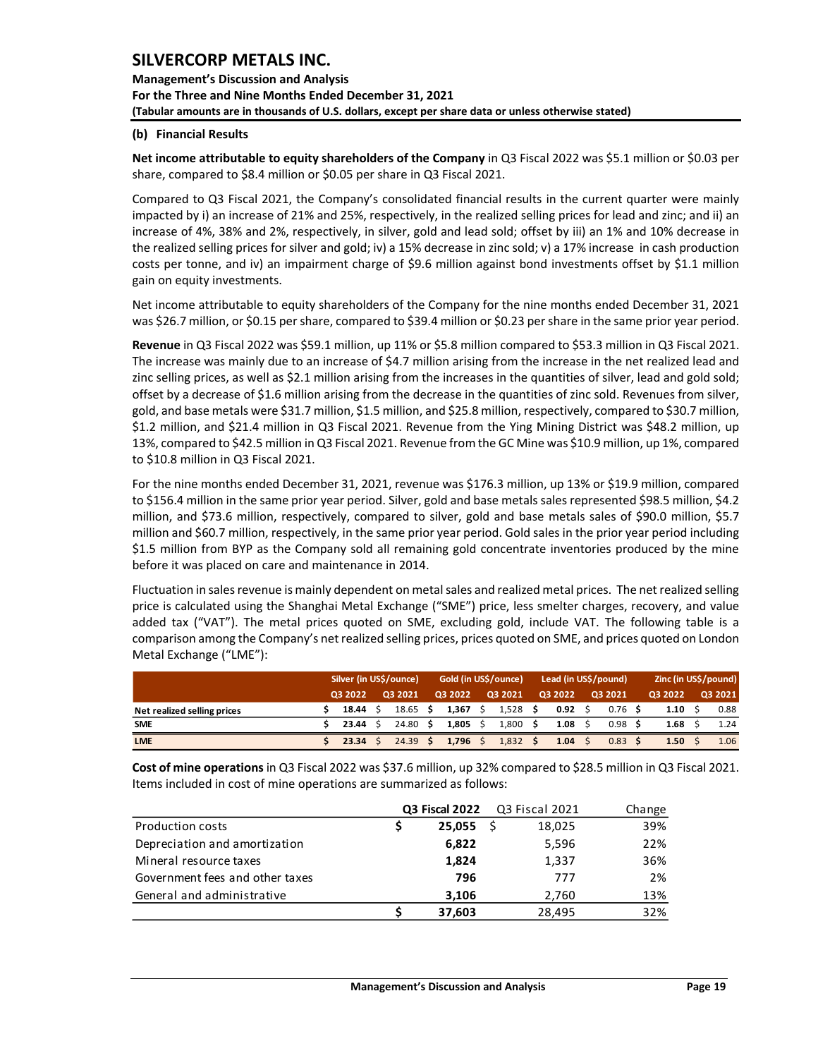### (b) Financial Results

**Net income attributable to equity shareholders of the Company** in Q3 Fiscal 2022 was $5.1 million or $0.03 per share, compared to $8.4 million or $0.05 per share in Q3 Fiscal 2021.

Compared to Q3 Fiscal 2021, the Company's consolidated financial results in the current quarter were mainly impacted by i) an increase of 21% and 25%, respectively, in the realized selling prices for lead and zinc; and ii) an increase of 4%, 38% and 2%, respectively, in silver, gold and lead sold; offset by iii) an 1% and 10% decrease in the realized selling prices for silver and gold; iv) a 15% decrease in zinc sold; v) a 17% increase in cash production costs per tonne, and iv) an impairment charge of $9.6 million against bond investments offset by $1.1 million gain on equity investments.

Net income attributable to equity shareholders of the Company for the nine months ended December 31, 2021 was $26.7 million, or $0.15 per share, compared to $39.4 million or $0.23 per share in the same prior year period.

**Revenue** in Q3 Fiscal 2022 was $59.1 million, up 11% or $5.8 million compared to $53.3 million in Q3 Fiscal 2021. The increase was mainly due to an increase of $4.7 million arising from the increase in the net realized lead and zinc selling prices, as well as $2.1 million arising from the increases in the quantities of silver, lead and gold sold; offset by a decrease of $1.6 million arising from the decrease in the quantities of zinc sold. Revenues from silver, gold, and base metals were $31.7 million, $1.5 million, and $25.8 million, respectively, compared to $30.7 million, $1.2 million, and $21.4 million in Q3 Fiscal 2021. Revenue from the Ying Mining District was $48.2 million, up 13%, compared to $42.5 million in Q3 Fiscal 2021. Revenue from the GC Mine was $10.9 million, up 1%, compared to $10.8 million in Q3 Fiscal 2021.

For the nine months ended December 31, 2021, revenue was $176.3 million, up 13% or $19.9 million, compared to $156.4 million in the same prior year period. Silver, gold and base metals sales represented $98.5 million, $4.2 million, and $73.6 million, respectively, compared to silver, gold and base metals sales of $90.0 million, $5.7 million and $60.7 million, respectively, in the same prior year period. Gold sales in the prior year period including $1.5 million from BYP as the Company sold all remaining gold concentrate inventories produced by the mine before it was placed on care and maintenance in 2014.

Fluctuation in sales revenue is mainly dependent on metal sales and realized metal prices. The net realized selling price is calculated using the Shanghai Metal Exchange ("SME") price, less smelter charges, recovery, and value added tax ("VAT"). The metal prices quoted on SME, excluding gold, include VAT. The following table is a comparison among the Company's net realized selling prices, prices quoted on SME, and prices quoted on London Metal Exchange ("LME"):

| | Silver (in US$/ounce) | | Gold (in US$/ounce) | | Lead (in US$/pound) | | Zinc (in US$/pound) | |
|---|---|---|---|---|---|---|---|---|
| | Q3 2022 | Q3 2021 | Q3 2022 | Q3 2021 | Q3 2022 | Q3 2021 | Q3 2022 | Q3 2021 |
| Net realized selling prices | $ 18.44 | $ 18.65 | $ 1,367 | $ 1,528 | $ 0.92 | $ 0.76 | $ 1.10 | $ 0.88 |
| SME | $ 23.44 | $ 24.80 | $ 1,805 | $ 1,800 | $ 1.08 | $ 0.98 | $ 1.68 | $ 1.24 |
| LME | $ 23.34 | $ 24.39 | $ 1,796 | $ 1,832 | $ 1.04 | $ 0.83 | $ 1.50 | $ 1.06 |

**Cost of mine operations** in Q3 Fiscal 2022 was $37.6 million, up 32% compared to $28.5 million in Q3 Fiscal 2021. Items included in cost of mine operations are summarized as follows:

| | Q3 Fiscal 2022 | Q3 Fiscal 2021 | Change |
|---|---|---|---|
| Production costs | $ 25,055 | $ 18,025 | 39% |
| Depreciation and amortization | 6,822 | 5,596 | 22% |
| Mineral resource taxes | 1,824 | 1,337 | 36% |
| Government fees and other taxes | 796 | 777 | 2% |
| General and administrative | 3,106 | 2,760 | 13% |
| | $ 37,603 | 28,495 | 32% |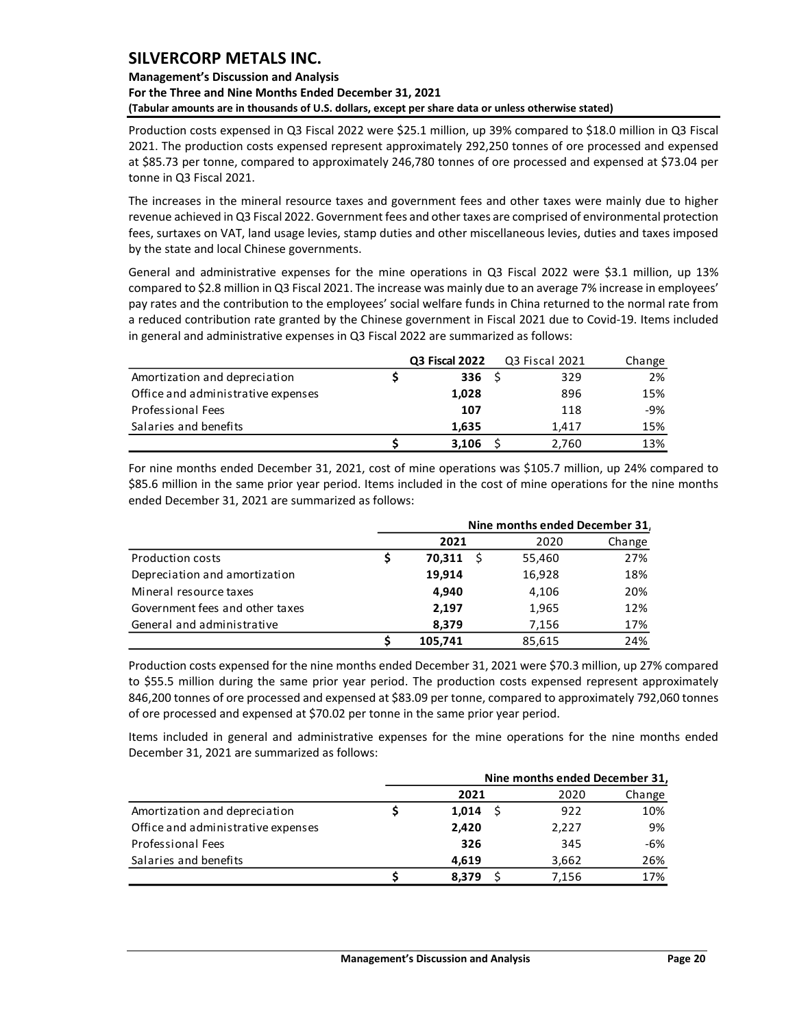Production costs expensed in Q3 Fiscal 2022 were $25.1 million, up 39% compared to $18.0 million in Q3 Fiscal 2021. The production costs expensed represent approximately 292,250 tonnes of ore processed and expensed at $85.73 per tonne, compared to approximately 246,780 tonnes of ore processed and expensed at $73.04 per tonne in Q3 Fiscal 2021.

The increases in the mineral resource taxes and government fees and other taxes were mainly due to higher revenue achieved in Q3 Fiscal 2022. Government fees and other taxes are comprised of environmental protection fees, surtaxes on VAT, land usage levies, stamp duties and other miscellaneous levies, duties and taxes imposed by the state and local Chinese governments.

General and administrative expenses for the mine operations in Q3 Fiscal 2022 were $3.1 million, up 13% compared to $2.8 million in Q3 Fiscal 2021. The increase was mainly due to an average 7% increase in employees' pay rates and the contribution to the employees' social welfare funds in China returned to the normal rate from a reduced contribution rate granted by the Chinese government in Fiscal 2021 due to Covid-19. Items included in general and administrative expenses in Q3 Fiscal 2022 are summarized as follows:

| | Q3 Fiscal 2022 | Q3 Fiscal 2021 | Change |
|---|---|---|---|
| Amortization and depreciation | $ **336** | $ 329 | 2% |
| Office and administrative expenses | **1,028** | 896 | 15% |
| Professional Fees | **107** | 118 | -9% |
| Salaries and benefits | **1,635** | 1,417 | 15% |
| | $ **3,106** | $ 2,760 | 13% |

For nine months ended December 31, 2021, cost of mine operations was $105.7 million, up 24% compared to $85.6 million in the same prior year period. Items included in the cost of mine operations for the nine months ended December 31, 2021 are summarized as follows:

| | Nine months ended December 31, | | |
|---|---|---|---|
| | 2021 | 2020 | Change |
| Production costs | $ **70,311** | $ 55,460 | 27% |
| Depreciation and amortization | **19,914** | 16,928 | 18% |
| Mineral resource taxes | **4,940** | 4,106 | 20% |
| Government fees and other taxes | **2,197** | 1,965 | 12% |
| General and administrative | **8,379** | 7,156 | 17% |
| | $ **105,741** | 85,615 | 24% |

Production costs expensed for the nine months ended December 31, 2021 were $70.3 million, up 27% compared to $55.5 million during the same prior year period. The production costs expensed represent approximately 846,200 tonnes of ore processed and expensed at $83.09 per tonne, compared to approximately 792,060 tonnes of ore processed and expensed at $70.02 per tonne in the same prior year period.

Items included in general and administrative expenses for the mine operations for the nine months ended December 31, 2021 are summarized as follows:

| | Nine months ended December 31, | | |
|---|---|---|---|
| | 2021 | 2020 | Change |
| Amortization and depreciation | $ **1,014** | $ 922 | 10% |
| Office and administrative expenses | **2,420** | 2,227 | 9% |
| Professional Fees | **326** | 345 | -6% |
| Salaries and benefits | **4,619** | 3,662 | 26% |
| | $ **8,379** | $ 7,156 | 17% |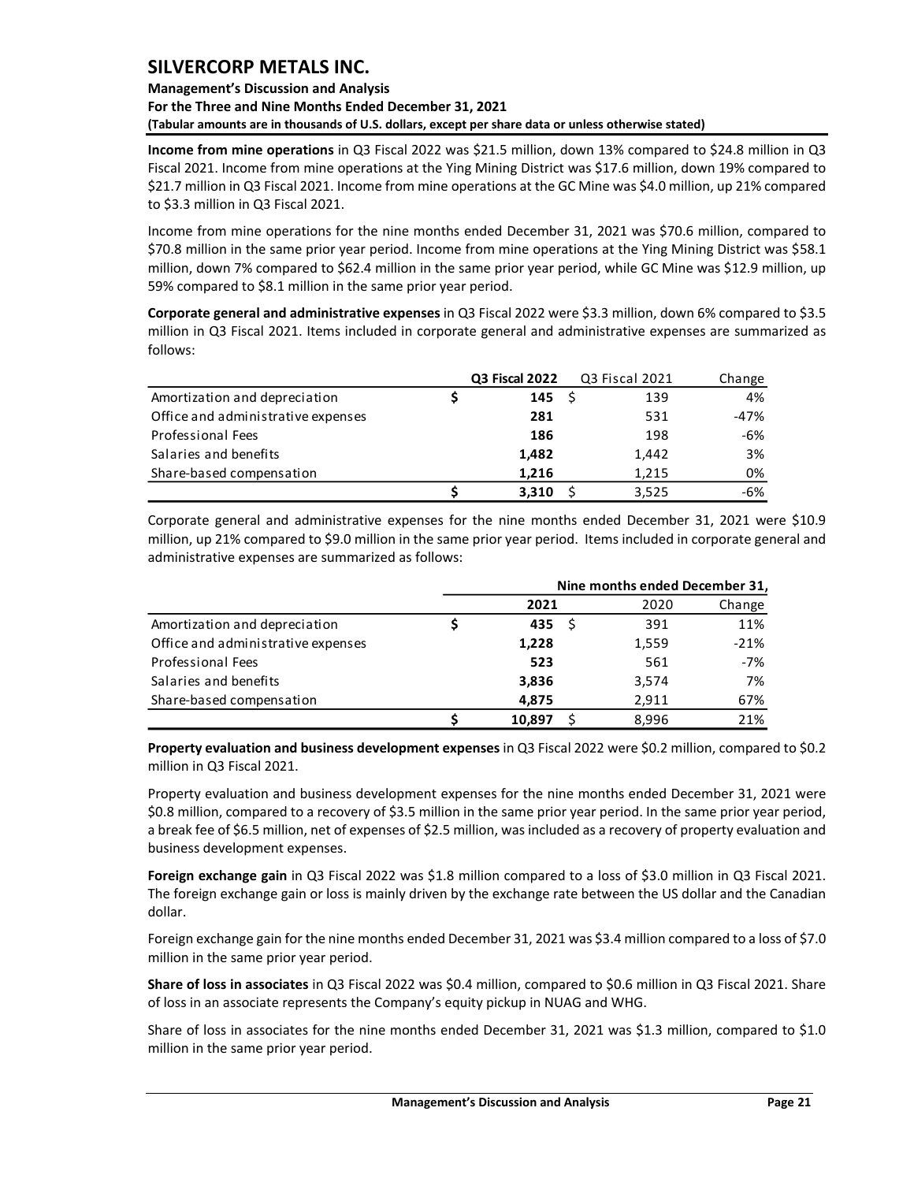**Income from mine operations** in Q3 Fiscal 2022 was $21.5 million, down 13% compared to $24.8 million in Q3 Fiscal 2021. Income from mine operations at the Ying Mining District was $17.6 million, down 19% compared to $21.7 million in Q3 Fiscal 2021. Income from mine operations at the GC Mine was $4.0 million, up 21% compared to $3.3 million in Q3 Fiscal 2021.

Income from mine operations for the nine months ended December 31, 2021 was $70.6 million, compared to $70.8 million in the same prior year period. Income from mine operations at the Ying Mining District was $58.1 million, down 7% compared to $62.4 million in the same prior year period, while GC Mine was $12.9 million, up 59% compared to $8.1 million in the same prior year period.

**Corporate general and administrative expenses** in Q3 Fiscal 2022 were $3.3 million, down 6% compared to $3.5 million in Q3 Fiscal 2021. Items included in corporate general and administrative expenses are summarized as follows:

| | Q3 Fiscal 2022 | Q3 Fiscal 2021 | Change |
|---|---|---|---|
| Amortization and depreciation | $ **145** | $ 139 | 4% |
| Office and administrative expenses | **281** | 531 | -47% |
| Professional Fees | **186** | 198 | -6% |
| Salaries and benefits | **1,482** | 1,442 | 3% |
| Share-based compensation | **1,216** | 1,215 | 0% |
| | $ **3,310** | $ 3,525 | -6% |

Corporate general and administrative expenses for the nine months ended December 31, 2021 were $10.9 million, up 21% compared to $9.0 million in the same prior year period. Items included in corporate general and administrative expenses are summarized as follows:

| | Nine months ended December 31, | | |
|---|---|---|---|
| | 2021 | 2020 | Change |
| Amortization and depreciation | $ **435** | $ 391 | 11% |
| Office and administrative expenses | **1,228** | 1,559 | -21% |
| Professional Fees | **523** | 561 | -7% |
| Salaries and benefits | **3,836** | 3,574 | 7% |
| Share-based compensation | **4,875** | 2,911 | 67% |
| | $ **10,897** | $ 8,996 | 21% |

**Property evaluation and business development expenses** in Q3 Fiscal 2022 were $0.2 million, compared to $0.2 million in Q3 Fiscal 2021.

Property evaluation and business development expenses for the nine months ended December 31, 2021 were $0.8 million, compared to a recovery of $3.5 million in the same prior year period. In the same prior year period, a break fee of $6.5 million, net of expenses of $2.5 million, was included as a recovery of property evaluation and business development expenses.

**Foreign exchange gain** in Q3 Fiscal 2022 was $1.8 million compared to a loss of $3.0 million in Q3 Fiscal 2021. The foreign exchange gain or loss is mainly driven by the exchange rate between the US dollar and the Canadian dollar.

Foreign exchange gain for the nine months ended December 31, 2021 was $3.4 million compared to a loss of $7.0 million in the same prior year period.

**Share of loss in associates** in Q3 Fiscal 2022 was $0.4 million, compared to $0.6 million in Q3 Fiscal 2021. Share of loss in an associate represents the Company's equity pickup in NUAG and WHG.

Share of loss in associates for the nine months ended December 31, 2021 was $1.3 million, compared to $1.0 million in the same prior year period.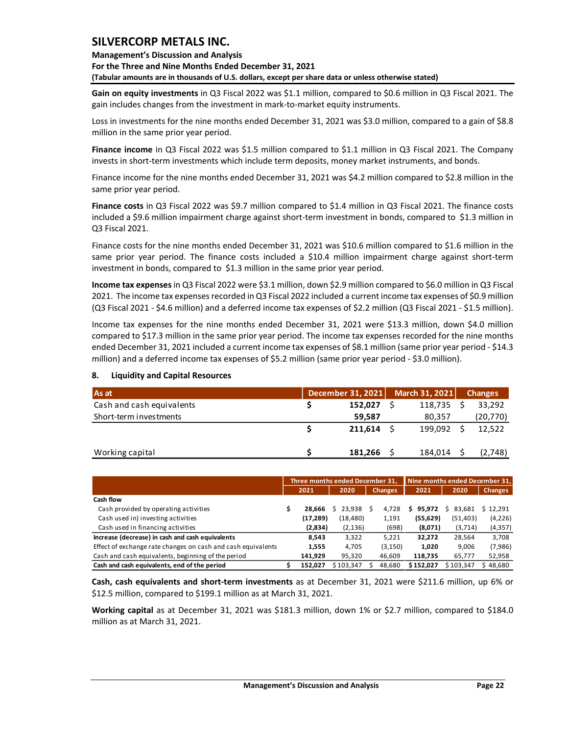**Gain on equity investments** in Q3 Fiscal 2022 was $1.1 million, compared to $0.6 million in Q3 Fiscal 2021. The gain includes changes from the investment in mark-to-market equity instruments.

Loss in investments for the nine months ended December 31, 2021 was $3.0 million, compared to a gain of $8.8 million in the same prior year period.

**Finance income** in Q3 Fiscal 2022 was $1.5 million compared to $1.1 million in Q3 Fiscal 2021. The Company invests in short-term investments which include term deposits, money market instruments, and bonds.

Finance income for the nine months ended December 31, 2021 was $4.2 million compared to $2.8 million in the same prior year period.

**Finance costs** in Q3 Fiscal 2022 was $9.7 million compared to $1.4 million in Q3 Fiscal 2021. The finance costs included a $9.6 million impairment charge against short-term investment in bonds, compared to $1.3 million in Q3 Fiscal 2021.

Finance costs for the nine months ended December 31, 2021 was $10.6 million compared to $1.6 million in the same prior year period. The finance costs included a $10.4 million impairment charge against short-term investment in bonds, compared to $1.3 million in the same prior year period.

**Income tax expenses** in Q3 Fiscal 2022 were $3.1 million, down $2.9 million compared to $6.0 million in Q3 Fiscal 2021. The income tax expenses recorded in Q3 Fiscal 2022 included a current income tax expenses of $0.9 million (Q3 Fiscal 2021 - $4.6 million) and a deferred income tax expenses of $2.2 million (Q3 Fiscal 2021 - $1.5 million).

Income tax expenses for the nine months ended December 31, 2021 were $13.3 million, down $4.0 million compared to $17.3 million in the same prior year period. The income tax expenses recorded for the nine months ended December 31, 2021 included a current income tax expenses of $8.1 million (same prior year period - $14.3 million) and a deferred income tax expenses of $5.2 million (same prior year period - $3.0 million).

## 8. Liquidity and Capital Resources

| As at | December 31, 2021 | March 31, 2021 | Changes |
|---|---|---|---|
| Cash and cash equivalents | $ **152,027** | $ 118,735 | $ 33,292 |
| Short-term investments | **59,587** | 80,357 | (20,770) |
| | $ **211,614** | $ 199,092 | $ 12,522 |
| Working capital | $ **181,266** | $ 184,014 | $ (2,748) |

| | Three months ended December 31, | | | Nine months ended December 31, | | |
|---|---|---|---|---|---|---|
| | 2021 | 2020 | Changes | 2021 | 2020 | Changes |
| **Cash flow** | | | | | | |
| Cash provided by operating activities | $ **28,666** | $ 23,938 | $ 4,728 | $ **95,972** | $ 83,681 | $ 12,291 |
| Cash used in) investing activities | **(17,289)** | (18,480) | 1,191 | **(55,629)** | (51,403) | (4,226) |
| Cash used in financing activities | **(2,834)** | (2,136) | (698) | **(8,071)** | (3,714) | (4,357) |
| **Increase (decrease) in cash and cash equivalents** | **8,543** | 3,322 | 5,221 | **32,272** | 28,564 | 3,708 |
| Effect of exchange rate changes on cash and cash equivalents | **1,555** | 4,705 | (3,150) | **1,020** | 9,006 | (7,986) |
| Cash and cash equivalents, beginning of the period | **141,929** | 95,320 | 46,609 | **118,735** | 65,777 | 52,958 |
| **Cash and cash equivalents, end of the period** | $ **152,027** | $ 103,347 | $ 48,680 | $ **152,027** | $ 103,347 | $ 48,680 |

**Cash, cash equivalents and short-term investments** as at December 31, 2021 were $211.6 million, up 6% or $12.5 million, compared to $199.1 million as at March 31, 2021.

**Working capital** as at December 31, 2021 was $181.3 million, down 1% or $2.7 million, compared to $184.0 million as at March 31, 2021.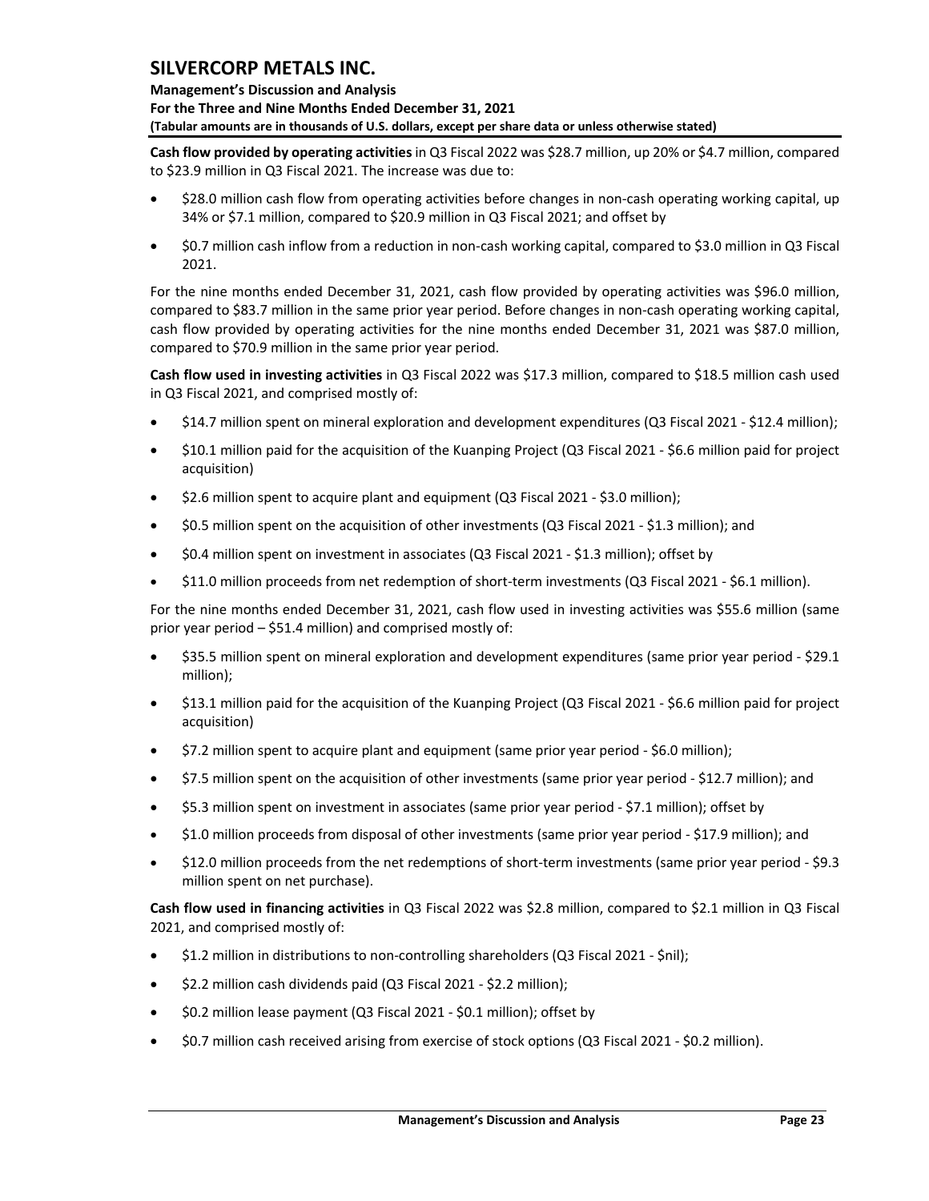**Cash flow provided by operating activities** in Q3 Fiscal 2022 was $28.7 million, up 20% or $4.7 million, compared to $23.9 million in Q3 Fiscal 2021. The increase was due to:

- $28.0 million cash flow from operating activities before changes in non-cash operating working capital, up 34% or $7.1 million, compared to $20.9 million in Q3 Fiscal 2021; and offset by
- $0.7 million cash inflow from a reduction in non-cash working capital, compared to $3.0 million in Q3 Fiscal 2021.

For the nine months ended December 31, 2021, cash flow provided by operating activities was $96.0 million, compared to $83.7 million in the same prior year period. Before changes in non-cash operating working capital, cash flow provided by operating activities for the nine months ended December 31, 2021 was $87.0 million, compared to $70.9 million in the same prior year period.

**Cash flow used in investing activities** in Q3 Fiscal 2022 was $17.3 million, compared to $18.5 million cash used in Q3 Fiscal 2021, and comprised mostly of:

- $14.7 million spent on mineral exploration and development expenditures (Q3 Fiscal 2021 - $12.4 million);
- $10.1 million paid for the acquisition of the Kuanping Project (Q3 Fiscal 2021 - $6.6 million paid for project acquisition)
- $2.6 million spent to acquire plant and equipment (Q3 Fiscal 2021 - $3.0 million);
- $0.5 million spent on the acquisition of other investments (Q3 Fiscal 2021 - $1.3 million); and
- $0.4 million spent on investment in associates (Q3 Fiscal 2021 - $1.3 million); offset by
- $11.0 million proceeds from net redemption of short-term investments (Q3 Fiscal 2021 - $6.1 million).

For the nine months ended December 31, 2021, cash flow used in investing activities was $55.6 million (same prior year period – $51.4 million) and comprised mostly of:

- $35.5 million spent on mineral exploration and development expenditures (same prior year period - $29.1 million);
- $13.1 million paid for the acquisition of the Kuanping Project (Q3 Fiscal 2021 - $6.6 million paid for project acquisition)
- $7.2 million spent to acquire plant and equipment (same prior year period - $6.0 million);
- $7.5 million spent on the acquisition of other investments (same prior year period - $12.7 million); and
- $5.3 million spent on investment in associates (same prior year period - $7.1 million); offset by
- $1.0 million proceeds from disposal of other investments (same prior year period - $17.9 million); and
- $12.0 million proceeds from the net redemptions of short-term investments (same prior year period - $9.3 million spent on net purchase).

**Cash flow used in financing activities** in Q3 Fiscal 2022 was $2.8 million, compared to $2.1 million in Q3 Fiscal 2021, and comprised mostly of:

- $1.2 million in distributions to non-controlling shareholders (Q3 Fiscal 2021 - $nil);
- $2.2 million cash dividends paid (Q3 Fiscal 2021 - $2.2 million);
- $0.2 million lease payment (Q3 Fiscal 2021 - $0.1 million); offset by
- $0.7 million cash received arising from exercise of stock options (Q3 Fiscal 2021 - $0.2 million).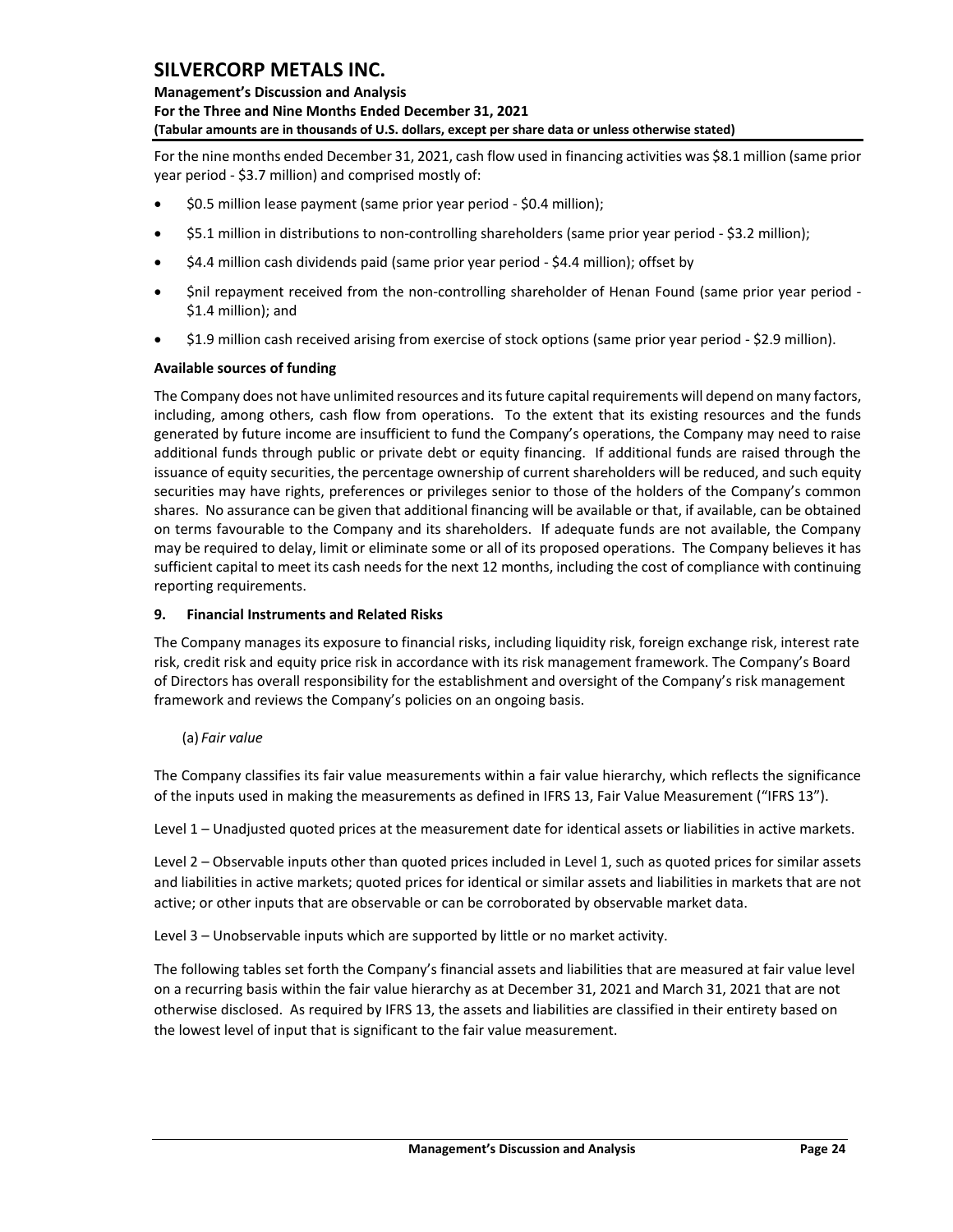For the nine months ended December 31, 2021, cash flow used in financing activities was $8.1 million (same prior year period - $3.7 million) and comprised mostly of:

- $0.5 million lease payment (same prior year period - $0.4 million);
- $5.1 million in distributions to non-controlling shareholders (same prior year period - $3.2 million);
- $4.4 million cash dividends paid (same prior year period - $4.4 million); offset by
- $nil repayment received from the non-controlling shareholder of Henan Found (same prior year period - $1.4 million); and
- $1.9 million cash received arising from exercise of stock options (same prior year period - $2.9 million).

**Available sources of funding**

The Company does not have unlimited resources and its future capital requirements will depend on many factors, including, among others, cash flow from operations. To the extent that its existing resources and the funds generated by future income are insufficient to fund the Company's operations, the Company may need to raise additional funds through public or private debt or equity financing. If additional funds are raised through the issuance of equity securities, the percentage ownership of current shareholders will be reduced, and such equity securities may have rights, preferences or privileges senior to those of the holders of the Company's common shares. No assurance can be given that additional financing will be available or that, if available, can be obtained on terms favourable to the Company and its shareholders. If adequate funds are not available, the Company may be required to delay, limit or eliminate some or all of its proposed operations. The Company believes it has sufficient capital to meet its cash needs for the next 12 months, including the cost of compliance with continuing reporting requirements.

## 9. Financial Instruments and Related Risks

The Company manages its exposure to financial risks, including liquidity risk, foreign exchange risk, interest rate risk, credit risk and equity price risk in accordance with its risk management framework. The Company's Board of Directors has overall responsibility for the establishment and oversight of the Company's risk management framework and reviews the Company's policies on an ongoing basis.

(a) *Fair value*

The Company classifies its fair value measurements within a fair value hierarchy, which reflects the significance of the inputs used in making the measurements as defined in IFRS 13, Fair Value Measurement ("IFRS 13").

Level 1 – Unadjusted quoted prices at the measurement date for identical assets or liabilities in active markets.

Level 2 – Observable inputs other than quoted prices included in Level 1, such as quoted prices for similar assets and liabilities in active markets; quoted prices for identical or similar assets and liabilities in markets that are not active; or other inputs that are observable or can be corroborated by observable market data.

Level 3 – Unobservable inputs which are supported by little or no market activity.

The following tables set forth the Company's financial assets and liabilities that are measured at fair value level on a recurring basis within the fair value hierarchy as at December 31, 2021 and March 31, 2021 that are not otherwise disclosed. As required by IFRS 13, the assets and liabilities are classified in their entirety based on the lowest level of input that is significant to the fair value measurement.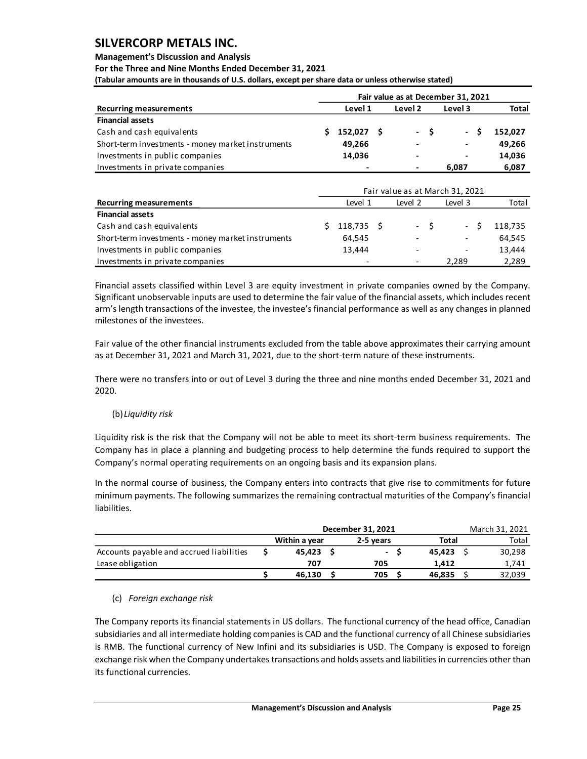| | Fair value as at December 31, 2021 | | | |
|---|---|---|---|---|
| **Recurring measurements** | **Level 1** | **Level 2** | **Level 3** | **Total** |
| **Financial assets** | | | | |
| Cash and cash equivalents | $ 152,027 | $ - | $ - | $ 152,027 |
| Short-term investments - money market instruments | 49,266 | - | - | 49,266 |
| Investments in public companies | 14,036 | - | - | 14,036 |
| Investments in private companies | - | - | 6,087 | 6,087 |

| | Fair value as at March 31, 2021 | | | |
|---|---|---|---|---|
| **Recurring measurements** | Level 1 | Level 2 | Level 3 | Total |
| **Financial assets** | | | | |
| Cash and cash equivalents | $ 118,735 | $ - | $ - | $ 118,735 |
| Short-term investments - money market instruments | 64,545 | - | - | 64,545 |
| Investments in public companies | 13,444 | - | - | 13,444 |
| Investments in private companies | - | - | 2,289 | 2,289 |

Financial assets classified within Level 3 are equity investment in private companies owned by the Company. Significant unobservable inputs are used to determine the fair value of the financial assets, which includes recent arm's length transactions of the investee, the investee's financial performance as well as any changes in planned milestones of the investees.

Fair value of the other financial instruments excluded from the table above approximates their carrying amount as at December 31, 2021 and March 31, 2021, due to the short-term nature of these instruments.

There were no transfers into or out of Level 3 during the three and nine months ended December 31, 2021 and 2020.

(b) *Liquidity risk*

Liquidity risk is the risk that the Company will not be able to meet its short-term business requirements. The Company has in place a planning and budgeting process to help determine the funds required to support the Company's normal operating requirements on an ongoing basis and its expansion plans.

In the normal course of business, the Company enters into contracts that give rise to commitments for future minimum payments. The following summarizes the remaining contractual maturities of the Company's financial liabilities.

| | December 31, 2021 | | | March 31, 2021 |
|---|---|---|---|---|
| | **Within a year** | **2-5 years** | **Total** | Total |
| Accounts payable and accrued liabilities | $ 45,423 | $ - | $ 45,423 | $ 30,298 |
| Lease obligation | 707 | 705 | 1,412 | 1,741 |
| | $ 46,130 | $ 705 | $ 46,835 | $ 32,039 |

(c) *Foreign exchange risk*

The Company reports its financial statements in US dollars. The functional currency of the head office, Canadian subsidiaries and all intermediate holding companies is CAD and the functional currency of all Chinese subsidiaries is RMB. The functional currency of New Infini and its subsidiaries is USD. The Company is exposed to foreign exchange risk when the Company undertakes transactions and holds assets and liabilities in currencies other than its functional currencies.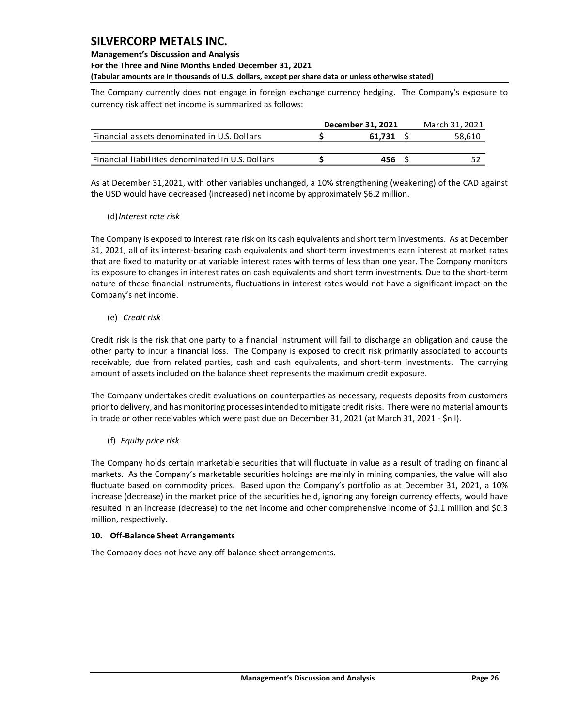The Company currently does not engage in foreign exchange currency hedging. The Company's exposure to currency risk affect net income is summarized as follows:

| | December 31, 2021 | March 31, 2021 |
|---|---|---|
| Financial assets denominated in U.S. Dollars | $ 61,731 | $ 58,610 |
| Financial liabilities denominated in U.S. Dollars | $ 456 | $ 52 |

As at December 31,2021, with other variables unchanged, a 10% strengthening (weakening) of the CAD against the USD would have decreased (increased) net income by approximately $6.2 million.

(d) *Interest rate risk*

The Company is exposed to interest rate risk on its cash equivalents and short term investments. As at December 31, 2021, all of its interest-bearing cash equivalents and short-term investments earn interest at market rates that are fixed to maturity or at variable interest rates with terms of less than one year. The Company monitors its exposure to changes in interest rates on cash equivalents and short term investments. Due to the short-term nature of these financial instruments, fluctuations in interest rates would not have a significant impact on the Company's net income.

(e) *Credit risk*

Credit risk is the risk that one party to a financial instrument will fail to discharge an obligation and cause the other party to incur a financial loss. The Company is exposed to credit risk primarily associated to accounts receivable, due from related parties, cash and cash equivalents, and short-term investments. The carrying amount of assets included on the balance sheet represents the maximum credit exposure.

The Company undertakes credit evaluations on counterparties as necessary, requests deposits from customers prior to delivery, and has monitoring processes intended to mitigate credit risks. There were no material amounts in trade or other receivables which were past due on December 31, 2021 (at March 31, 2021 - $nil).

(f) *Equity price risk*

The Company holds certain marketable securities that will fluctuate in value as a result of trading on financial markets. As the Company's marketable securities holdings are mainly in mining companies, the value will also fluctuate based on commodity prices. Based upon the Company's portfolio as at December 31, 2021, a 10% increase (decrease) in the market price of the securities held, ignoring any foreign currency effects, would have resulted in an increase (decrease) to the net income and other comprehensive income of $1.1 million and $0.3 million, respectively.

**10. Off-Balance Sheet Arrangements**

The Company does not have any off-balance sheet arrangements.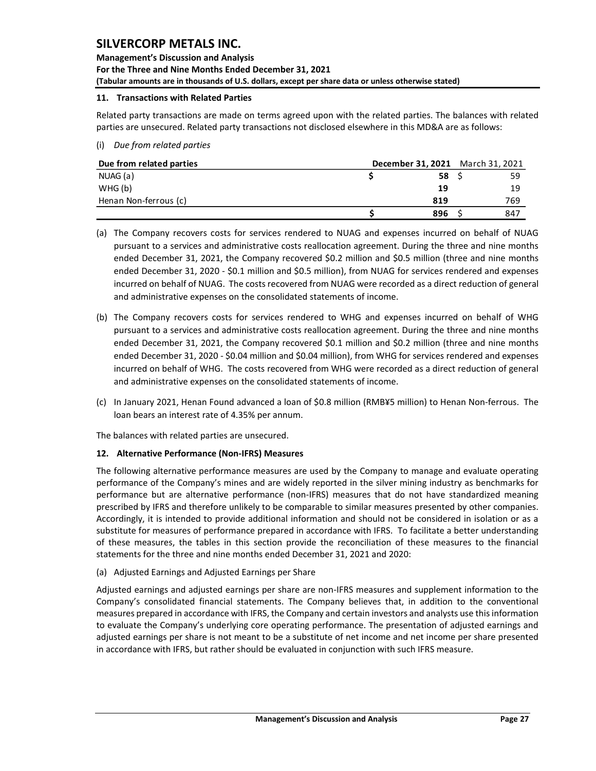### 11. Transactions with Related Parties

Related party transactions are made on terms agreed upon with the related parties. The balances with related parties are unsecured. Related party transactions not disclosed elsewhere in this MD&A are as follows:

(i) *Due from related parties*

| Due from related parties | December 31, 2021 | March 31, 2021 |
|---|---|---|
| NUAG (a) | $ 58 | $ 59 |
| WHG (b) | 19 | 19 |
| Henan Non-ferrous (c) | 819 | 769 |
| | $ 896 | $ 847 |

(a) The Company recovers costs for services rendered to NUAG and expenses incurred on behalf of NUAG pursuant to a services and administrative costs reallocation agreement. During the three and nine months ended December 31, 2021, the Company recovered $0.2 million and $0.5 million (three and nine months ended December 31, 2020 - $0.1 million and $0.5 million), from NUAG for services rendered and expenses incurred on behalf of NUAG. The costs recovered from NUAG were recorded as a direct reduction of general and administrative expenses on the consolidated statements of income.

(b) The Company recovers costs for services rendered to WHG and expenses incurred on behalf of WHG pursuant to a services and administrative costs reallocation agreement. During the three and nine months ended December 31, 2021, the Company recovered $0.1 million and $0.2 million (three and nine months ended December 31, 2020 - $0.04 million and $0.04 million), from WHG for services rendered and expenses incurred on behalf of WHG. The costs recovered from WHG were recorded as a direct reduction of general and administrative expenses on the consolidated statements of income.

(c) In January 2021, Henan Found advanced a loan of $0.8 million (RMB¥5 million) to Henan Non-ferrous. The loan bears an interest rate of 4.35% per annum.

The balances with related parties are unsecured.

### 12. Alternative Performance (Non-IFRS) Measures

The following alternative performance measures are used by the Company to manage and evaluate operating performance of the Company's mines and are widely reported in the silver mining industry as benchmarks for performance but are alternative performance (non-IFRS) measures that do not have standardized meaning prescribed by IFRS and therefore unlikely to be comparable to similar measures presented by other companies. Accordingly, it is intended to provide additional information and should not be considered in isolation or as a substitute for measures of performance prepared in accordance with IFRS. To facilitate a better understanding of these measures, the tables in this section provide the reconciliation of these measures to the financial statements for the three and nine months ended December 31, 2021 and 2020:

(a) Adjusted Earnings and Adjusted Earnings per Share

Adjusted earnings and adjusted earnings per share are non-IFRS measures and supplement information to the Company's consolidated financial statements. The Company believes that, in addition to the conventional measures prepared in accordance with IFRS, the Company and certain investors and analysts use this information to evaluate the Company's underlying core operating performance. The presentation of adjusted earnings and adjusted earnings per share is not meant to be a substitute of net income and net income per share presented in accordance with IFRS, but rather should be evaluated in conjunction with such IFRS measure.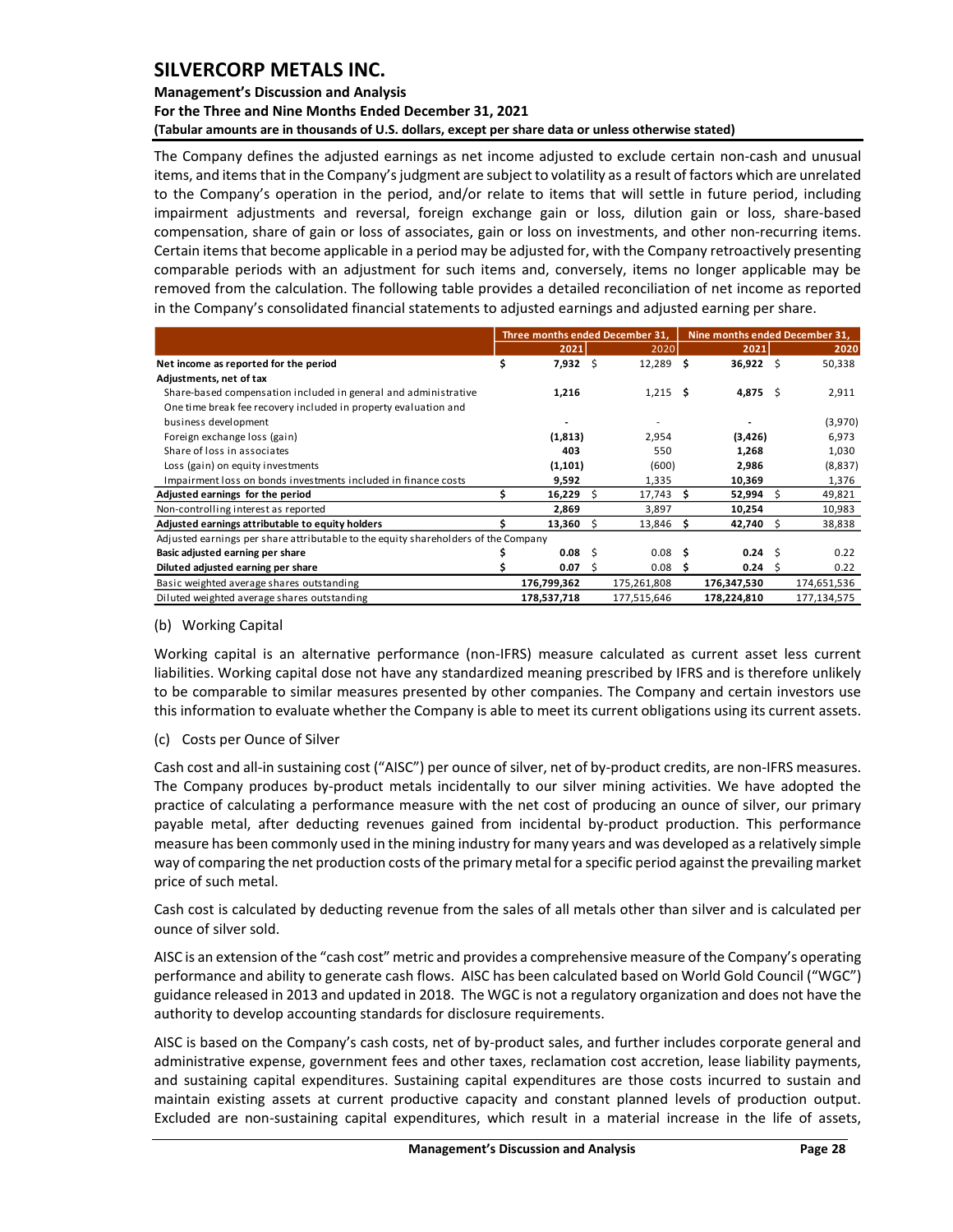The Company defines the adjusted earnings as net income adjusted to exclude certain non-cash and unusual items, and items that in the Company's judgment are subject to volatility as a result of factors which are unrelated to the Company's operation in the period, and/or relate to items that will settle in future period, including impairment adjustments and reversal, foreign exchange gain or loss, dilution gain or loss, share-based compensation, share of gain or loss of associates, gain or loss on investments, and other non-recurring items. Certain items that become applicable in a period may be adjusted for, with the Company retroactively presenting comparable periods with an adjustment for such items and, conversely, items no longer applicable may be removed from the calculation. The following table provides a detailed reconciliation of net income as reported in the Company's consolidated financial statements to adjusted earnings and adjusted earning per share.

| | Three months ended December 31, | | Nine months ended December 31, | |
|---|---|---|---|---|
| | 2021 | 2020 | 2021 | 2020 |
| **Net income as reported for the period** | $ **7,932** | $ 12,289 | $ **36,922** | $ 50,338 |
| **Adjustments, net of tax** | | | | |
| Share-based compensation included in general and administrative | **1,216** | 1,215 | $ **4,875** | $ 2,911 |
| One time break fee recovery included in property evaluation and business development | **-** | - | **-** | (3,970) |
| Foreign exchange loss (gain) | **(1,813)** | 2,954 | **(3,426)** | 6,973 |
| Share of loss in associates | **403** | 550 | **1,268** | 1,030 |
| Loss (gain) on equity investments | **(1,101)** | (600) | **2,986** | (8,837) |
| Impairment loss on bonds investments included in finance costs | **9,592** | 1,335 | **10,369** | 1,376 |
| **Adjusted earnings for the period** | $ **16,229** | $ 17,743 | $ **52,994** | $ 49,821 |
| Non-controlling interest as reported | **2,869** | 3,897 | **10,254** | 10,983 |
| **Adjusted earnings attributable to equity holders** | $ **13,360** | $ 13,846 | $ **42,740** | $ 38,838 |
| Adjusted earnings per share attributable to the equity shareholders of the Company | | | | |
| **Basic adjusted earning per share** | $ **0.08** | $ 0.08 | $ **0.24** | $ 0.22 |
| **Diluted adjusted earning per share** | $ **0.07** | $ 0.08 | $ **0.24** | $ 0.22 |
| Basic weighted average shares outstanding | **176,799,362** | 175,261,808 | **176,347,530** | 174,651,536 |
| Diluted weighted average shares outstanding | **178,537,718** | 177,515,646 | **178,224,810** | 177,134,575 |

(b) Working Capital

Working capital is an alternative performance (non-IFRS) measure calculated as current asset less current liabilities. Working capital dose not have any standardized meaning prescribed by IFRS and is therefore unlikely to be comparable to similar measures presented by other companies. The Company and certain investors use this information to evaluate whether the Company is able to meet its current obligations using its current assets.

(c) Costs per Ounce of Silver

Cash cost and all-in sustaining cost ("AISC") per ounce of silver, net of by-product credits, are non-IFRS measures. The Company produces by-product metals incidentally to our silver mining activities. We have adopted the practice of calculating a performance measure with the net cost of producing an ounce of silver, our primary payable metal, after deducting revenues gained from incidental by-product production. This performance measure has been commonly used in the mining industry for many years and was developed as a relatively simple way of comparing the net production costs of the primary metal for a specific period against the prevailing market price of such metal.

Cash cost is calculated by deducting revenue from the sales of all metals other than silver and is calculated per ounce of silver sold.

AISC is an extension of the "cash cost" metric and provides a comprehensive measure of the Company's operating performance and ability to generate cash flows. AISC has been calculated based on World Gold Council ("WGC") guidance released in 2013 and updated in 2018. The WGC is not a regulatory organization and does not have the authority to develop accounting standards for disclosure requirements.

AISC is based on the Company's cash costs, net of by-product sales, and further includes corporate general and administrative expense, government fees and other taxes, reclamation cost accretion, lease liability payments, and sustaining capital expenditures. Sustaining capital expenditures are those costs incurred to sustain and maintain existing assets at current productive capacity and constant planned levels of production output. Excluded are non-sustaining capital expenditures, which result in a material increase in the life of assets,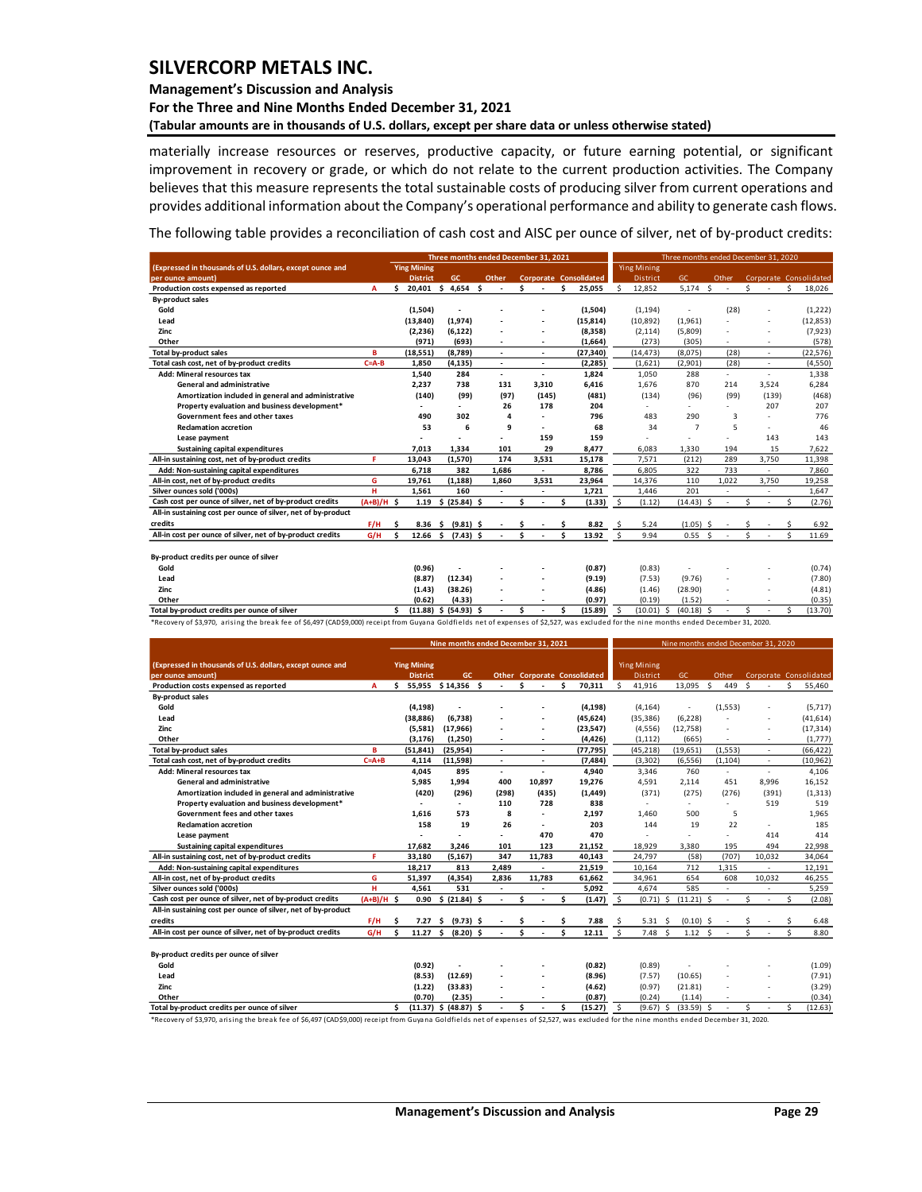materially increase resources or reserves, productive capacity, or future earning potential, or significant improvement in recovery or grade, or which do not relate to the current production activities. The Company believes that this measure represents the total sustainable costs of producing silver from current operations and provides additional information about the Company's operational performance and ability to generate cash flows.

The following table provides a reconciliation of cash cost and AISC per ounce of silver, net of by-product credits:

| (Expressed in thousands of U.S. dollars, except ounce and per ounce amount) | | Three months ended December 31, 2021 | | | | | Three months ended December 31, 2020 | | | | |
|---|---|---|---|---|---|---|---|---|---|---|---|
| | | Ying Mining District | GC | Other | Corporate | Consolidated | Ying Mining District | GC | Other | Corporate | Consolidated |
| **Production costs expensed as reported** | A | $ 20,401 | $ 4,654 | $ - | $ - | $ 25,055 | $ 12,852 | 5,174 | $ - | $ - | $ 18,026 |
| **By-product sales** | | | | | | | | | | | |
| Gold | | (1,504) | - | - | - | (1,504) | (1,194) | - | (28) | - | (1,222) |
| Lead | | (13,840) | (1,974) | - | - | (15,814) | (10,892) | (1,961) | - | - | (12,853) |
| Zinc | | (2,236) | (6,122) | - | - | (8,358) | (2,114) | (5,809) | - | - | (7,923) |
| Other | | (971) | (693) | - | - | (1,664) | (273) | (305) | - | - | (578) |
| **Total by-product sales** | B | (18,551) | (8,789) | - | - | (27,340) | (14,473) | (8,075) | (28) | - | (22,576) |
| **Total cash cost, net of by-product credits** | C=A-B | 1,850 | (4,135) | - | - | (2,285) | (1,621) | (2,901) | (28) | - | (4,550) |
| Add: Mineral resources tax | | 1,540 | 284 | - | - | 1,824 | 1,050 | 288 | - | - | 1,338 |
| General and administrative | | 2,237 | 738 | 131 | 3,310 | 6,416 | 1,676 | 870 | 214 | 3,524 | 6,284 |
| Amortization included in general and administrative | | (140) | (99) | (97) | (145) | (481) | (134) | (96) | (99) | (139) | (468) |
| Property evaluation and business development* | | - | - | 26 | 178 | 204 | - | - | - | 207 | 207 |
| Government fees and other taxes | | 490 | 302 | 4 | - | 796 | 483 | 290 | 3 | - | 776 |
| Reclamation accretion | | 53 | 6 | 9 | - | 68 | 34 | 7 | 5 | - | 46 |
| Lease payment | | - | - | - | 159 | 159 | - | - | - | 143 | 143 |
| Sustaining capital expenditures | | 7,013 | 1,334 | 101 | 29 | 8,477 | 6,083 | 1,330 | 194 | 15 | 7,622 |
| **All-in sustaining cost, net of by-product credits** | F | 13,043 | (1,570) | 174 | 3,531 | 15,178 | 7,571 | (212) | 289 | 3,750 | 11,398 |
| Add: Non-sustaining capital expenditures | | 6,718 | 382 | 1,686 | - | 8,786 | 6,805 | 322 | 733 | - | 7,860 |
| **All-in cost, net of by-product credits** | G | 19,761 | (1,188) | 1,860 | 3,531 | 23,964 | 14,376 | 110 | 1,022 | 3,750 | 19,258 |
| **Silver ounces sold ('000s)** | H | 1,561 | 160 | - | - | 1,721 | 1,446 | 201 | - | - | 1,647 |
| **Cash cost per ounce of silver, net of by-product credits** | (A+B)/H | $ 1.19 | $ (25.84) | $ - | $ - | $ (1.33) | $ (1.12) | (14.43) | $ - | $ - | $ (2.76) |
| **All-in sustaining cost per ounce of silver, net of by-product credits** | F/H | $ 8.36 | $ (9.81) | $ - | $ - | $ 8.82 | $ 5.24 | (1.05) | $ - | $ - | $ 6.92 |
| **All-in cost per ounce of silver, net of by-product credits** | G/H | $ 12.66 | $ (7.43) | $ - | $ - | $ 13.92 | $ 9.94 | 0.55 | $ - | $ - | $ 11.69 |
| | | | | | | | | | | | |
| **By-product credits per ounce of silver** | | | | | | | | | | | |
| Gold | | (0.96) | - | - | - | (0.87) | (0.83) | - | - | - | (0.74) |
| Lead | | (8.87) | (12.34) | - | - | (9.19) | (7.53) | (9.76) | - | - | (7.80) |
| Zinc | | (1.43) | (38.26) | - | - | (4.86) | (1.46) | (28.90) | - | - | (4.81) |
| Other | | (0.62) | (4.33) | - | - | (0.97) | (0.19) | (1.52) | - | - | (0.35) |
| **Total by-product credits per ounce of silver** | | $ (11.88) | $ (54.93) | $ - | $ - | $ (15.89) | $ (10.01) | $ (40.18) | $ - | $ - | $ (13.70) |

*Recovery of $3,970, arising the break fee of $6,497 (CAD$9,000) receipt from Guyana Goldfields net of expenses of $2,527, was excluded for the nine months ended December 31, 2020.

| (Expressed in thousands of U.S. dollars, except ounce and per ounce amount) | | Nine months ended December 31, 2021 | | | | | Nine months ended December 31, 2020 | | | | |
|---|---|---|---|---|---|---|---|---|---|---|---|
| | | Ying Mining District | GC | Other | Corporate | Consolidated | Ying Mining District | GC | Other | Corporate | Consolidated |
| **Production costs expensed as reported** | A | $ 55,955 | $ 14,356 | $ - | $ - | $ 70,311 | $ 41,916 | 13,095 | $ 449 | $ - | $ 55,460 |
| **By-product sales** | | | | | | | | | | | |
| Gold | | (4,198) | - | - | - | (4,198) | (4,164) | - | (1,553) | - | (5,717) |
| Lead | | (38,886) | (6,738) | - | - | (45,624) | (35,386) | (6,228) | - | - | (41,614) |
| Zinc | | (5,581) | (17,966) | - | - | (23,547) | (4,556) | (12,758) | - | - | (17,314) |
| Other | | (3,176) | (1,250) | - | - | (4,426) | (1,112) | (665) | - | - | (1,777) |
| **Total by-product sales** | B | (51,841) | (25,954) | - | - | (77,795) | (45,218) | (19,651) | (1,553) | - | (66,422) |
| **Total cash cost, net of by-product credits** | C=A+B | 4,114 | (11,598) | - | - | (7,484) | (3,302) | (6,556) | (1,104) | - | (10,962) |
| Add: Mineral resources tax | | 4,045 | 895 | - | - | 4,940 | 3,346 | 760 | - | - | 4,106 |
| General and administrative | | 5,985 | 1,994 | 400 | 10,897 | 19,276 | 4,591 | 2,114 | 451 | 8,996 | 16,152 |
| Amortization included in general and administrative | | (420) | (296) | (298) | (435) | (1,449) | (371) | (275) | (276) | (391) | (1,313) |
| Property evaluation and business development* | | - | - | 110 | 728 | 838 | - | - | - | 519 | 519 |
| Government fees and other taxes | | 1,616 | 573 | 8 | - | 2,197 | 1,460 | 500 | 5 | | 1,965 |
| Reclamation accretion | | 158 | 19 | 26 | - | 203 | 144 | 19 | 22 | - | 185 |
| Lease payment | | - | - | - | 470 | 470 | - | - | - | 414 | 414 |
| Sustaining capital expenditures | | 17,682 | 3,246 | 101 | 123 | 21,152 | 18,929 | 3,380 | 195 | 494 | 22,998 |
| **All-in sustaining cost, net of by-product credits** | F | 33,180 | (5,167) | 347 | 11,783 | 40,143 | 24,797 | (58) | (707) | 10,032 | 34,064 |
| Add: Non-sustaining capital expenditures | | 18,217 | 813 | 2,489 | - | 21,519 | 10,164 | 712 | 1,315 | - | 12,191 |
| **All-in cost, net of by-product credits** | G | 51,397 | (4,354) | 2,836 | 11,783 | 61,662 | 34,961 | 654 | 608 | 10,032 | 46,255 |
| **Silver ounces sold ('000s)** | H | 4,561 | 531 | - | - | 5,092 | 4,674 | 585 | - | - | 5,259 |
| **Cash cost per ounce of silver, net of by-product credits** | (A+B)/H | $ 0.90 | $ (21.84) | $ - | $ - | $ (1.47) | $ (0.71) | $ (11.21) | $ - | $ - | $ (2.08) |
| **All-in sustaining cost per ounce of silver, net of by-product credits** | F/H | $ 7.27 | $ (9.73) | $ - | $ - | $ 7.88 | $ 5.31 | $ (0.10) | $ - | $ - | $ 6.48 |
| **All-in cost per ounce of silver, net of by-product credits** | G/H | $ 11.27 | $ (8.20) | $ - | $ - | $ 12.11 | $ 7.48 | $ 1.12 | $ - | $ - | $ 8.80 |
| | | | | | | | | | | | |
| **By-product credits per ounce of silver** | | | | | | | | | | | |
| Gold | | (0.92) | - | - | - | (0.82) | (0.89) | - | - | - | (1.09) |
| Lead | | (8.53) | (12.69) | - | - | (8.96) | (7.57) | (10.65) | - | - | (7.91) |
| Zinc | | (1.22) | (33.83) | - | - | (4.62) | (0.97) | (21.81) | - | - | (3.29) |
| Other | | (0.70) | (2.35) | - | - | (0.87) | (0.24) | (1.14) | - | - | (0.34) |
| **Total by-product credits per ounce of silver** | | $ (11.37) | $ (48.87) | $ - | $ - | $ (15.27) | $ (9.67) | $ (33.59) | $ - | $ - | $ (12.63) |

*Recovery of $3,970, arising the break fee of $6,497 (CAD$9,000) receipt from Guyana Goldfields net of expenses of $2,527, was excluded for the nine months ended December 31, 2020.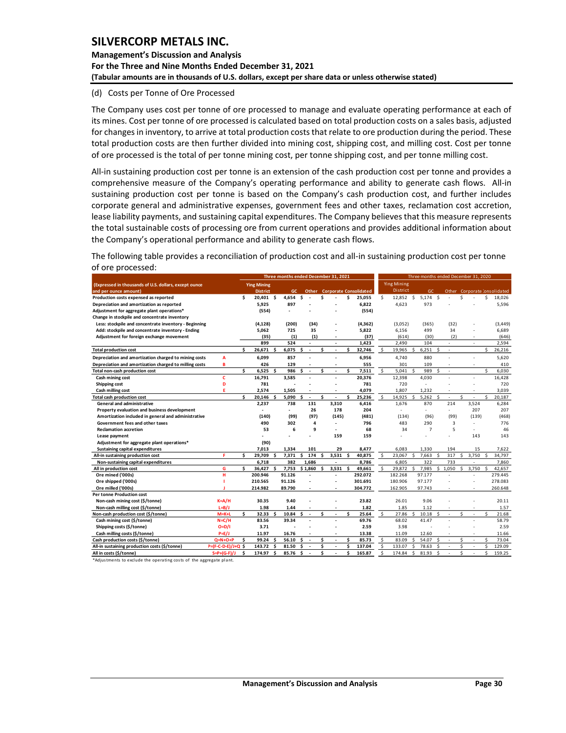(d) Costs per Tonne of Ore Processed

The Company uses cost per tonne of ore processed to manage and evaluate operating performance at each of its mines. Cost per tonne of ore processed is calculated based on total production costs on a sales basis, adjusted for changes in inventory, to arrive at total production costs that relate to ore production during the period. These total production costs are then further divided into mining cost, shipping cost, and milling cost. Cost per tonne of ore processed is the total of per tonne mining cost, per tonne shipping cost, and per tonne milling cost.

All-in sustaining production cost per tonne is an extension of the cash production cost per tonne and provides a comprehensive measure of the Company's operating performance and ability to generate cash flows. All-in sustaining production cost per tonne is based on the Company's cash production cost, and further includes corporate general and administrative expenses, government fees and other taxes, reclamation cost accretion, lease liability payments, and sustaining capital expenditures. The Company believes that this measure represents the total sustainable costs of processing ore from current operations and provides additional information about the Company's operational performance and ability to generate cash flows.

The following table provides a reconciliation of production cost and all-in sustaining production cost per tonne of ore processed:

| | | Three months ended December 31, 2021 | | | | | Three months ended December 31, 2020 | | | | |
|---|---|---|---|---|---|---|---|---|---|---|---|
| (Expressed in thousands of U.S. dollars, except ounce and per ounce amount) | | Ying Mining District | GC | Other | Corporate | Consolidated | Ying Mining District | GC | Other | Corporate | Consolidated |
| Production costs expensed as reported | | $ 20,401 | $ 4,654 | $ - | $ - | $ 25,055 | $ 12,852 | $ 5,174 | $ - | $ - | $ 18,026 |
| Depreciation and amortization as reported | | 5,925 | 897 | - | - | 6,822 | 4,623 | 973 | - | - | 5,596 |
| Adjustment for aggregate plant operations* | | (554) | - | - | - | (554) | | | | | |
| Change in stockpile and concentrate inventory | | | | | | | | | | | |
| Less: stockpile and concentrate inventory - Beginning | | (4,128) | (200) | (34) | - | (4,362) | (3,052) | (365) | (32) | - | (3,449) |
| Add: stockpile and concentrate inventory - Ending | | 5,062 | 725 | 35 | - | 5,822 | 6,156 | 499 | 34 | - | 6,689 |
| Adjustment for foreign exchange movement | | (35) | (1) | (1) | - | (37) | (614) | (30) | (2) | - | (646) |
| | | 899 | 524 | - | - | 1,423 | 2,490 | 104 | - | - | 2,594 |
| Total production cost | | $ 26,671 | $ 6,075 | $ - | $ - | $ 32,746 | $ 19,965 | $ 6,251 | $ - | | $ 26,216 |
| Depreciation and amortization charged to mining costs | A | 6,099 | 857 | - | - | 6,956 | 4,740 | 880 | - | - | 5,620 |
| Depreciation and amortization charged to milling costs | B | 426 | 129 | - | - | 555 | 301 | 109 | - | - | 410 |
| Total non-cash production cost | | $ 6,525 | $ 986 | $ - | $ - | $ 7,511 | $ 5,041 | $ 989 | $ - | | $ 6,030 |
| Cash mining cost | C | 16,791 | 3,585 | - | - | 20,376 | 12,398 | 4,030 | - | - | 16,428 |
| Shipping cost | D | 781 | - | - | - | 781 | 720 | - | - | - | 720 |
| Cash milling cost | E | 2,574 | 1,505 | - | - | 4,079 | 1,807 | 1,232 | - | - | 3,039 |
| Total cash production cost | | $ 20,146 | $ 5,090 | $ - | $ - | $ 25,236 | $ 14,925 | $ 5,262 | $ - | $ - | $ 20,187 |
| General and administrative | | 2,237 | 738 | 131 | 3,310 | 6,416 | 1,676 | 870 | 214 | 3,524 | 6,284 |
| Property evaluation and business development | | - | - | 26 | 178 | 204 | - | - | - | 207 | 207 |
| Amortization included in general and administrative | | (140) | (99) | (97) | (145) | (481) | (134) | (96) | (99) | (139) | (468) |
| Government fees and other taxes | | 490 | 302 | 4 | - | 796 | 483 | 290 | 3 | - | 776 |
| Reclamation accretion | | 53 | 6 | 9 | - | 68 | 34 | 7 | 5 | - | 46 |
| Lease payment | | - | - | - | 159 | 159 | - | - | - | 143 | 143 |
| Adjustment for aggregate plant operations* | | (90) | | | | | | | | | |
| Sustaining capital expenditures | | 7,013 | 1,334 | 101 | 29 | 8,477 | 6,083 | 1,330 | 194 | 15 | 7,622 |
| All-in sustaining production cost | F | $ 29,709 | $ 7,371 | $ 174 | $ 3,531 | $ 40,875 | $ 23,067 | $ 7,663 | $ 317 | $ 3,750 | $ 34,797 |
| Non-sustaining capital expenditures | | 6,718 | 382 | 1,686 | - | 8,786 | 6,805 | 322 | 733 | - | 7,860 |
| All in production cost | G | $ 36,427 | $ 7,753 | $ 1,860 | $ 3,531 | $ 49,661 | $ 29,872 | $ 7,985 | $ 1,050 | $ 3,750 | $ 42,657 |
| Ore mined ('000s) | H | 200.946 | 91.126 | - | - | 292.072 | 182.268 | 97.177 | - | - | 279.445 |
| Ore shipped ('000s) | I | 210.565 | 91.126 | - | - | 301.691 | 180.906 | 97.177 | - | - | 278.083 |
| Ore milled ('000s) | J | 214.982 | 89.790 | - | - | 304.772 | 162.905 | 97.743 | - | - | 260.648 |
| Per tonne Production cost | | | | | | | | | | | |
| Non-cash mining cost ($/tonne) | K=A/H | 30.35 | 9.40 | - | - | 23.82 | 26.01 | 9.06 | - | - | 20.11 |
| Non-cash milling cost ($/tonne) | L=B/J | 1.98 | 1.44 | - | - | 1.82 | 1.85 | 1.12 | - | - | 1.57 |
| Non-cash production cost ($/tonne) | M=K+L | $ 32.33 | $ 10.84 | $ - | $ - | $ 25.64 | $ 27.86 | $ 10.18 | $ - | $ - | $ 21.68 |
| Cash mining cost ($/tonne) | N=C/H | 83.56 | 39.34 | - | - | 69.76 | 68.02 | 41.47 | - | - | 58.79 |
| Shipping costs ($/tonne) | O=D/I | 3.71 | - | - | - | 2.59 | 3.98 | - | - | - | 2.59 |
| Cash milling costs ($/tonne) | P=E/J | 11.97 | 16.76 | - | - | 13.38 | 11.09 | 12.60 | - | - | 11.66 |
| Cash production costs ($/tonne) | Q=N+O+P | $ 99.24 | $ 56.10 | $ - | $ - | $ 85.73 | $ 83.09 | $ 54.07 | $ - | $ - | $ 73.04 |
| All-in sustaining production costs ($/tonne) | P=(F-C-D-E)/J+Q | $ 143.72 | $ 81.50 | $ - | $ - | $ 137.04 | $ 133.07 | $ 78.63 | $ - | $ - | $ 129.09 |
| All in costs ($/tonne) | S=P+(G-F)/J | $ 174.97 | $ 85.76 | $ - | $ - | $ 165.87 | $ 174.84 | $ 81.93 | $ - | $ - | $ 159.25 |

*Adjustments to exclude the operating costs of the aggregate plant.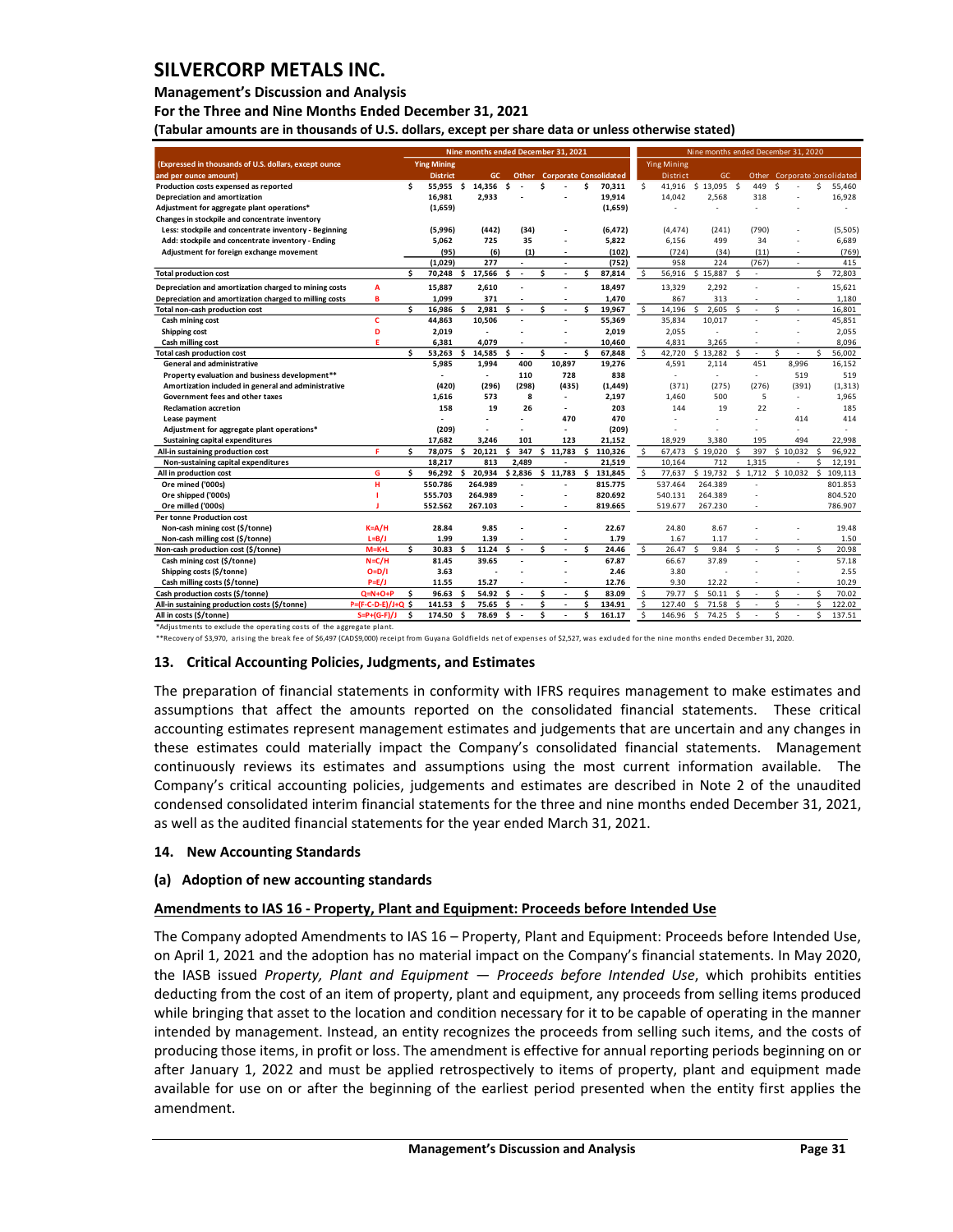# SILVERCORP METALS INC.

**Management's Discussion and Analysis**

**For the Three and Nine Months Ended December 31, 2021**

**(Tabular amounts are in thousands of U.S. dollars, except per share data or unless otherwise stated)**

| (Expressed in thousands of U.S. dollars, except ounce and per ounce amount) | | Nine months ended December 31, 2021 | | | | | Nine months ended December 31, 2020 | | | | |
|---|---|---|---|---|---|---|---|---|---|---|---|
| | | Ying Mining District | GC | Other | Corporate | Consolidated | Ying Mining District | GC | Other | Corporate | Consolidated |
| Production costs expensed as reported | | $ 55,955 | $ 14,356 | $ - | $ - | $ 70,311 | $ 41,916 | $ 13,095 | $ 449 | $ - | $ 55,460 |
| Depreciation and amortization | | 16,981 | 2,933 | - | - | 19,914 | 14,042 | 2,568 | 318 | - | 16,928 |
| Adjustment for aggregate plant operations* | | (1,659) | | | | (1,659) | - | - | - | - | - |
| Changes in stockpile and concentrate inventory | | | | | | | | | | | |
| Less: stockpile and concentrate inventory - Beginning | | (5,996) | (442) | (34) | - | (6,472) | (4,474) | (241) | (790) | - | (5,505) |
| Add: stockpile and concentrate inventory - Ending | | 5,062 | 725 | 35 | - | 5,822 | 6,156 | 499 | 34 | - | 6,689 |
| Adjustment for foreign exchange movement | | (95) | (6) | (1) | - | (102) | (724) | (34) | (11) | - | (769) |
| | | (1,029) | 277 | - | - | (752) | 958 | 224 | (767) | - | 415 |
| Total production cost | | $ 70,248 | $ 17,566 | $ - | $ - | $ 87,814 | $ 56,916 | $ 15,887 | $ - | | $ 72,803 |
| Depreciation and amortization charged to mining costs | A | 15,887 | 2,610 | - | - | 18,497 | 13,329 | 2,292 | - | - | 15,621 |
| Depreciation and amortization charged to milling costs | B | 1,099 | 371 | - | - | 1,470 | 867 | 313 | - | - | 1,180 |
| Total non-cash production cost | | $ 16,986 | $ 2,981 | $ - | $ - | $ 19,967 | $ 14,196 | $ 2,605 | $ - | $ - | $ 16,801 |
| Cash mining cost | C | 44,863 | 10,506 | - | - | 55,369 | 35,834 | 10,017 | - | - | 45,851 |
| Shipping cost | D | 2,019 | - | - | - | 2,019 | 2,055 | - | - | - | 2,055 |
| Cash milling cost | E | 6,381 | 4,079 | - | - | 10,460 | 4,831 | 3,265 | - | - | 8,096 |
| Total cash production cost | | $ 53,263 | $ 14,585 | $ - | $ - | $ 67,848 | $ 42,720 | $ 13,282 | $ - | $ - | $ 56,002 |
| General and administrative | | 5,985 | 1,994 | 400 | 10,897 | 19,276 | 4,591 | 2,114 | 451 | 8,996 | 16,152 |
| Property evaluation and business development** | | - | - | 110 | 728 | 838 | - | - | - | 519 | 519 |
| Amortization included in general and administrative | | (420) | (296) | (298) | (435) | (1,449) | (371) | (275) | (276) | (391) | (1,313) |
| Government fees and other taxes | | 1,616 | 573 | 8 | - | 2,197 | 1,460 | 500 | 5 | - | 1,965 |
| Reclamation accretion | | 158 | 19 | 26 | - | 203 | 144 | 19 | 22 | - | 185 |
| Lease payment | | - | - | - | 470 | 470 | - | - | - | 414 | 414 |
| Adjustment for aggregate plant operations* | | (209) | - | - | - | (209) | - | - | - | - | - |
| Sustaining capital expenditures | | 17,682 | 3,246 | 101 | 123 | 21,152 | 18,929 | 3,380 | 195 | 494 | 22,998 |
| All-in sustaining production cost | F | $ 78,075 | $ 20,121 | $ 347 | $ 11,783 | $ 110,326 | $ 67,473 | $ 19,020 | $ 397 | $ 10,032 | $ 96,922 |
| Non-sustaining capital expenditures | | 18,217 | 813 | 2,489 | - | 21,519 | 10,164 | 712 | 1,315 | - | $ 12,191 |
| All in production cost | G | $ 96,292 | $ 20,934 | $ 2,836 | $ 11,783 | $ 131,845 | $ 77,637 | $ 19,732 | $ 1,712 | $ 10,032 | $ 109,113 |
| Ore mined ('000s) | H | 550.786 | 264.989 | - | - | 815.775 | 537.464 | 264.389 | - | | 801.853 |
| Ore shipped ('000s) | I | 555.703 | 264.989 | - | - | 820.692 | 540.131 | 264.389 | - | | 804.520 |
| Ore milled ('000s) | J | 552.562 | 267.103 | - | - | 819.665 | 519.677 | 267.230 | - | | 786.907 |
| Per tonne Production cost | | | | | | | | | | | |
| Non-cash mining cost ($/tonne) | K=A/H | 28.84 | 9.85 | - | - | 22.67 | 24.80 | 8.67 | - | - | 19.48 |
| Non-cash milling cost ($/tonne) | L=B/J | 1.99 | 1.39 | - | - | 1.79 | 1.67 | 1.17 | - | - | 1.50 |
| Non-cash production cost ($/tonne) | M=K+L | $ 30.83 | $ 11.24 | $ - | $ - | $ 24.46 | $ 26.47 | $ 9.84 | $ - | $ - | $ 20.98 |
| Cash mining cost ($/tonne) | N=C/H | 81.45 | 39.65 | - | - | 67.87 | 66.67 | 37.89 | - | - | 57.18 |
| Shipping costs ($/tonne) | O=D/I | 3.63 | - | - | - | 2.46 | 3.80 | - | - | - | 2.55 |
| Cash milling costs ($/tonne) | P=E/J | 11.55 | 15.27 | - | - | 12.76 | 9.30 | 12.22 | - | - | 10.29 |
| Cash production costs ($/tonne) | Q=N+O+P | $ 96.63 | $ 54.92 | $ - | $ - | $ 83.09 | $ 79.77 | $ 50.11 | $ - | $ - | $ 70.02 |
| All-in sustaining production costs ($/tonne) | P=(F-C-D-E)/J+Q | $ 141.53 | $ 75.65 | $ - | $ - | $ 134.91 | $ 127.40 | $ 71.58 | $ - | $ - | $ 122.02 |
| All in costs ($/tonne) | S=P+(G-F)/J | $ 174.50 | $ 78.69 | $ - | $ - | $ 161.17 | $ 146.96 | $ 74.25 | $ - | $ - | $ 137.51 |

*Adjustments to exclude the operating costs of the aggregate plant.

**Recovery of $3,970, arising the break fee of $6,497 (CAD$9,000) receipt from Guyana Goldfields net of expenses of $2,527, was excluded for the nine months ended December 31, 2020.

## 13. Critical Accounting Policies, Judgments, and Estimates

The preparation of financial statements in conformity with IFRS requires management to make estimates and assumptions that affect the amounts reported on the consolidated financial statements. These critical accounting estimates represent management estimates and judgements that are uncertain and any changes in these estimates could materially impact the Company's consolidated financial statements. Management continuously reviews its estimates and assumptions using the most current information available. The Company's critical accounting policies, judgements and estimates are described in Note 2 of the unaudited condensed consolidated interim financial statements for the three and nine months ended December 31, 2021, as well as the audited financial statements for the year ended March 31, 2021.

## 14. New Accounting Standards

### (a) Adoption of new accounting standards

**Amendments to IAS 16 - Property, Plant and Equipment: Proceeds before Intended Use**

The Company adopted Amendments to IAS 16 – Property, Plant and Equipment: Proceeds before Intended Use, on April 1, 2021 and the adoption has no material impact on the Company's financial statements. In May 2020, the IASB issued *Property, Plant and Equipment — Proceeds before Intended Use*, which prohibits entities deducting from the cost of an item of property, plant and equipment, any proceeds from selling items produced while bringing that asset to the location and condition necessary for it to be capable of operating in the manner intended by management. Instead, an entity recognizes the proceeds from selling such items, and the costs of producing those items, in profit or loss. The amendment is effective for annual reporting periods beginning on or after January 1, 2022 and must be applied retrospectively to items of property, plant and equipment made available for use on or after the beginning of the earliest period presented when the entity first applies the amendment.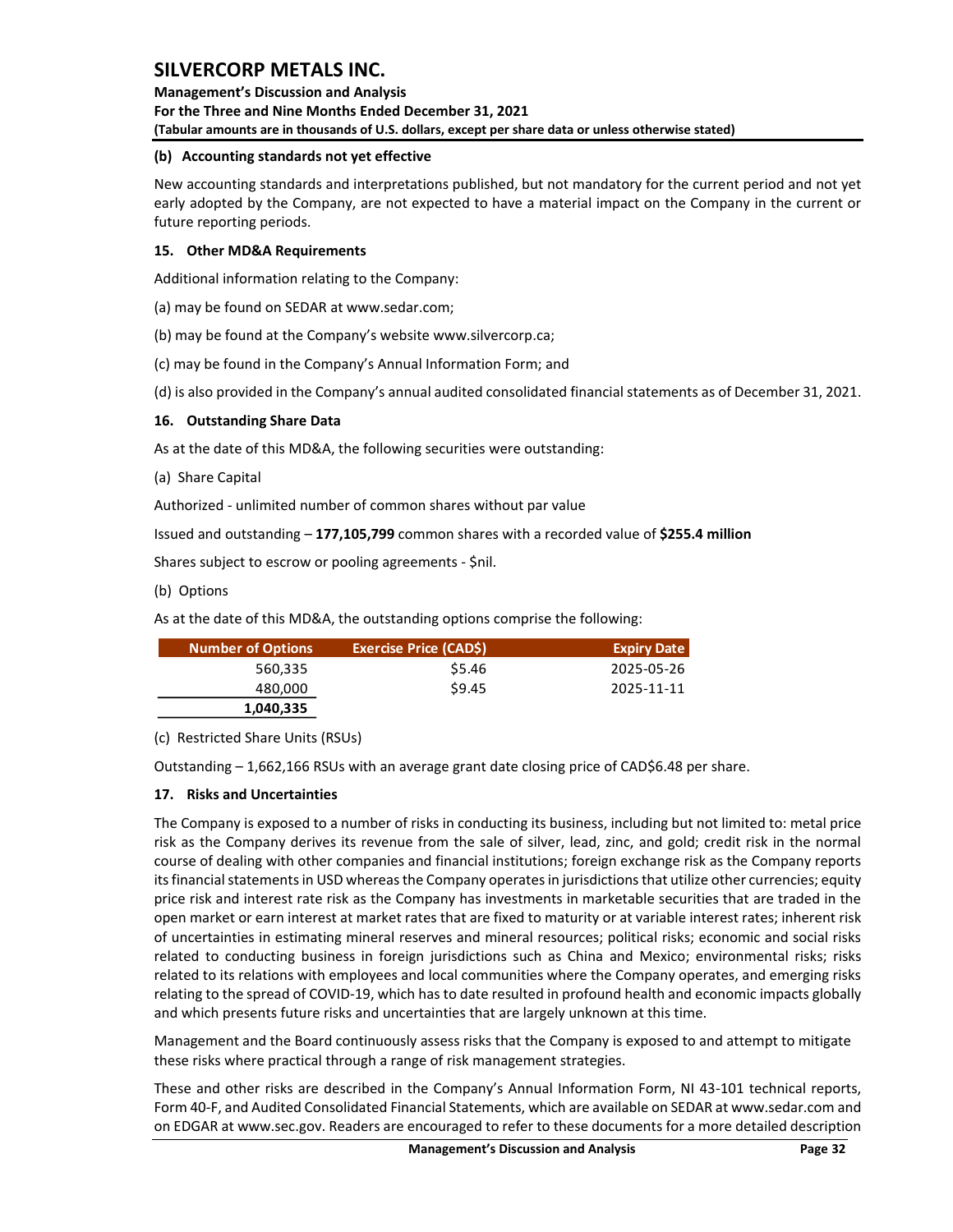### (b) Accounting standards not yet effective

New accounting standards and interpretations published, but not mandatory for the current period and not yet early adopted by the Company, are not expected to have a material impact on the Company in the current or future reporting periods.

## 15. Other MD&A Requirements

Additional information relating to the Company:

(a) may be found on SEDAR at www.sedar.com;

(b) may be found at the Company's website www.silvercorp.ca;

(c) may be found in the Company's Annual Information Form; and

(d) is also provided in the Company's annual audited consolidated financial statements as of December 31, 2021.

## 16. Outstanding Share Data

As at the date of this MD&A, the following securities were outstanding:

(a) Share Capital

Authorized - unlimited number of common shares without par value

Issued and outstanding – **177,105,799** common shares with a recorded value of **$255.4 million**

Shares subject to escrow or pooling agreements - $nil.

(b) Options

As at the date of this MD&A, the outstanding options comprise the following:

| Number of Options | Exercise Price (CAD$) | Expiry Date |
|---|---|---|
| 560,335 | $5.46 | 2025-05-26 |
| 480,000 | $9.45 | 2025-11-11 |
| **1,040,335** | | |

(c) Restricted Share Units (RSUs)

Outstanding – 1,662,166 RSUs with an average grant date closing price of CAD$6.48 per share.

## 17. Risks and Uncertainties

The Company is exposed to a number of risks in conducting its business, including but not limited to: metal price risk as the Company derives its revenue from the sale of silver, lead, zinc, and gold; credit risk in the normal course of dealing with other companies and financial institutions; foreign exchange risk as the Company reports its financial statements in USD whereas the Company operates in jurisdictions that utilize other currencies; equity price risk and interest rate risk as the Company has investments in marketable securities that are traded in the open market or earn interest at market rates that are fixed to maturity or at variable interest rates; inherent risk of uncertainties in estimating mineral reserves and mineral resources; political risks; economic and social risks related to conducting business in foreign jurisdictions such as China and Mexico; environmental risks; risks related to its relations with employees and local communities where the Company operates, and emerging risks relating to the spread of COVID-19, which has to date resulted in profound health and economic impacts globally and which presents future risks and uncertainties that are largely unknown at this time.

Management and the Board continuously assess risks that the Company is exposed to and attempt to mitigate these risks where practical through a range of risk management strategies.

These and other risks are described in the Company's Annual Information Form, NI 43-101 technical reports, Form 40-F, and Audited Consolidated Financial Statements, which are available on SEDAR at www.sedar.com and on EDGAR at www.sec.gov. Readers are encouraged to refer to these documents for a more detailed description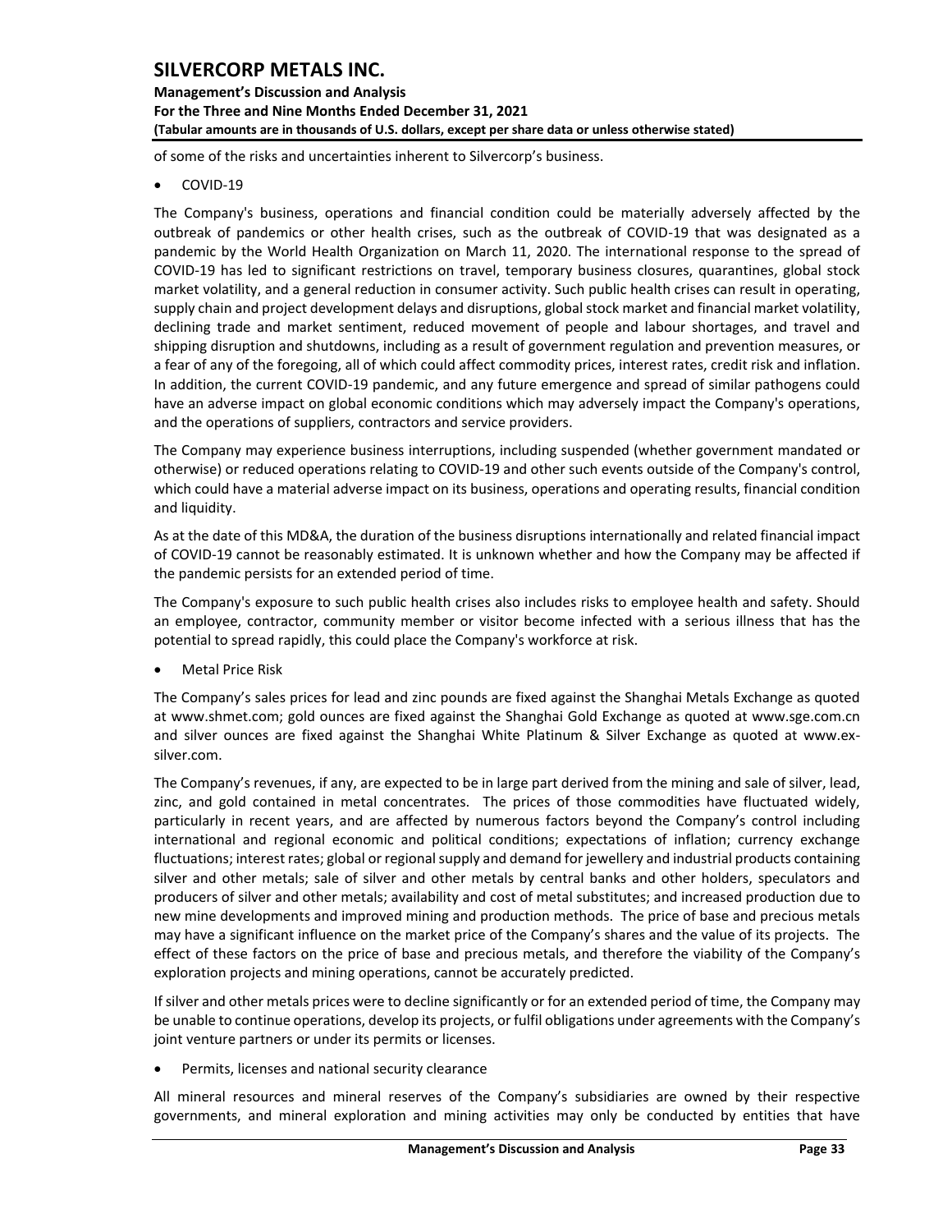of some of the risks and uncertainties inherent to Silvercorp's business.

- COVID-19

The Company's business, operations and financial condition could be materially adversely affected by the outbreak of pandemics or other health crises, such as the outbreak of COVID-19 that was designated as a pandemic by the World Health Organization on March 11, 2020. The international response to the spread of COVID-19 has led to significant restrictions on travel, temporary business closures, quarantines, global stock market volatility, and a general reduction in consumer activity. Such public health crises can result in operating, supply chain and project development delays and disruptions, global stock market and financial market volatility, declining trade and market sentiment, reduced movement of people and labour shortages, and travel and shipping disruption and shutdowns, including as a result of government regulation and prevention measures, or a fear of any of the foregoing, all of which could affect commodity prices, interest rates, credit risk and inflation. In addition, the current COVID-19 pandemic, and any future emergence and spread of similar pathogens could have an adverse impact on global economic conditions which may adversely impact the Company's operations, and the operations of suppliers, contractors and service providers.

The Company may experience business interruptions, including suspended (whether government mandated or otherwise) or reduced operations relating to COVID-19 and other such events outside of the Company's control, which could have a material adverse impact on its business, operations and operating results, financial condition and liquidity.

As at the date of this MD&A, the duration of the business disruptions internationally and related financial impact of COVID-19 cannot be reasonably estimated. It is unknown whether and how the Company may be affected if the pandemic persists for an extended period of time.

The Company's exposure to such public health crises also includes risks to employee health and safety. Should an employee, contractor, community member or visitor become infected with a serious illness that has the potential to spread rapidly, this could place the Company's workforce at risk.

- Metal Price Risk

The Company's sales prices for lead and zinc pounds are fixed against the Shanghai Metals Exchange as quoted at www.shmet.com; gold ounces are fixed against the Shanghai Gold Exchange as quoted at www.sge.com.cn and silver ounces are fixed against the Shanghai White Platinum & Silver Exchange as quoted at www.ex-silver.com.

The Company's revenues, if any, are expected to be in large part derived from the mining and sale of silver, lead, zinc, and gold contained in metal concentrates. The prices of those commodities have fluctuated widely, particularly in recent years, and are affected by numerous factors beyond the Company's control including international and regional economic and political conditions; expectations of inflation; currency exchange fluctuations; interest rates; global or regional supply and demand for jewellery and industrial products containing silver and other metals; sale of silver and other metals by central banks and other holders, speculators and producers of silver and other metals; availability and cost of metal substitutes; and increased production due to new mine developments and improved mining and production methods. The price of base and precious metals may have a significant influence on the market price of the Company's shares and the value of its projects. The effect of these factors on the price of base and precious metals, and therefore the viability of the Company's exploration projects and mining operations, cannot be accurately predicted.

If silver and other metals prices were to decline significantly or for an extended period of time, the Company may be unable to continue operations, develop its projects, or fulfil obligations under agreements with the Company's joint venture partners or under its permits or licenses.

- Permits, licenses and national security clearance

All mineral resources and mineral reserves of the Company's subsidiaries are owned by their respective governments, and mineral exploration and mining activities may only be conducted by entities that have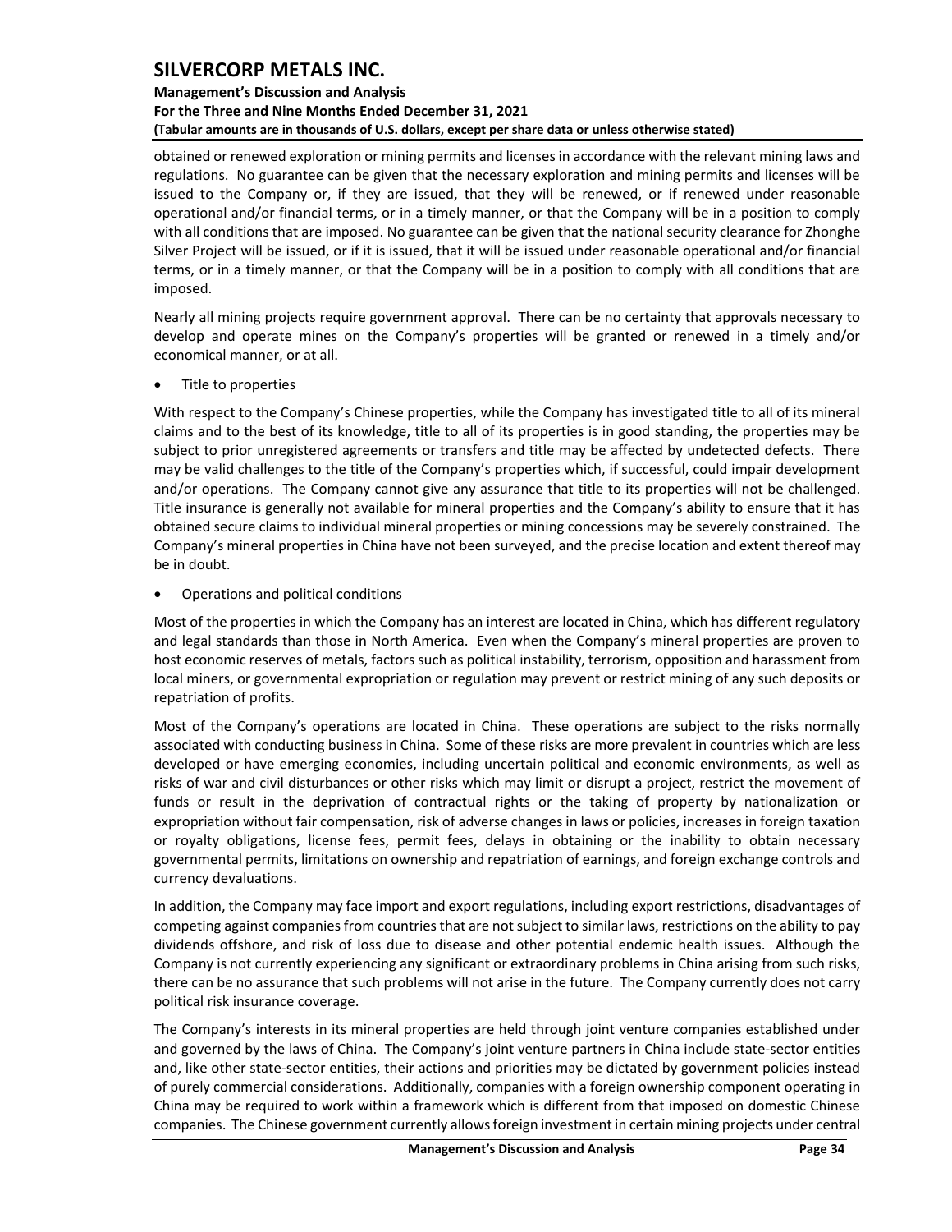obtained or renewed exploration or mining permits and licenses in accordance with the relevant mining laws and regulations. No guarantee can be given that the necessary exploration and mining permits and licenses will be issued to the Company or, if they are issued, that they will be renewed, or if renewed under reasonable operational and/or financial terms, or in a timely manner, or that the Company will be in a position to comply with all conditions that are imposed. No guarantee can be given that the national security clearance for Zhonghe Silver Project will be issued, or if it is issued, that it will be issued under reasonable operational and/or financial terms, or in a timely manner, or that the Company will be in a position to comply with all conditions that are imposed.

Nearly all mining projects require government approval. There can be no certainty that approvals necessary to develop and operate mines on the Company's properties will be granted or renewed in a timely and/or economical manner, or at all.

- Title to properties

With respect to the Company's Chinese properties, while the Company has investigated title to all of its mineral claims and to the best of its knowledge, title to all of its properties is in good standing, the properties may be subject to prior unregistered agreements or transfers and title may be affected by undetected defects. There may be valid challenges to the title of the Company's properties which, if successful, could impair development and/or operations. The Company cannot give any assurance that title to its properties will not be challenged. Title insurance is generally not available for mineral properties and the Company's ability to ensure that it has obtained secure claims to individual mineral properties or mining concessions may be severely constrained. The Company's mineral properties in China have not been surveyed, and the precise location and extent thereof may be in doubt.

- Operations and political conditions

Most of the properties in which the Company has an interest are located in China, which has different regulatory and legal standards than those in North America. Even when the Company's mineral properties are proven to host economic reserves of metals, factors such as political instability, terrorism, opposition and harassment from local miners, or governmental expropriation or regulation may prevent or restrict mining of any such deposits or repatriation of profits.

Most of the Company's operations are located in China. These operations are subject to the risks normally associated with conducting business in China. Some of these risks are more prevalent in countries which are less developed or have emerging economies, including uncertain political and economic environments, as well as risks of war and civil disturbances or other risks which may limit or disrupt a project, restrict the movement of funds or result in the deprivation of contractual rights or the taking of property by nationalization or expropriation without fair compensation, risk of adverse changes in laws or policies, increases in foreign taxation or royalty obligations, license fees, permit fees, delays in obtaining or the inability to obtain necessary governmental permits, limitations on ownership and repatriation of earnings, and foreign exchange controls and currency devaluations.

In addition, the Company may face import and export regulations, including export restrictions, disadvantages of competing against companies from countries that are not subject to similar laws, restrictions on the ability to pay dividends offshore, and risk of loss due to disease and other potential endemic health issues. Although the Company is not currently experiencing any significant or extraordinary problems in China arising from such risks, there can be no assurance that such problems will not arise in the future. The Company currently does not carry political risk insurance coverage.

The Company's interests in its mineral properties are held through joint venture companies established under and governed by the laws of China. The Company's joint venture partners in China include state-sector entities and, like other state-sector entities, their actions and priorities may be dictated by government policies instead of purely commercial considerations. Additionally, companies with a foreign ownership component operating in China may be required to work within a framework which is different from that imposed on domestic Chinese companies. The Chinese government currently allows foreign investment in certain mining projects under central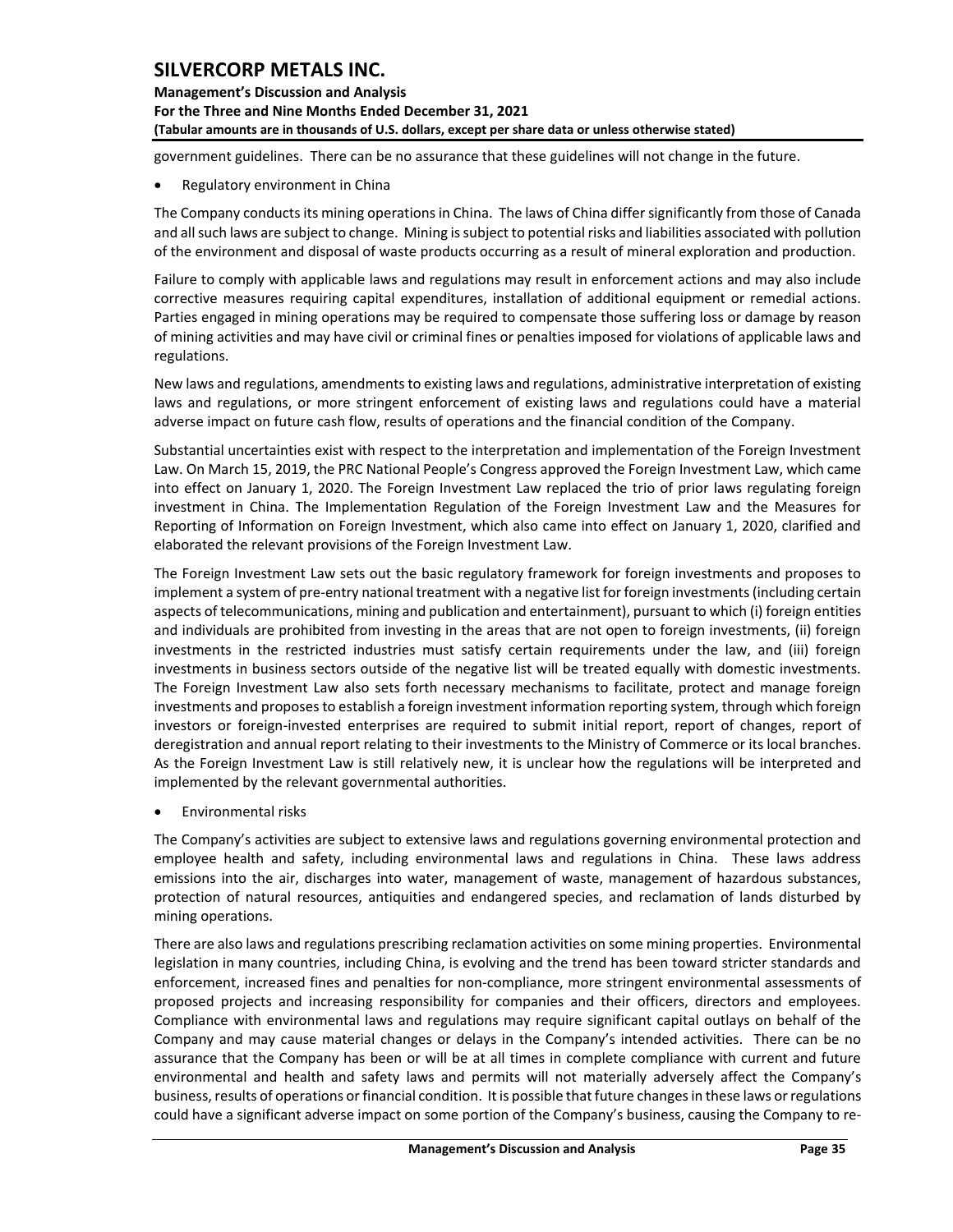government guidelines. There can be no assurance that these guidelines will not change in the future.

- Regulatory environment in China

The Company conducts its mining operations in China. The laws of China differ significantly from those of Canada and all such laws are subject to change. Mining is subject to potential risks and liabilities associated with pollution of the environment and disposal of waste products occurring as a result of mineral exploration and production.

Failure to comply with applicable laws and regulations may result in enforcement actions and may also include corrective measures requiring capital expenditures, installation of additional equipment or remedial actions. Parties engaged in mining operations may be required to compensate those suffering loss or damage by reason of mining activities and may have civil or criminal fines or penalties imposed for violations of applicable laws and regulations.

New laws and regulations, amendments to existing laws and regulations, administrative interpretation of existing laws and regulations, or more stringent enforcement of existing laws and regulations could have a material adverse impact on future cash flow, results of operations and the financial condition of the Company.

Substantial uncertainties exist with respect to the interpretation and implementation of the Foreign Investment Law. On March 15, 2019, the PRC National People's Congress approved the Foreign Investment Law, which came into effect on January 1, 2020. The Foreign Investment Law replaced the trio of prior laws regulating foreign investment in China. The Implementation Regulation of the Foreign Investment Law and the Measures for Reporting of Information on Foreign Investment, which also came into effect on January 1, 2020, clarified and elaborated the relevant provisions of the Foreign Investment Law.

The Foreign Investment Law sets out the basic regulatory framework for foreign investments and proposes to implement a system of pre-entry national treatment with a negative list for foreign investments (including certain aspects of telecommunications, mining and publication and entertainment), pursuant to which (i) foreign entities and individuals are prohibited from investing in the areas that are not open to foreign investments, (ii) foreign investments in the restricted industries must satisfy certain requirements under the law, and (iii) foreign investments in business sectors outside of the negative list will be treated equally with domestic investments. The Foreign Investment Law also sets forth necessary mechanisms to facilitate, protect and manage foreign investments and proposes to establish a foreign investment information reporting system, through which foreign investors or foreign-invested enterprises are required to submit initial report, report of changes, report of deregistration and annual report relating to their investments to the Ministry of Commerce or its local branches. As the Foreign Investment Law is still relatively new, it is unclear how the regulations will be interpreted and implemented by the relevant governmental authorities.

- Environmental risks

The Company's activities are subject to extensive laws and regulations governing environmental protection and employee health and safety, including environmental laws and regulations in China. These laws address emissions into the air, discharges into water, management of waste, management of hazardous substances, protection of natural resources, antiquities and endangered species, and reclamation of lands disturbed by mining operations.

There are also laws and regulations prescribing reclamation activities on some mining properties. Environmental legislation in many countries, including China, is evolving and the trend has been toward stricter standards and enforcement, increased fines and penalties for non-compliance, more stringent environmental assessments of proposed projects and increasing responsibility for companies and their officers, directors and employees. Compliance with environmental laws and regulations may require significant capital outlays on behalf of the Company and may cause material changes or delays in the Company's intended activities. There can be no assurance that the Company has been or will be at all times in complete compliance with current and future environmental and health and safety laws and permits will not materially adversely affect the Company's business, results of operations or financial condition. It is possible that future changes in these laws or regulations could have a significant adverse impact on some portion of the Company's business, causing the Company to re-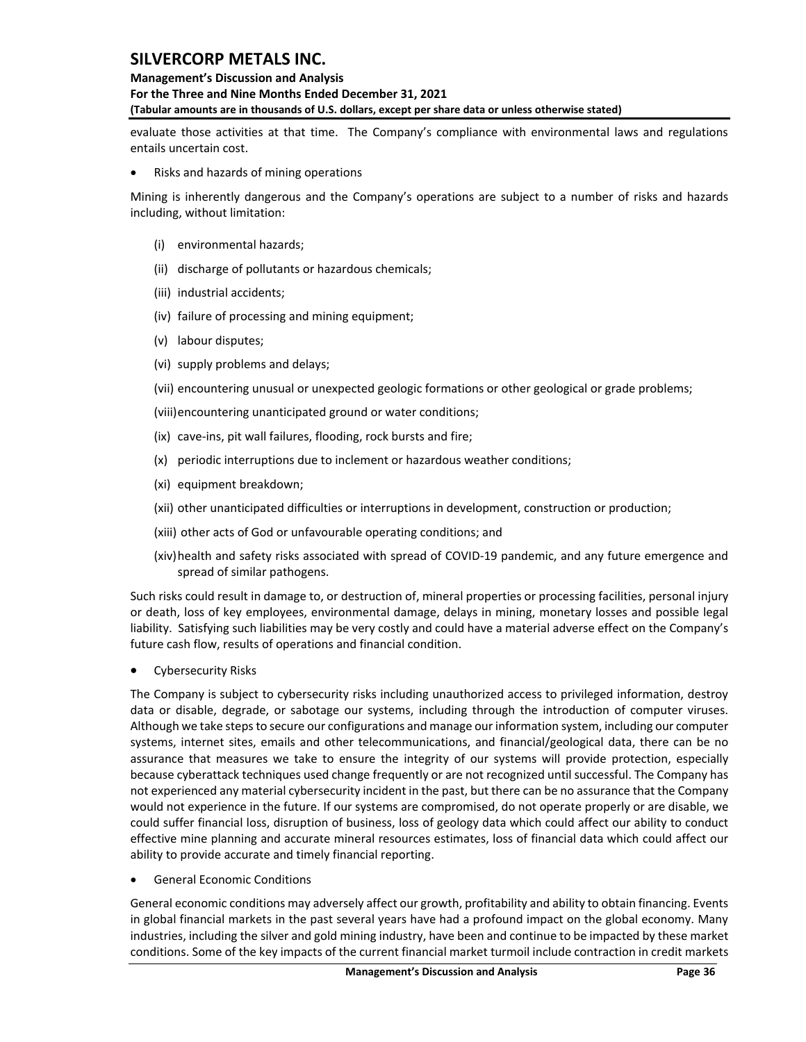evaluate those activities at that time. The Company's compliance with environmental laws and regulations entails uncertain cost.

- Risks and hazards of mining operations

Mining is inherently dangerous and the Company's operations are subject to a number of risks and hazards including, without limitation:

(i) environmental hazards;

(ii) discharge of pollutants or hazardous chemicals;

(iii) industrial accidents;

(iv) failure of processing and mining equipment;

(v) labour disputes;

(vi) supply problems and delays;

(vii) encountering unusual or unexpected geologic formations or other geological or grade problems;

(viii) encountering unanticipated ground or water conditions;

(ix) cave-ins, pit wall failures, flooding, rock bursts and fire;

(x) periodic interruptions due to inclement or hazardous weather conditions;

(xi) equipment breakdown;

(xii) other unanticipated difficulties or interruptions in development, construction or production;

(xiii) other acts of God or unfavourable operating conditions; and

(xiv) health and safety risks associated with spread of COVID-19 pandemic, and any future emergence and spread of similar pathogens.

Such risks could result in damage to, or destruction of, mineral properties or processing facilities, personal injury or death, loss of key employees, environmental damage, delays in mining, monetary losses and possible legal liability. Satisfying such liabilities may be very costly and could have a material adverse effect on the Company's future cash flow, results of operations and financial condition.

- Cybersecurity Risks

The Company is subject to cybersecurity risks including unauthorized access to privileged information, destroy data or disable, degrade, or sabotage our systems, including through the introduction of computer viruses. Although we take steps to secure our configurations and manage our information system, including our computer systems, internet sites, emails and other telecommunications, and financial/geological data, there can be no assurance that measures we take to ensure the integrity of our systems will provide protection, especially because cyberattack techniques used change frequently or are not recognized until successful. The Company has not experienced any material cybersecurity incident in the past, but there can be no assurance that the Company would not experience in the future. If our systems are compromised, do not operate properly or are disable, we could suffer financial loss, disruption of business, loss of geology data which could affect our ability to conduct effective mine planning and accurate mineral resources estimates, loss of financial data which could affect our ability to provide accurate and timely financial reporting.

- General Economic Conditions

General economic conditions may adversely affect our growth, profitability and ability to obtain financing. Events in global financial markets in the past several years have had a profound impact on the global economy. Many industries, including the silver and gold mining industry, have been and continue to be impacted by these market conditions. Some of the key impacts of the current financial market turmoil include contraction in credit markets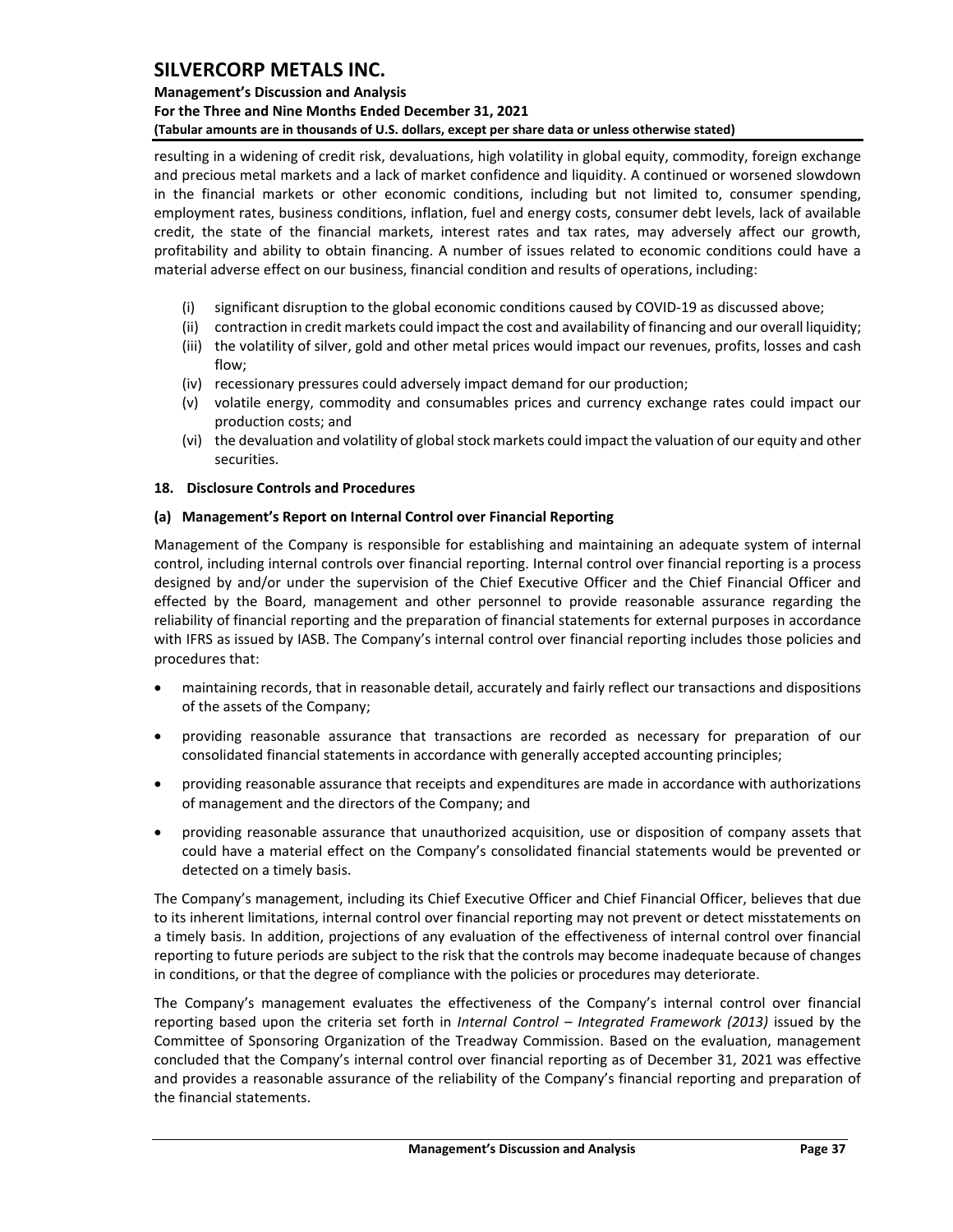resulting in a widening of credit risk, devaluations, high volatility in global equity, commodity, foreign exchange and precious metal markets and a lack of market confidence and liquidity. A continued or worsened slowdown in the financial markets or other economic conditions, including but not limited to, consumer spending, employment rates, business conditions, inflation, fuel and energy costs, consumer debt levels, lack of available credit, the state of the financial markets, interest rates and tax rates, may adversely affect our growth, profitability and ability to obtain financing. A number of issues related to economic conditions could have a material adverse effect on our business, financial condition and results of operations, including:

(i) significant disruption to the global economic conditions caused by COVID-19 as discussed above;
(ii) contraction in credit markets could impact the cost and availability of financing and our overall liquidity;
(iii) the volatility of silver, gold and other metal prices would impact our revenues, profits, losses and cash flow;
(iv) recessionary pressures could adversely impact demand for our production;
(v) volatile energy, commodity and consumables prices and currency exchange rates could impact our production costs; and
(vi) the devaluation and volatility of global stock markets could impact the valuation of our equity and other securities.

## 18. Disclosure Controls and Procedures

### (a) Management's Report on Internal Control over Financial Reporting

Management of the Company is responsible for establishing and maintaining an adequate system of internal control, including internal controls over financial reporting. Internal control over financial reporting is a process designed by and/or under the supervision of the Chief Executive Officer and the Chief Financial Officer and effected by the Board, management and other personnel to provide reasonable assurance regarding the reliability of financial reporting and the preparation of financial statements for external purposes in accordance with IFRS as issued by IASB. The Company's internal control over financial reporting includes those policies and procedures that:

- maintaining records, that in reasonable detail, accurately and fairly reflect our transactions and dispositions of the assets of the Company;
- providing reasonable assurance that transactions are recorded as necessary for preparation of our consolidated financial statements in accordance with generally accepted accounting principles;
- providing reasonable assurance that receipts and expenditures are made in accordance with authorizations of management and the directors of the Company; and
- providing reasonable assurance that unauthorized acquisition, use or disposition of company assets that could have a material effect on the Company's consolidated financial statements would be prevented or detected on a timely basis.

The Company's management, including its Chief Executive Officer and Chief Financial Officer, believes that due to its inherent limitations, internal control over financial reporting may not prevent or detect misstatements on a timely basis. In addition, projections of any evaluation of the effectiveness of internal control over financial reporting to future periods are subject to the risk that the controls may become inadequate because of changes in conditions, or that the degree of compliance with the policies or procedures may deteriorate.

The Company's management evaluates the effectiveness of the Company's internal control over financial reporting based upon the criteria set forth in *Internal Control – Integrated Framework (2013)* issued by the Committee of Sponsoring Organization of the Treadway Commission. Based on the evaluation, management concluded that the Company's internal control over financial reporting as of December 31, 2021 was effective and provides a reasonable assurance of the reliability of the Company's financial reporting and preparation of the financial statements.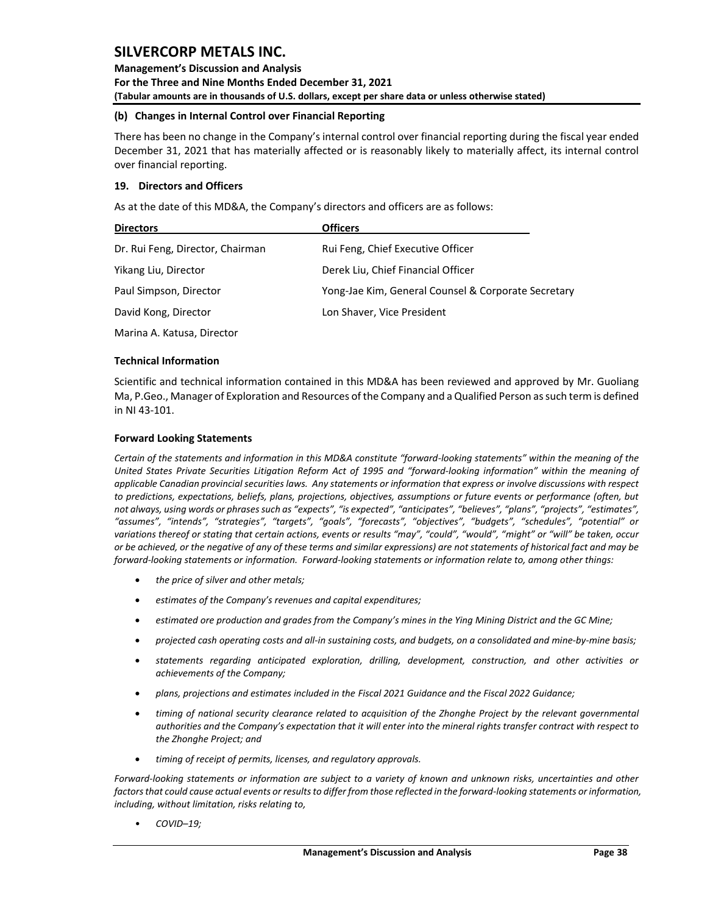### (b) Changes in Internal Control over Financial Reporting

There has been no change in the Company's internal control over financial reporting during the fiscal year ended December 31, 2021 that has materially affected or is reasonably likely to materially affect, its internal control over financial reporting.

## 19. Directors and Officers

As at the date of this MD&A, the Company's directors and officers are as follows:

| Directors | Officers |
|---|---|
| Dr. Rui Feng, Director, Chairman | Rui Feng, Chief Executive Officer |
| Yikang Liu, Director | Derek Liu, Chief Financial Officer |
| Paul Simpson, Director | Yong-Jae Kim, General Counsel & Corporate Secretary |
| David Kong, Director | Lon Shaver, Vice President |
| Marina A. Katusa, Director | |

### Technical Information

Scientific and technical information contained in this MD&A has been reviewed and approved by Mr. Guoliang Ma, P.Geo., Manager of Exploration and Resources of the Company and a Qualified Person as such term is defined in NI 43-101.

### Forward Looking Statements

*Certain of the statements and information in this MD&A constitute "forward-looking statements" within the meaning of the United States Private Securities Litigation Reform Act of 1995 and "forward-looking information" within the meaning of applicable Canadian provincial securities laws. Any statements or information that express or involve discussions with respect to predictions, expectations, beliefs, plans, projections, objectives, assumptions or future events or performance (often, but not always, using words or phrases such as "expects", "is expected", "anticipates", "believes", "plans", "projects", "estimates", "assumes", "intends", "strategies", "targets", "goals", "forecasts", "objectives", "budgets", "schedules", "potential" or variations thereof or stating that certain actions, events or results "may", "could", "would", "might" or "will" be taken, occur or be achieved, or the negative of any of these terms and similar expressions) are not statements of historical fact and may be forward-looking statements or information. Forward-looking statements or information relate to, among other things:*

- *the price of silver and other metals;*
- *estimates of the Company's revenues and capital expenditures;*
- *estimated ore production and grades from the Company's mines in the Ying Mining District and the GC Mine;*
- *projected cash operating costs and all-in sustaining costs, and budgets, on a consolidated and mine-by-mine basis;*
- *statements regarding anticipated exploration, drilling, development, construction, and other activities or achievements of the Company;*
- *plans, projections and estimates included in the Fiscal 2021 Guidance and the Fiscal 2022 Guidance;*
- *timing of national security clearance related to acquisition of the Zhonghe Project by the relevant governmental authorities and the Company's expectation that it will enter into the mineral rights transfer contract with respect to the Zhonghe Project; and*
- *timing of receipt of permits, licenses, and regulatory approvals.*

*Forward-looking statements or information are subject to a variety of known and unknown risks, uncertainties and other factors that could cause actual events or results to differ from those reflected in the forward-looking statements or information, including, without limitation, risks relating to,*

- *COVID–19;*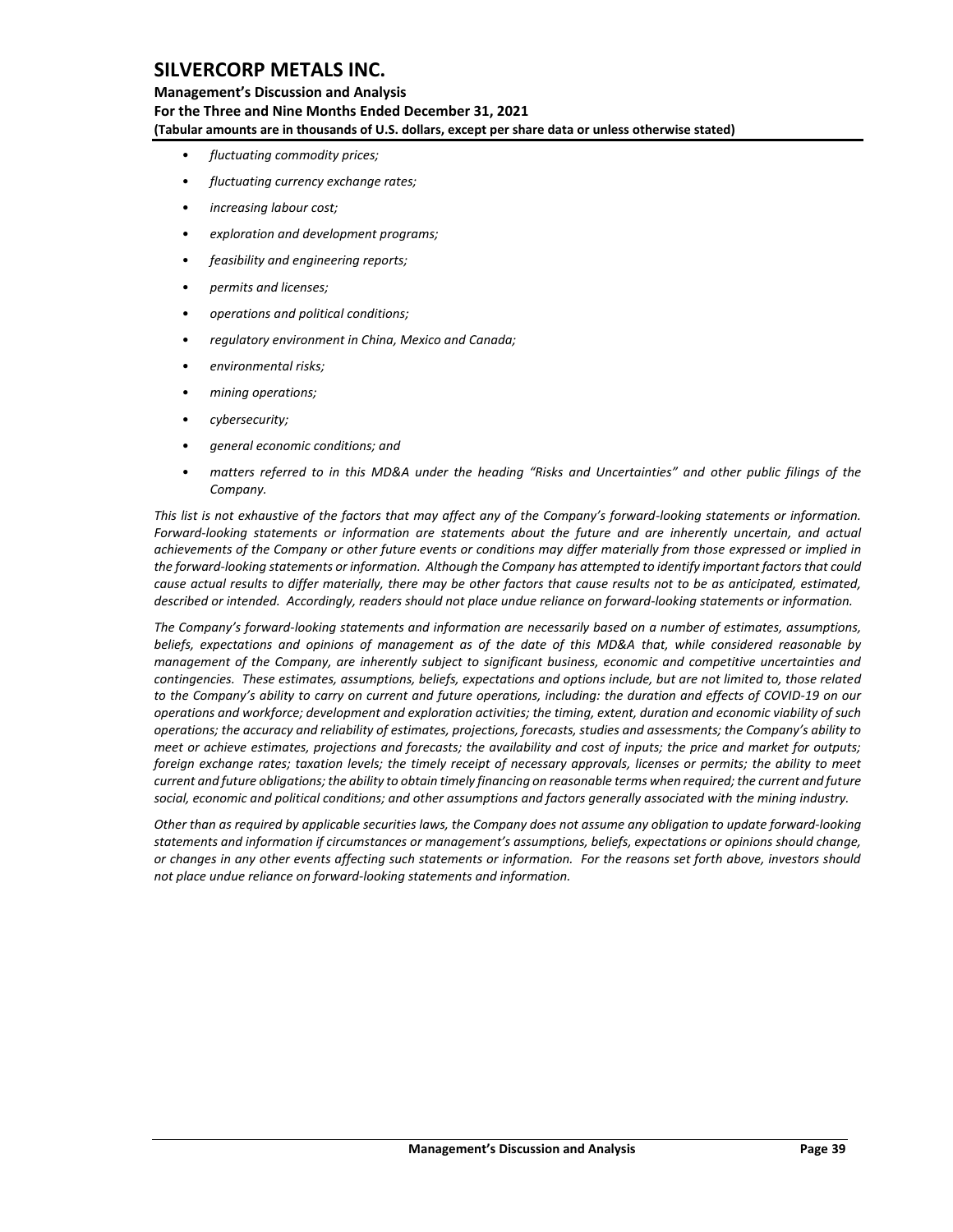- *fluctuating commodity prices;*
- *fluctuating currency exchange rates;*
- *increasing labour cost;*
- *exploration and development programs;*
- *feasibility and engineering reports;*
- *permits and licenses;*
- *operations and political conditions;*
- *regulatory environment in China, Mexico and Canada;*
- *environmental risks;*
- *mining operations;*
- *cybersecurity;*
- *general economic conditions; and*
- *matters referred to in this MD&A under the heading "Risks and Uncertainties" and other public filings of the Company.*

*This list is not exhaustive of the factors that may affect any of the Company's forward-looking statements or information. Forward-looking statements or information are statements about the future and are inherently uncertain, and actual achievements of the Company or other future events or conditions may differ materially from those expressed or implied in the forward-looking statements or information. Although the Company has attempted to identify important factors that could cause actual results to differ materially, there may be other factors that cause results not to be as anticipated, estimated, described or intended. Accordingly, readers should not place undue reliance on forward-looking statements or information.*

*The Company's forward-looking statements and information are necessarily based on a number of estimates, assumptions, beliefs, expectations and opinions of management as of the date of this MD&A that, while considered reasonable by management of the Company, are inherently subject to significant business, economic and competitive uncertainties and contingencies. These estimates, assumptions, beliefs, expectations and options include, but are not limited to, those related to the Company's ability to carry on current and future operations, including: the duration and effects of COVID-19 on our operations and workforce; development and exploration activities; the timing, extent, duration and economic viability of such operations; the accuracy and reliability of estimates, projections, forecasts, studies and assessments; the Company's ability to meet or achieve estimates, projections and forecasts; the availability and cost of inputs; the price and market for outputs; foreign exchange rates; taxation levels; the timely receipt of necessary approvals, licenses or permits; the ability to meet current and future obligations; the ability to obtain timely financing on reasonable terms when required; the current and future social, economic and political conditions; and other assumptions and factors generally associated with the mining industry.*

*Other than as required by applicable securities laws, the Company does not assume any obligation to update forward-looking statements and information if circumstances or management's assumptions, beliefs, expectations or opinions should change, or changes in any other events affecting such statements or information. For the reasons set forth above, investors should not place undue reliance on forward-looking statements and information.*